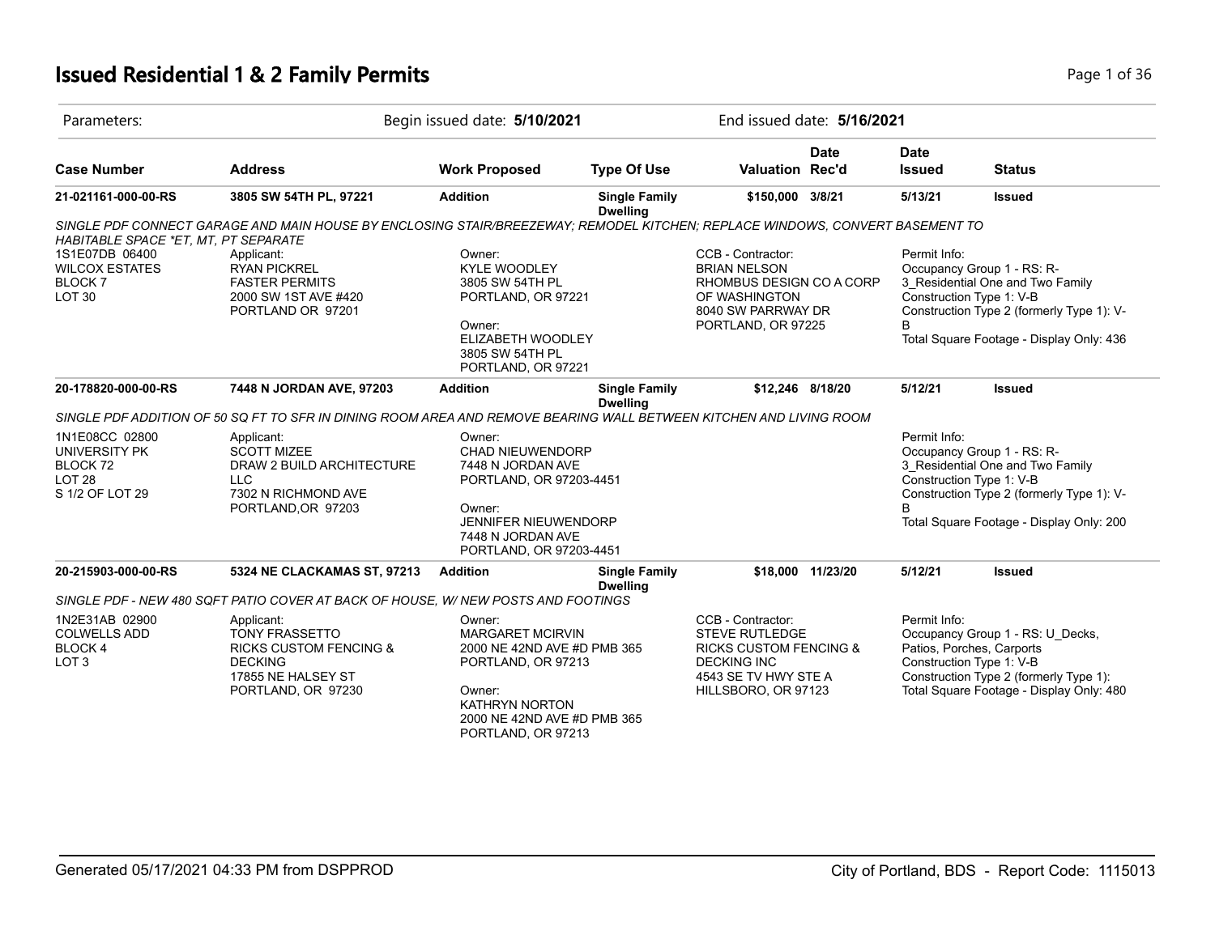# Issued Residential 1 & 2 Family Permits

| Parameters: | Begin issued date: **5/10/2021** | End issued date: **5/16/2021** |
|---|---|---|

| Case Number | Address | Work Proposed | Type Of Use | Valuation | Date Rec'd | Date Issued | Status |
|---|---|---|---|---|---|---|---|
| **21-021161-000-00-RS** | **3805 SW 54TH PL, 97221** | **Addition** | **Single Family Dwelling** | **$150,000** | **3/8/21** | **5/13/21** | **Issued** |

*SINGLE PDF CONNECT GARAGE AND MAIN HOUSE BY ENCLOSING STAIR/BREEZEWAY; REMODEL KITCHEN; REPLACE WINDOWS, CONVERT BASEMENT TO HABITABLE SPACE *ET, MT, PT SEPARATE*

1S1E07DB 06400
WILCOX ESTATES
BLOCK 7
LOT 30

Applicant:
RYAN PICKREL
FASTER PERMITS
2000 SW 1ST AVE #420
PORTLAND OR 97201

Owner:
KYLE WOODLEY
3805 SW 54TH PL
PORTLAND, OR 97221

Owner:
ELIZABETH WOODLEY
3805 SW 54TH PL
PORTLAND, OR 97221

CCB - Contractor:
BRIAN NELSON
RHOMBUS DESIGN CO A CORP OF WASHINGTON
8040 SW PARRWAY DR
PORTLAND, OR 97225

Permit Info:
Occupancy Group 1 - RS: R-3_Residential One and Two Family
Construction Type 1: V-B
Construction Type 2 (formerly Type 1): V-B
Total Square Footage - Display Only: 436

| Case Number | Address | Work Proposed | Type Of Use | Valuation | Date Rec'd | Date Issued | Status |
|---|---|---|---|---|---|---|---|
| **20-178820-000-00-RS** | **7448 N JORDAN AVE, 97203** | **Addition** | **Single Family Dwelling** | **$12,246** | **8/18/20** | **5/12/21** | **Issued** |

*SINGLE PDF ADDITION OF 50 SQ FT TO SFR IN DINING ROOM AREA AND REMOVE BEARING WALL BETWEEN KITCHEN AND LIVING ROOM*

1N1E08CC 02800
UNIVERSITY PK
BLOCK 72
LOT 28
S 1/2 OF LOT 29

Applicant:
SCOTT MIZEE
DRAW 2 BUILD ARCHITECTURE LLC
7302 N RICHMOND AVE
PORTLAND,OR 97203

Owner:
CHAD NIEUWENDORP
7448 N JORDAN AVE
PORTLAND, OR 97203-4451

Owner:
JENNIFER NIEUWENDORP
7448 N JORDAN AVE
PORTLAND, OR 97203-4451

Permit Info:
Occupancy Group 1 - RS: R-3_Residential One and Two Family
Construction Type 1: V-B
Construction Type 2 (formerly Type 1): V-B
Total Square Footage - Display Only: 200

| Case Number | Address | Work Proposed | Type Of Use | Valuation | Date Rec'd | Date Issued | Status |
|---|---|---|---|---|---|---|---|
| **20-215903-000-00-RS** | **5324 NE CLACKAMAS ST, 97213** | **Addition** | **Single Family Dwelling** | **$18,000** | **11/23/20** | **5/12/21** | **Issued** |

*SINGLE PDF - NEW 480 SQFT PATIO COVER AT BACK OF HOUSE, W/ NEW POSTS AND FOOTINGS*

1N2E31AB 02900
COLWELLS ADD
BLOCK 4
LOT 3

Applicant:
TONY FRASSETTO
RICKS CUSTOM FENCING & DECKING
17855 NE HALSEY ST
PORTLAND, OR 97230

Owner:
MARGARET MCIRVIN
2000 NE 42ND AVE #D PMB 365
PORTLAND, OR 97213

Owner:
KATHRYN NORTON
2000 NE 42ND AVE #D PMB 365
PORTLAND, OR 97213

CCB - Contractor:
STEVE RUTLEDGE
RICKS CUSTOM FENCING & DECKING INC
4543 SE TV HWY STE A
HILLSBORO, OR 97123

Permit Info:
Occupancy Group 1 - RS: U_Decks, Patios, Porches, Carports
Construction Type 1: V-B
Construction Type 2 (formerly Type 1):
Total Square Footage - Display Only: 480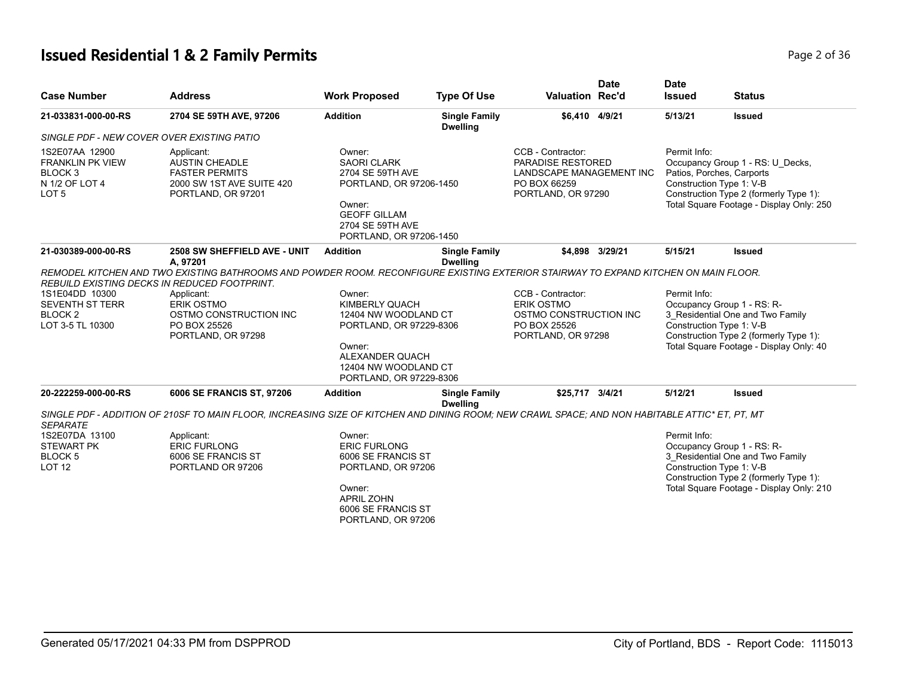# Issued Residential 1 & 2 Family Permits

| Case Number | Address | Work Proposed | Type Of Use | Valuation | Date Rec'd | Date Issued | Status |
|---|---|---|---|---|---|---|---|
| 21-033831-000-00-RS | 2704 SE 59TH AVE, 97206 | Addition | Single Family Dwelling | $6,410 | 4/9/21 | 5/13/21 | Issued |

*SINGLE PDF - NEW COVER OVER EXISTING PATIO*

1S2E07AA 12900
FRANKLIN PK VIEW
BLOCK 3
N 1/2 OF LOT 4
LOT 5

Applicant:
AUSTIN CHEADLE
FASTER PERMITS
2000 SW 1ST AVE SUITE 420
PORTLAND, OR 97201

Owner:
SAORI CLARK
2704 SE 59TH AVE
PORTLAND, OR 97206-1450

Owner:
GEOFF GILLAM
2704 SE 59TH AVE
PORTLAND, OR 97206-1450

CCB - Contractor:
PARADISE RESTORED
LANDSCAPE MANAGEMENT INC
PO BOX 66259
PORTLAND, OR 97290

Permit Info:
Occupancy Group 1 - RS: U_Decks, Patios, Porches, Carports
Construction Type 1: V-B
Construction Type 2 (formerly Type 1):
Total Square Footage - Display Only: 250

| Case Number | Address | Work Proposed | Type Of Use | Valuation | Date Rec'd | Date Issued | Status |
|---|---|---|---|---|---|---|---|
| 21-030389-000-00-RS | 2508 SW SHEFFIELD AVE - UNIT A, 97201 | Addition | Single Family Dwelling | $4,898 | 3/29/21 | 5/15/21 | Issued |

*REMODEL KITCHEN AND TWO EXISTING BATHROOMS AND POWDER ROOM. RECONFIGURE EXISTING EXTERIOR STAIRWAY TO EXPAND KITCHEN ON MAIN FLOOR. REBUILD EXISTING DECKS IN REDUCED FOOTPRINT.*

1S1E04DD 10300
SEVENTH ST TERR
BLOCK 2
LOT 3-5 TL 10300

Applicant:
ERIK OSTMO
OSTMO CONSTRUCTION INC
PO BOX 25526
PORTLAND, OR 97298

Owner:
KIMBERLY QUACH
12404 NW WOODLAND CT
PORTLAND, OR 97229-8306

Owner:
ALEXANDER QUACH
12404 NW WOODLAND CT
PORTLAND, OR 97229-8306

CCB - Contractor:
ERIK OSTMO
OSTMO CONSTRUCTION INC
PO BOX 25526
PORTLAND, OR 97298

Permit Info:
Occupancy Group 1 - RS: R-3_Residential One and Two Family
Construction Type 1: V-B
Construction Type 2 (formerly Type 1):
Total Square Footage - Display Only: 40

| Case Number | Address | Work Proposed | Type Of Use | Valuation | Date Rec'd | Date Issued | Status |
|---|---|---|---|---|---|---|---|
| 20-222259-000-00-RS | 6006 SE FRANCIS ST, 97206 | Addition | Single Family Dwelling | $25,717 | 3/4/21 | 5/12/21 | Issued |

*SINGLE PDF - ADDITION OF 210SF TO MAIN FLOOR, INCREASING SIZE OF KITCHEN AND DINING ROOM; NEW CRAWL SPACE; AND NON HABITABLE ATTIC* ET, PT, MT SEPARATE*

1S2E07DA 13100
STEWART PK
BLOCK 5
LOT 12

Applicant:
ERIC FURLONG
6006 SE FRANCIS ST
PORTLAND OR 97206

Owner:
ERIC FURLONG
6006 SE FRANCIS ST
PORTLAND, OR 97206

Owner:
APRIL ZOHN
6006 SE FRANCIS ST
PORTLAND, OR 97206

Permit Info:
Occupancy Group 1 - RS: R-3_Residential One and Two Family
Construction Type 1: V-B
Construction Type 2 (formerly Type 1):
Total Square Footage - Display Only: 210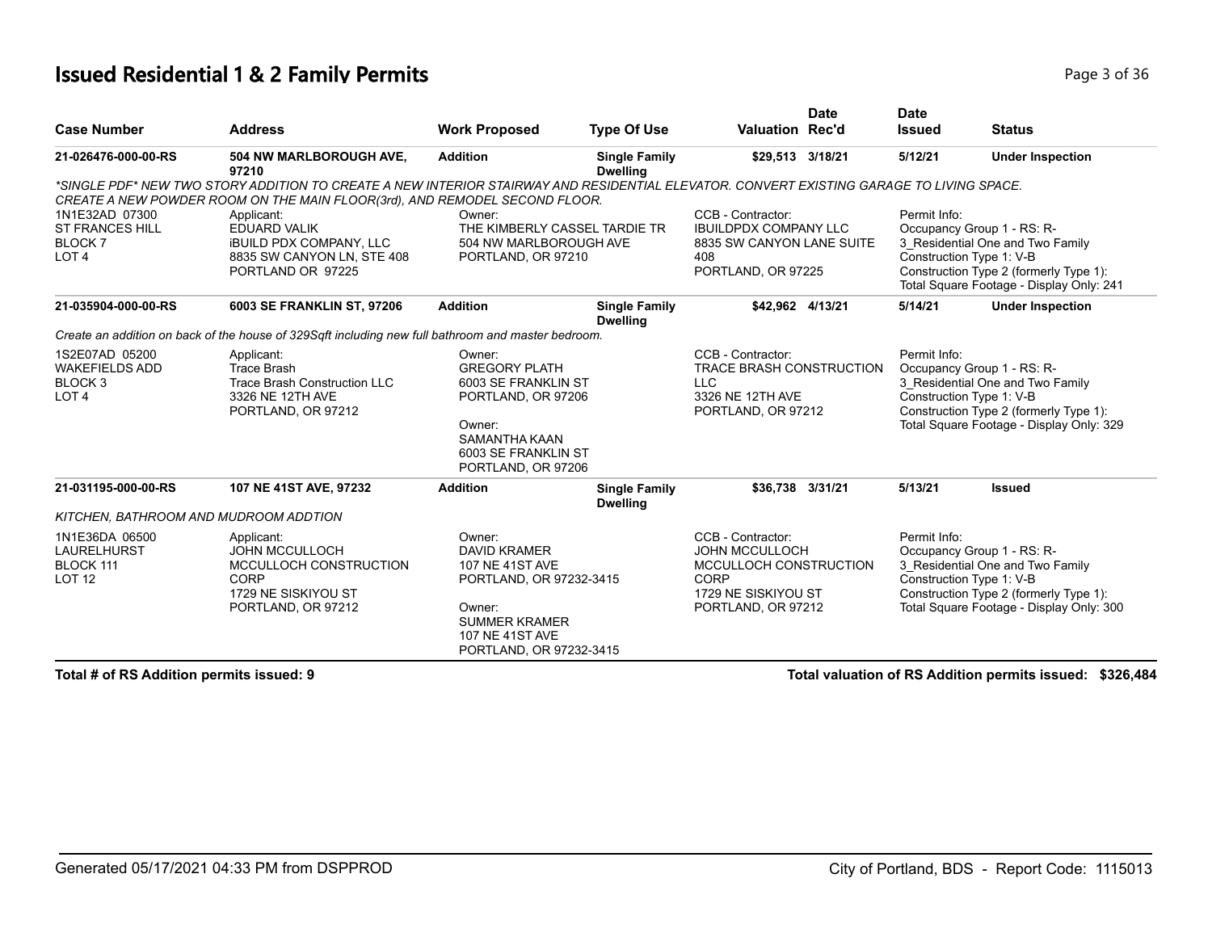# Issued Residential 1 & 2 Family Permits

| Case Number | Address | Work Proposed | Type Of Use | Valuation | Date Rec'd | Date Issued | Status |
|---|---|---|---|---|---|---|---|
| 21-026476-000-00-RS | 504 NW MARLBOROUGH AVE, 97210 | Addition | Single Family Dwelling | $29,513 | 3/18/21 | 5/12/21 | Under Inspection |

*SINGLE PDF* NEW TWO STORY ADDITION TO CREATE A NEW INTERIOR STAIRWAY AND RESIDENTIAL ELEVATOR. CONVERT EXISTING GARAGE TO LIVING SPACE. CREATE A NEW POWDER ROOM ON THE MAIN FLOOR(3rd), AND REMODEL SECOND FLOOR.

1N1E32AD 07300
ST FRANCES HILL
BLOCK 7
LOT 4

Applicant:
EDUARD VALIK
iBUILD PDX COMPANY, LLC
8835 SW CANYON LN, STE 408
PORTLAND OR 97225

Owner:
THE KIMBERLY CASSEL TARDIE TR
504 NW MARLBOROUGH AVE
PORTLAND, OR 97210

CCB - Contractor:
IBUILDPDX COMPANY LLC
8835 SW CANYON LANE SUITE 408
PORTLAND, OR 97225

Permit Info:
Occupancy Group 1 - RS: R-3_Residential One and Two Family
Construction Type 1: V-B
Construction Type 2 (formerly Type 1):
Total Square Footage - Display Only: 241

| Case Number | Address | Work Proposed | Type Of Use | Valuation | Date Rec'd | Date Issued | Status |
|---|---|---|---|---|---|---|---|
| 21-035904-000-00-RS | 6003 SE FRANKLIN ST, 97206 | Addition | Single Family Dwelling | $42,962 | 4/13/21 | 5/14/21 | Under Inspection |

*Create an addition on back of the house of 329Sqft including new full bathroom and master bedroom.*

1S2E07AD 05200
WAKEFIELDS ADD
BLOCK 3
LOT 4

Applicant:
Trace Brash
Trace Brash Construction LLC
3326 NE 12TH AVE
PORTLAND, OR 97212

Owner:
GREGORY PLATH
6003 SE FRANKLIN ST
PORTLAND, OR 97206

Owner:
SAMANTHA KAAN
6003 SE FRANKLIN ST
PORTLAND, OR 97206

CCB - Contractor:
TRACE BRASH CONSTRUCTION LLC
3326 NE 12TH AVE
PORTLAND, OR 97212

Permit Info:
Occupancy Group 1 - RS: R-3_Residential One and Two Family
Construction Type 1: V-B
Construction Type 2 (formerly Type 1):
Total Square Footage - Display Only: 329

| Case Number | Address | Work Proposed | Type Of Use | Valuation | Date Rec'd | Date Issued | Status |
|---|---|---|---|---|---|---|---|
| 21-031195-000-00-RS | 107 NE 41ST AVE, 97232 | Addition | Single Family Dwelling | $36,738 | 3/31/21 | 5/13/21 | Issued |

*KITCHEN, BATHROOM AND MUDROOM ADDTION*

1N1E36DA 06500
LAURELHURST
BLOCK 111
LOT 12

Applicant:
JOHN MCCULLOCH
MCCULLOCH CONSTRUCTION CORP
1729 NE SISKIYOU ST
PORTLAND, OR 97212

Owner:
DAVID KRAMER
107 NE 41ST AVE
PORTLAND, OR 97232-3415

Owner:
SUMMER KRAMER
107 NE 41ST AVE
PORTLAND, OR 97232-3415

CCB - Contractor:
JOHN MCCULLOCH
MCCULLOCH CONSTRUCTION CORP
1729 NE SISKIYOU ST
PORTLAND, OR 97212

Permit Info:
Occupancy Group 1 - RS: R-3_Residential One and Two Family
Construction Type 1: V-B
Construction Type 2 (formerly Type 1):
Total Square Footage - Display Only: 300

**Total # of RS Addition permits issued: 9**

**Total valuation of RS Addition permits issued: $326,484**

Generated 05/17/2021 04:33 PM from DSPPROD

City of Portland, BDS - Report Code: 1115013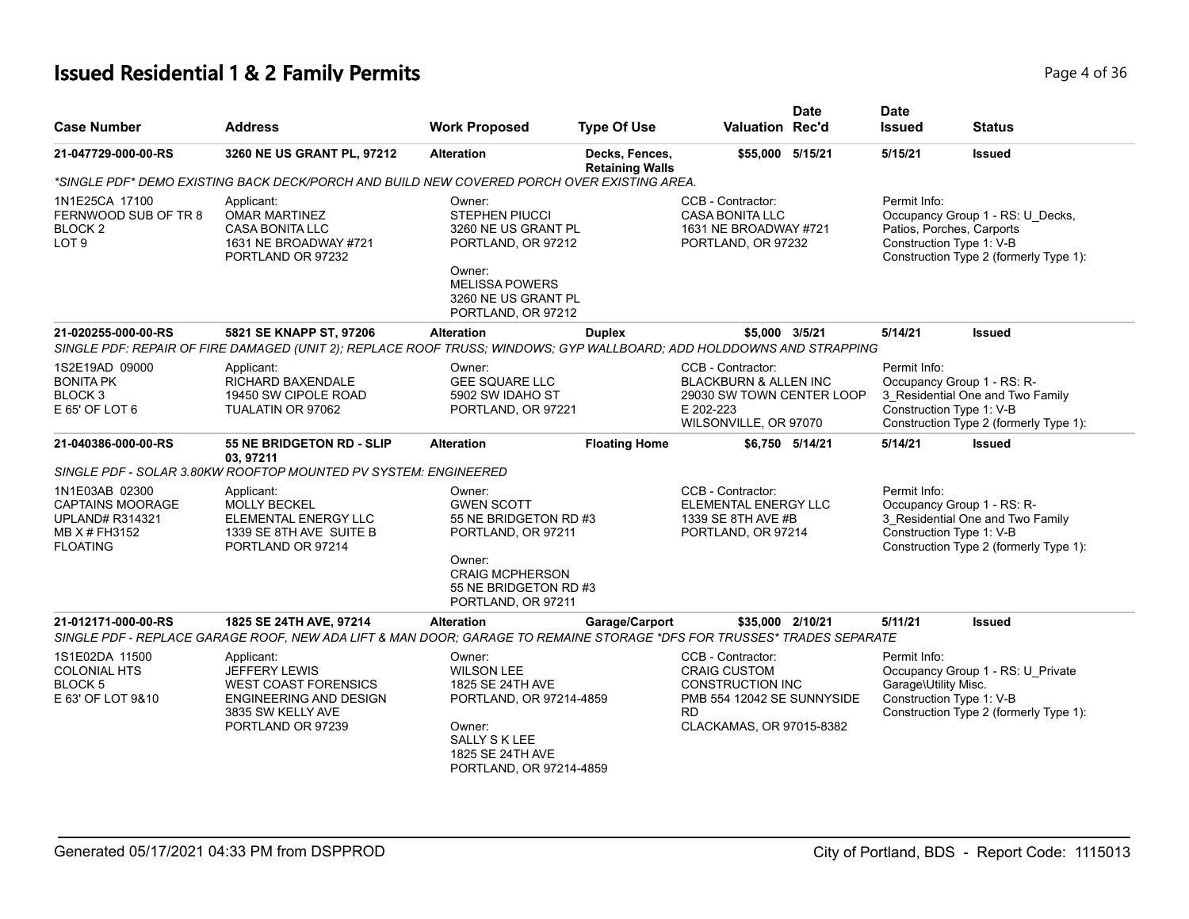# Issued Residential 1 & 2 Family Permits

| Case Number | Address | Work Proposed | Type Of Use | Valuation | Date Rec'd | Date Issued | Status |
|---|---|---|---|---|---|---|---|
| **21-047729-000-00-RS** | **3260 NE US GRANT PL, 97212** | **Alteration** | **Decks, Fences, Retaining Walls** | **$55,000** | **5/15/21** | **5/15/21** | **Issued** |

*\*SINGLE PDF\* DEMO EXISTING BACK DECK/PORCH AND BUILD NEW COVERED PORCH OVER EXISTING AREA.*

| Property | Applicant | Owner | CCB - Contractor | Permit Info |
|---|---|---|---|---|
| 1N1E25CA 17100<br>FERNWOOD SUB OF TR 8<br>BLOCK 2<br>LOT 9 | Applicant:<br>OMAR MARTINEZ<br>CASA BONITA LLC<br>1631 NE BROADWAY #721<br>PORTLAND OR 97232 | Owner:<br>STEPHEN PIUCCI<br>3260 NE US GRANT PL<br>PORTLAND, OR 97212<br><br>Owner:<br>MELISSA POWERS<br>3260 NE US GRANT PL<br>PORTLAND, OR 97212 | CCB - Contractor:<br>CASA BONITA LLC<br>1631 NE BROADWAY #721<br>PORTLAND, OR 97232 | Permit Info:<br>Occupancy Group 1 - RS: U_Decks, Patios, Porches, Carports<br>Construction Type 1: V-B<br>Construction Type 2 (formerly Type 1): |

| Case Number | Address | Work Proposed | Type Of Use | Valuation | Date Rec'd | Date Issued | Status |
|---|---|---|---|---|---|---|---|
| **21-020255-000-00-RS** | **5821 SE KNAPP ST, 97206** | **Alteration** | **Duplex** | **$5,000** | **3/5/21** | **5/14/21** | **Issued** |

*SINGLE PDF: REPAIR OF FIRE DAMAGED (UNIT 2); REPLACE ROOF TRUSS; WINDOWS; GYP WALLBOARD; ADD HOLDDOWNS AND STRAPPING*

| Property | Applicant | Owner | CCB - Contractor | Permit Info |
|---|---|---|---|---|
| 1S2E19AD 09000<br>BONITA PK<br>BLOCK 3<br>E 65' OF LOT 6 | Applicant:<br>RICHARD BAXENDALE<br>19450 SW CIPOLE ROAD<br>TUALATIN OR 97062 | Owner:<br>GEE SQUARE LLC<br>5902 SW IDAHO ST<br>PORTLAND, OR 97221 | CCB - Contractor:<br>BLACKBURN & ALLEN INC<br>29030 SW TOWN CENTER LOOP E 202-223<br>WILSONVILLE, OR 97070 | Permit Info:<br>Occupancy Group 1 - RS: R-3_Residential One and Two Family<br>Construction Type 1: V-B<br>Construction Type 2 (formerly Type 1): |

| Case Number | Address | Work Proposed | Type Of Use | Valuation | Date Rec'd | Date Issued | Status |
|---|---|---|---|---|---|---|---|
| **21-040386-000-00-RS** | **55 NE BRIDGETON RD - SLIP 03, 97211** | **Alteration** | **Floating Home** | **$6,750** | **5/14/21** | **5/14/21** | **Issued** |

*SINGLE PDF - SOLAR 3.80KW ROOFTOP MOUNTED PV SYSTEM: ENGINEERED*

| Property | Applicant | Owner | CCB - Contractor | Permit Info |
|---|---|---|---|---|
| 1N1E03AB 02300<br>CAPTAINS MOORAGE<br>UPLAND# R314321<br>MB X # FH3152<br>FLOATING | Applicant:<br>MOLLY BECKEL<br>ELEMENTAL ENERGY LLC<br>1339 SE 8TH AVE SUITE B<br>PORTLAND OR 97214 | Owner:<br>GWEN SCOTT<br>55 NE BRIDGETON RD #3<br>PORTLAND, OR 97211<br><br>Owner:<br>CRAIG MCPHERSON<br>55 NE BRIDGETON RD #3<br>PORTLAND, OR 97211 | CCB - Contractor:<br>ELEMENTAL ENERGY LLC<br>1339 SE 8TH AVE #B<br>PORTLAND, OR 97214 | Permit Info:<br>Occupancy Group 1 - RS: R-3_Residential One and Two Family<br>Construction Type 1: V-B<br>Construction Type 2 (formerly Type 1): |

| Case Number | Address | Work Proposed | Type Of Use | Valuation | Date Rec'd | Date Issued | Status |
|---|---|---|---|---|---|---|---|
| **21-012171-000-00-RS** | **1825 SE 24TH AVE, 97214** | **Alteration** | **Garage/Carport** | **$35,000** | **2/10/21** | **5/11/21** | **Issued** |

*SINGLE PDF - REPLACE GARAGE ROOF, NEW ADA LIFT & MAN DOOR; GARAGE TO REMAINE STORAGE \*DFS FOR TRUSSES\* TRADES SEPARATE*

| Property | Applicant | Owner | CCB - Contractor | Permit Info |
|---|---|---|---|---|
| 1S1E02DA 11500<br>COLONIAL HTS<br>BLOCK 5<br>E 63' OF LOT 9&10 | Applicant:<br>JEFFERY LEWIS<br>WEST COAST FORENSICS ENGINEERING AND DESIGN<br>3835 SW KELLY AVE<br>PORTLAND OR 97239 | Owner:<br>WILSON LEE<br>1825 SE 24TH AVE<br>PORTLAND, OR 97214-4859<br><br>Owner:<br>SALLY S K LEE<br>1825 SE 24TH AVE<br>PORTLAND, OR 97214-4859 | CCB - Contractor:<br>CRAIG CUSTOM CONSTRUCTION INC<br>PMB 554 12042 SE SUNNYSIDE RD<br>CLACKAMAS, OR 97015-8382 | Permit Info:<br>Occupancy Group 1 - RS: U_Private Garage\Utility Misc.<br>Construction Type 1: V-B<br>Construction Type 2 (formerly Type 1): |

Generated 05/17/2021 04:33 PM from DSPPROD

City of Portland, BDS - Report Code: 1115013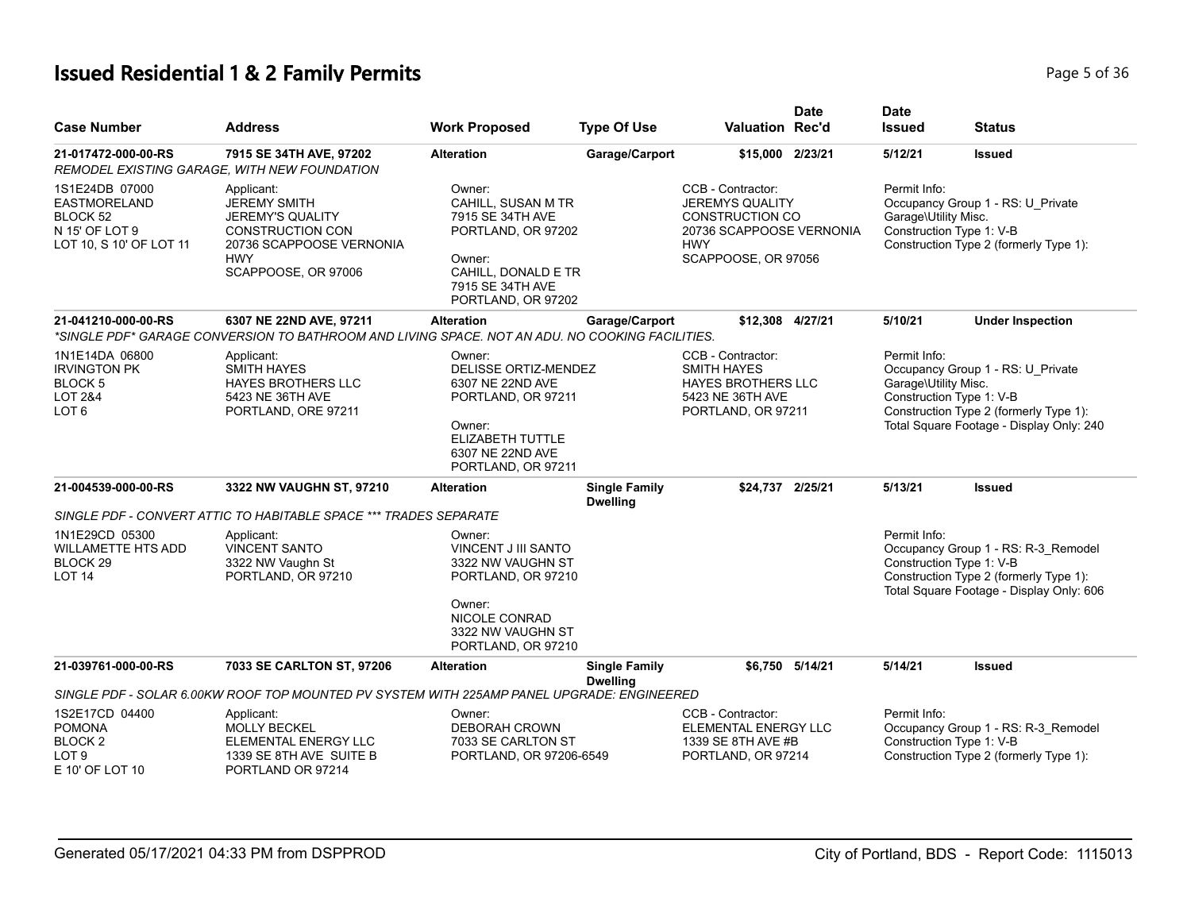# Issued Residential 1 & 2 Family Permits

| Case Number | Address | Work Proposed | Type Of Use | Valuation | Date Rec'd | Date Issued | Status |
|---|---|---|---|---|---|---|---|
| **21-017472-000-00-RS** | **7915 SE 34TH AVE, 97202** | **Alteration** | **Garage/Carport** | **$15,000** | **2/23/21** | **5/12/21** | **Issued** |
| *REMODEL EXISTING GARAGE, WITH NEW FOUNDATION* | | | | | | | |
| 1S1E24DB 07000<br>EASTMORELAND<br>BLOCK 52<br>N 15' OF LOT 9<br>LOT 10, S 10' OF LOT 11 | Applicant:<br>JEREMY SMITH<br>JEREMY'S QUALITY CONSTRUCTION CON<br>20736 SCAPPOOSE VERNONIA HWY<br>SCAPPOOSE, OR 97006 | Owner:<br>CAHILL, SUSAN M TR<br>7915 SE 34TH AVE<br>PORTLAND, OR 97202<br><br>Owner:<br>CAHILL, DONALD E TR<br>7915 SE 34TH AVE<br>PORTLAND, OR 97202 | | CCB - Contractor:<br>JEREMYS QUALITY CONSTRUCTION CO<br>20736 SCAPPOOSE VERNONIA HWY<br>SCAPPOOSE, OR 97056 | | Permit Info:<br>Occupancy Group 1 - RS: U_Private Garage\Utility Misc.<br>Construction Type 1: V-B<br>Construction Type 2 (formerly Type 1): | |
| **21-041210-000-00-RS** | **6307 NE 22ND AVE, 97211** | **Alteration** | **Garage/Carport** | **$12,308** | **4/27/21** | **5/10/21** | **Under Inspection** |
| *\*SINGLE PDF\* GARAGE CONVERSION TO BATHROOM AND LIVING SPACE. NOT AN ADU. NO COOKING FACILITIES.* | | | | | | | |
| 1N1E14DA 06800<br>IRVINGTON PK<br>BLOCK 5<br>LOT 2&4<br>LOT 6 | Applicant:<br>SMITH HAYES<br>HAYES BROTHERS LLC<br>5423 NE 36TH AVE<br>PORTLAND, ORE 97211 | Owner:<br>DELISSE ORTIZ-MENDEZ<br>6307 NE 22ND AVE<br>PORTLAND, OR 97211<br><br>Owner:<br>ELIZABETH TUTTLE<br>6307 NE 22ND AVE<br>PORTLAND, OR 97211 | | CCB - Contractor:<br>SMITH HAYES<br>HAYES BROTHERS LLC<br>5423 NE 36TH AVE<br>PORTLAND, OR 97211 | | Permit Info:<br>Occupancy Group 1 - RS: U_Private Garage\Utility Misc.<br>Construction Type 1: V-B<br>Construction Type 2 (formerly Type 1):<br>Total Square Footage - Display Only: 240 | |
| **21-004539-000-00-RS** | **3322 NW VAUGHN ST, 97210** | **Alteration** | **Single Family Dwelling** | **$24,737** | **2/25/21** | **5/13/21** | **Issued** |
| *SINGLE PDF - CONVERT ATTIC TO HABITABLE SPACE \*\*\* TRADES SEPARATE* | | | | | | | |
| 1N1E29CD 05300<br>WILLAMETTE HTS ADD<br>BLOCK 29<br>LOT 14 | Applicant:<br>VINCENT SANTO<br>3322 NW Vaughn St<br>PORTLAND, OR 97210 | Owner:<br>VINCENT J III SANTO<br>3322 NW VAUGHN ST<br>PORTLAND, OR 97210<br><br>Owner:<br>NICOLE CONRAD<br>3322 NW VAUGHN ST<br>PORTLAND, OR 97210 | | | | Permit Info:<br>Occupancy Group 1 - RS: R-3_Remodel<br>Construction Type 1: V-B<br>Construction Type 2 (formerly Type 1):<br>Total Square Footage - Display Only: 606 | |
| **21-039761-000-00-RS** | **7033 SE CARLTON ST, 97206** | **Alteration** | **Single Family Dwelling** | **$6,750** | **5/14/21** | **5/14/21** | **Issued** |
| *SINGLE PDF - SOLAR 6.00KW ROOF TOP MOUNTED PV SYSTEM WITH 225AMP PANEL UPGRADE: ENGINEERED* | | | | | | | |
| 1S2E17CD 04400<br>POMONA<br>BLOCK 2<br>LOT 9<br>E 10' OF LOT 10 | Applicant:<br>MOLLY BECKEL<br>ELEMENTAL ENERGY LLC<br>1339 SE 8TH AVE SUITE B<br>PORTLAND OR 97214 | Owner:<br>DEBORAH CROWN<br>7033 SE CARLTON ST<br>PORTLAND, OR 97206-6549 | | CCB - Contractor:<br>ELEMENTAL ENERGY LLC<br>1339 SE 8TH AVE #B<br>PORTLAND, OR 97214 | | Permit Info:<br>Occupancy Group 1 - RS: R-3_Remodel<br>Construction Type 1: V-B<br>Construction Type 2 (formerly Type 1): | |

Generated 05/17/2021 04:33 PM from DSPPROD — City of Portland, BDS - Report Code: 1115013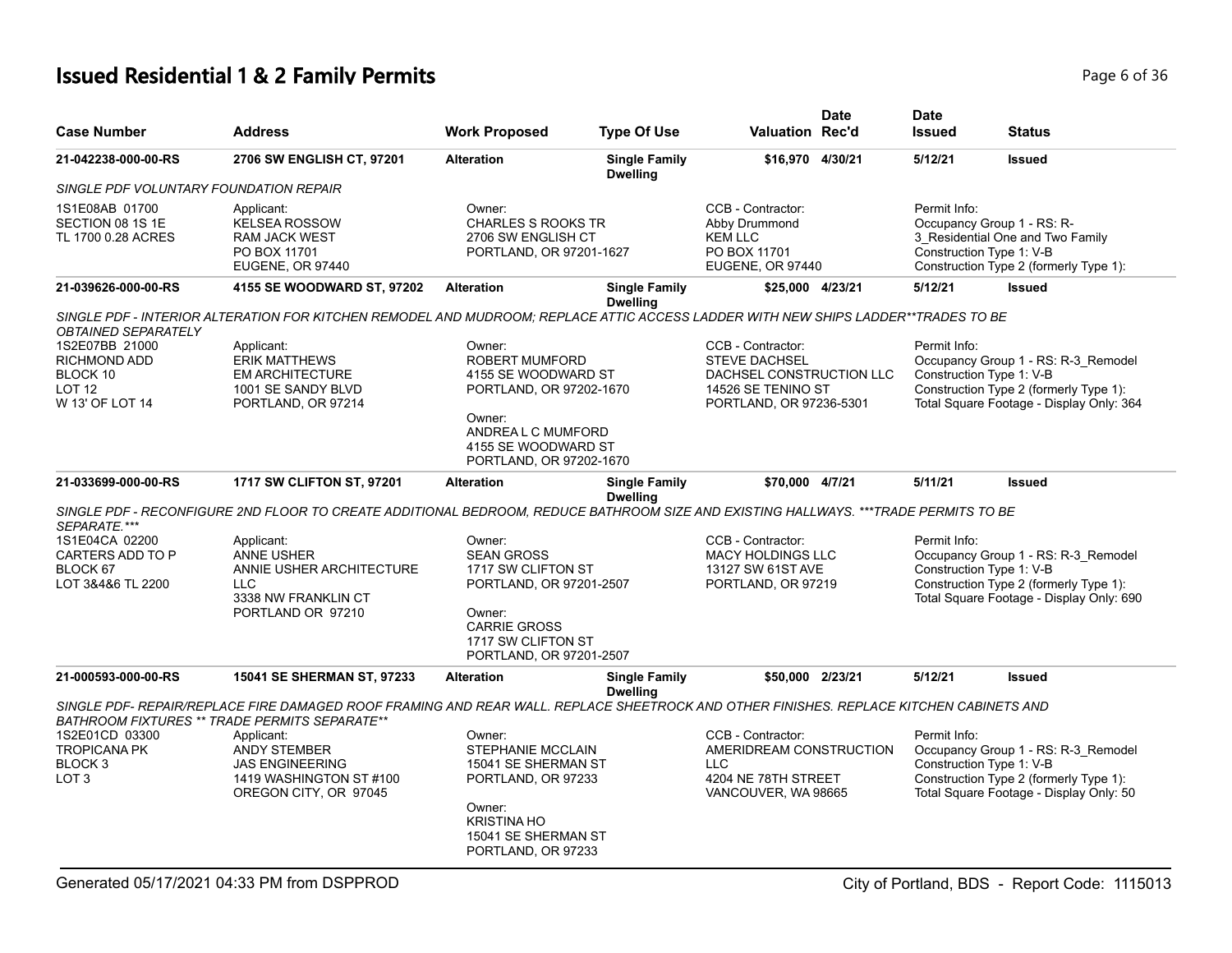# Issued Residential 1 & 2 Family Permits

| Case Number | Address | Work Proposed | Type Of Use | Valuation | Date Rec'd | Date Issued | Status |
|---|---|---|---|---|---|---|---|
| 21-042238-000-00-RS | 2706 SW ENGLISH CT, 97201 | Alteration | Single Family Dwelling | $16,970 | 4/30/21 | 5/12/21 | Issued |

SINGLE PDF VOLUNTARY FOUNDATION REPAIR

| | Applicant | Owner | CCB - Contractor | Permit Info |
|---|---|---|---|---|
| 1S1E08AB 01700<br>SECTION 08 1S 1E<br>TL 1700 0.28 ACRES | Applicant:<br>KELSEA ROSSOW<br>RAM JACK WEST<br>PO BOX 11701<br>EUGENE, OR 97440 | Owner:<br>CHARLES S ROOKS TR<br>2706 SW ENGLISH CT<br>PORTLAND, OR 97201-1627 | CCB - Contractor:<br>Abby Drummond<br>KEM LLC<br>PO BOX 11701<br>EUGENE, OR 97440 | Permit Info:<br>Occupancy Group 1 - RS: R-3_Residential One and Two Family<br>Construction Type 1: V-B<br>Construction Type 2 (formerly Type 1): |

| Case Number | Address | Work Proposed | Type Of Use | Valuation | Date Rec'd | Date Issued | Status |
|---|---|---|---|---|---|---|---|
| 21-039626-000-00-RS | 4155 SE WOODWARD ST, 97202 | Alteration | Single Family Dwelling | $25,000 | 4/23/21 | 5/12/21 | Issued |

SINGLE PDF - INTERIOR ALTERATION FOR KITCHEN REMODEL AND MUDROOM; REPLACE ATTIC ACCESS LADDER WITH NEW SHIPS LADDER**TRADES TO BE OBTAINED SEPARATELY

| | Applicant | Owner | CCB - Contractor | Permit Info |
|---|---|---|---|---|
| 1S2E07BB 21000<br>RICHMOND ADD<br>BLOCK 10<br>LOT 12<br>W 13' OF LOT 14 | Applicant:<br>ERIK MATTHEWS<br>EM ARCHITECTURE<br>1001 SE SANDY BLVD<br>PORTLAND, OR 97214 | Owner:<br>ROBERT MUMFORD<br>4155 SE WOODWARD ST<br>PORTLAND, OR 97202-1670<br><br>Owner:<br>ANDREA L C MUMFORD<br>4155 SE WOODWARD ST<br>PORTLAND, OR 97202-1670 | CCB - Contractor:<br>STEVE DACHSEL<br>DACHSEL CONSTRUCTION LLC<br>14526 SE TENINO ST<br>PORTLAND, OR 97236-5301 | Permit Info:<br>Occupancy Group 1 - RS: R-3_Remodel<br>Construction Type 1: V-B<br>Construction Type 2 (formerly Type 1):<br>Total Square Footage - Display Only: 364 |

| Case Number | Address | Work Proposed | Type Of Use | Valuation | Date Rec'd | Date Issued | Status |
|---|---|---|---|---|---|---|---|
| 21-033699-000-00-RS | 1717 SW CLIFTON ST, 97201 | Alteration | Single Family Dwelling | $70,000 | 4/7/21 | 5/11/21 | Issued |

SINGLE PDF - RECONFIGURE 2ND FLOOR TO CREATE ADDITIONAL BEDROOM, REDUCE BATHROOM SIZE AND EXISTING HALLWAYS. ***TRADE PERMITS TO BE SEPARATE.***

| | Applicant | Owner | CCB - Contractor | Permit Info |
|---|---|---|---|---|
| 1S1E04CA 02200<br>CARTERS ADD TO P<br>BLOCK 67<br>LOT 3&4&6 TL 2200 | Applicant:<br>ANNE USHER<br>ANNIE USHER ARCHITECTURE LLC<br>3338 NW FRANKLIN CT<br>PORTLAND OR 97210 | Owner:<br>SEAN GROSS<br>1717 SW CLIFTON ST<br>PORTLAND, OR 97201-2507<br><br>Owner:<br>CARRIE GROSS<br>1717 SW CLIFTON ST<br>PORTLAND, OR 97201-2507 | CCB - Contractor:<br>MACY HOLDINGS LLC<br>13127 SW 61ST AVE<br>PORTLAND, OR 97219 | Permit Info:<br>Occupancy Group 1 - RS: R-3_Remodel<br>Construction Type 1: V-B<br>Construction Type 2 (formerly Type 1):<br>Total Square Footage - Display Only: 690 |

| Case Number | Address | Work Proposed | Type Of Use | Valuation | Date Rec'd | Date Issued | Status |
|---|---|---|---|---|---|---|---|
| 21-000593-000-00-RS | 15041 SE SHERMAN ST, 97233 | Alteration | Single Family Dwelling | $50,000 | 2/23/21 | 5/12/21 | Issued |

SINGLE PDF- REPAIR/REPLACE FIRE DAMAGED ROOF FRAMING AND REAR WALL. REPLACE SHEETROCK AND OTHER FINISHES. REPLACE KITCHEN CABINETS AND BATHROOM FIXTURES ** TRADE PERMITS SEPARATE**

| | Applicant | Owner | CCB - Contractor | Permit Info |
|---|---|---|---|---|
| 1S2E01CD 03300<br>TROPICANA PK<br>BLOCK 3<br>LOT 3 | Applicant:<br>ANDY STEMBER<br>JAS ENGINEERING<br>1419 WASHINGTON ST #100<br>OREGON CITY, OR 97045 | Owner:<br>STEPHANIE MCCLAIN<br>15041 SE SHERMAN ST<br>PORTLAND, OR 97233<br><br>Owner:<br>KRISTINA HO<br>15041 SE SHERMAN ST<br>PORTLAND, OR 97233 | CCB - Contractor:<br>AMERIDREAM CONSTRUCTION LLC<br>4204 NE 78TH STREET<br>VANCOUVER, WA 98665 | Permit Info:<br>Occupancy Group 1 - RS: R-3_Remodel<br>Construction Type 1: V-B<br>Construction Type 2 (formerly Type 1):<br>Total Square Footage - Display Only: 50 |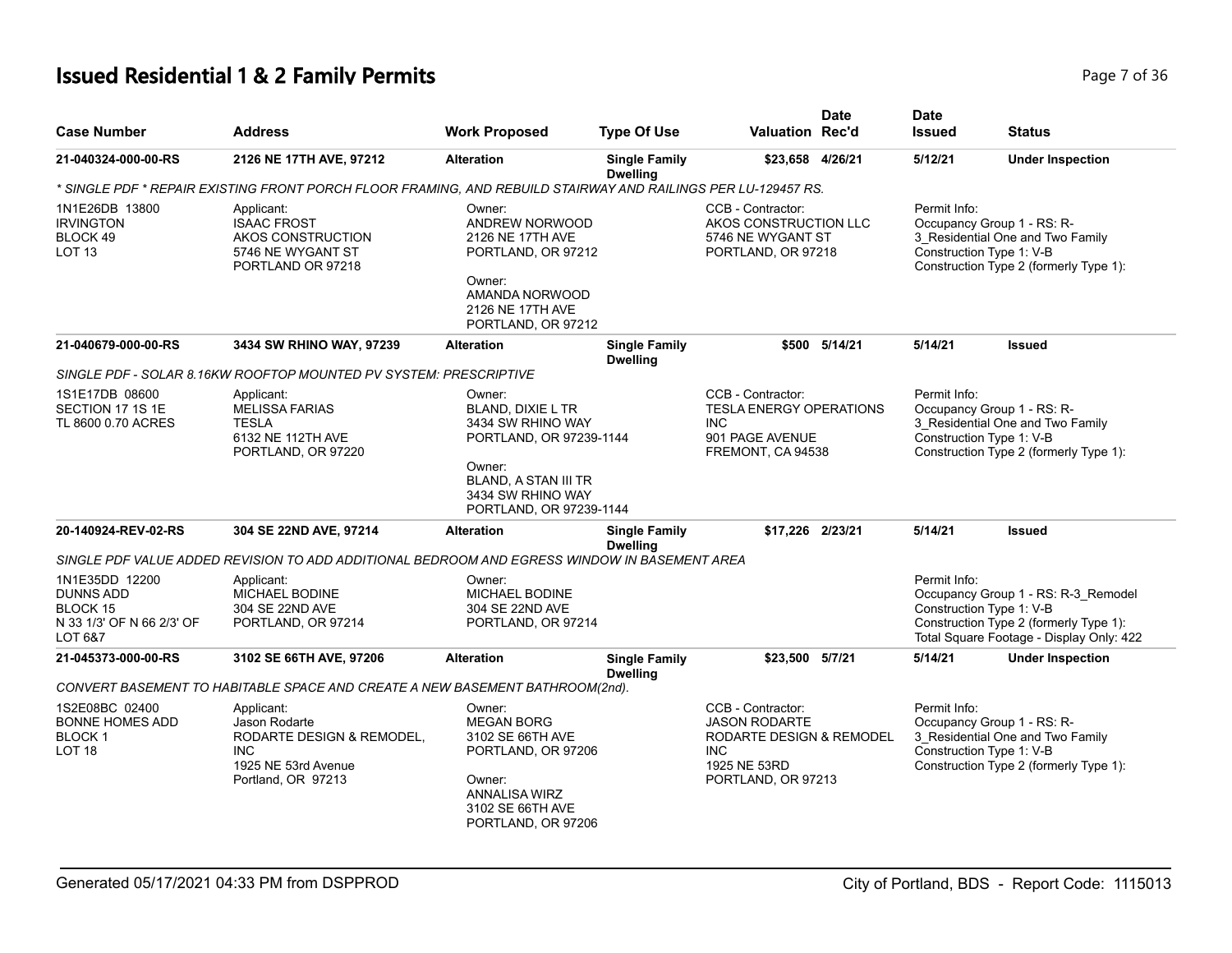# Issued Residential 1 & 2 Family Permits

| Case Number | Address | Work Proposed | Type Of Use | Valuation | Date Rec'd | Date Issued | Status |
|---|---|---|---|---|---|---|---|
| 21-040324-000-00-RS | 2126 NE 17TH AVE, 97212 | Alteration | Single Family Dwelling | $23,658 | 4/26/21 | 5/12/21 | Under Inspection |

* SINGLE PDF * REPAIR EXISTING FRONT PORCH FLOOR FRAMING, AND REBUILD STAIRWAY AND RAILINGS PER LU-129457 RS.

1N1E26DB 13800
IRVINGTON
BLOCK 49
LOT 13

Applicant:
ISAAC FROST
AKOS CONSTRUCTION
5746 NE WYGANT ST
PORTLAND OR 97218

Owner:
ANDREW NORWOOD
2126 NE 17TH AVE
PORTLAND, OR 97212

Owner:
AMANDA NORWOOD
2126 NE 17TH AVE
PORTLAND, OR 97212

CCB - Contractor:
AKOS CONSTRUCTION LLC
5746 NE WYGANT ST
PORTLAND, OR 97218

Permit Info:
Occupancy Group 1 - RS: R-3_Residential One and Two Family
Construction Type 1: V-B
Construction Type 2 (formerly Type 1):

| Case Number | Address | Work Proposed | Type Of Use | Valuation | Date Rec'd | Date Issued | Status |
|---|---|---|---|---|---|---|---|
| 21-040679-000-00-RS | 3434 SW RHINO WAY, 97239 | Alteration | Single Family Dwelling | $500 | 5/14/21 | 5/14/21 | Issued |

SINGLE PDF - SOLAR 8.16KW ROOFTOP MOUNTED PV SYSTEM: PRESCRIPTIVE

1S1E17DB 08600
SECTION 17 1S 1E
TL 8600 0.70 ACRES

Applicant:
MELISSA FARIAS
TESLA
6132 NE 112TH AVE
PORTLAND, OR 97220

Owner:
BLAND, DIXIE L TR
3434 SW RHINO WAY
PORTLAND, OR 97239-1144

Owner:
BLAND, A STAN III TR
3434 SW RHINO WAY
PORTLAND, OR 97239-1144

CCB - Contractor:
TESLA ENERGY OPERATIONS INC
901 PAGE AVENUE
FREMONT, CA 94538

Permit Info:
Occupancy Group 1 - RS: R-3_Residential One and Two Family
Construction Type 1: V-B
Construction Type 2 (formerly Type 1):

| Case Number | Address | Work Proposed | Type Of Use | Valuation | Date Rec'd | Date Issued | Status |
|---|---|---|---|---|---|---|---|
| 20-140924-REV-02-RS | 304 SE 22ND AVE, 97214 | Alteration | Single Family Dwelling | $17,226 | 2/23/21 | 5/14/21 | Issued |

SINGLE PDF VALUE ADDED REVISION TO ADD ADDITIONAL BEDROOM AND EGRESS WINDOW IN BASEMENT AREA

1N1E35DD 12200
DUNNS ADD
BLOCK 15
N 33 1/3' OF N 66 2/3' OF LOT 6&7

Applicant:
MICHAEL BODINE
304 SE 22ND AVE
PORTLAND, OR 97214

Owner:
MICHAEL BODINE
304 SE 22ND AVE
PORTLAND, OR 97214

Permit Info:
Occupancy Group 1 - RS: R-3_Remodel
Construction Type 1: V-B
Construction Type 2 (formerly Type 1):
Total Square Footage - Display Only: 422

| Case Number | Address | Work Proposed | Type Of Use | Valuation | Date Rec'd | Date Issued | Status |
|---|---|---|---|---|---|---|---|
| 21-045373-000-00-RS | 3102 SE 66TH AVE, 97206 | Alteration | Single Family Dwelling | $23,500 | 5/7/21 | 5/14/21 | Under Inspection |

CONVERT BASEMENT TO HABITABLE SPACE AND CREATE A NEW BASEMENT BATHROOM(2nd).

1S2E08BC 02400
BONNE HOMES ADD
BLOCK 1
LOT 18

Applicant:
Jason Rodarte
RODARTE DESIGN & REMODEL, INC
1925 NE 53rd Avenue
Portland, OR 97213

Owner:
MEGAN BORG
3102 SE 66TH AVE
PORTLAND, OR 97206

Owner:
ANNALISA WIRZ
3102 SE 66TH AVE
PORTLAND, OR 97206

CCB - Contractor:
JASON RODARTE
RODARTE DESIGN & REMODEL INC
1925 NE 53RD
PORTLAND, OR 97213

Permit Info:
Occupancy Group 1 - RS: R-3_Residential One and Two Family
Construction Type 1: V-B
Construction Type 2 (formerly Type 1):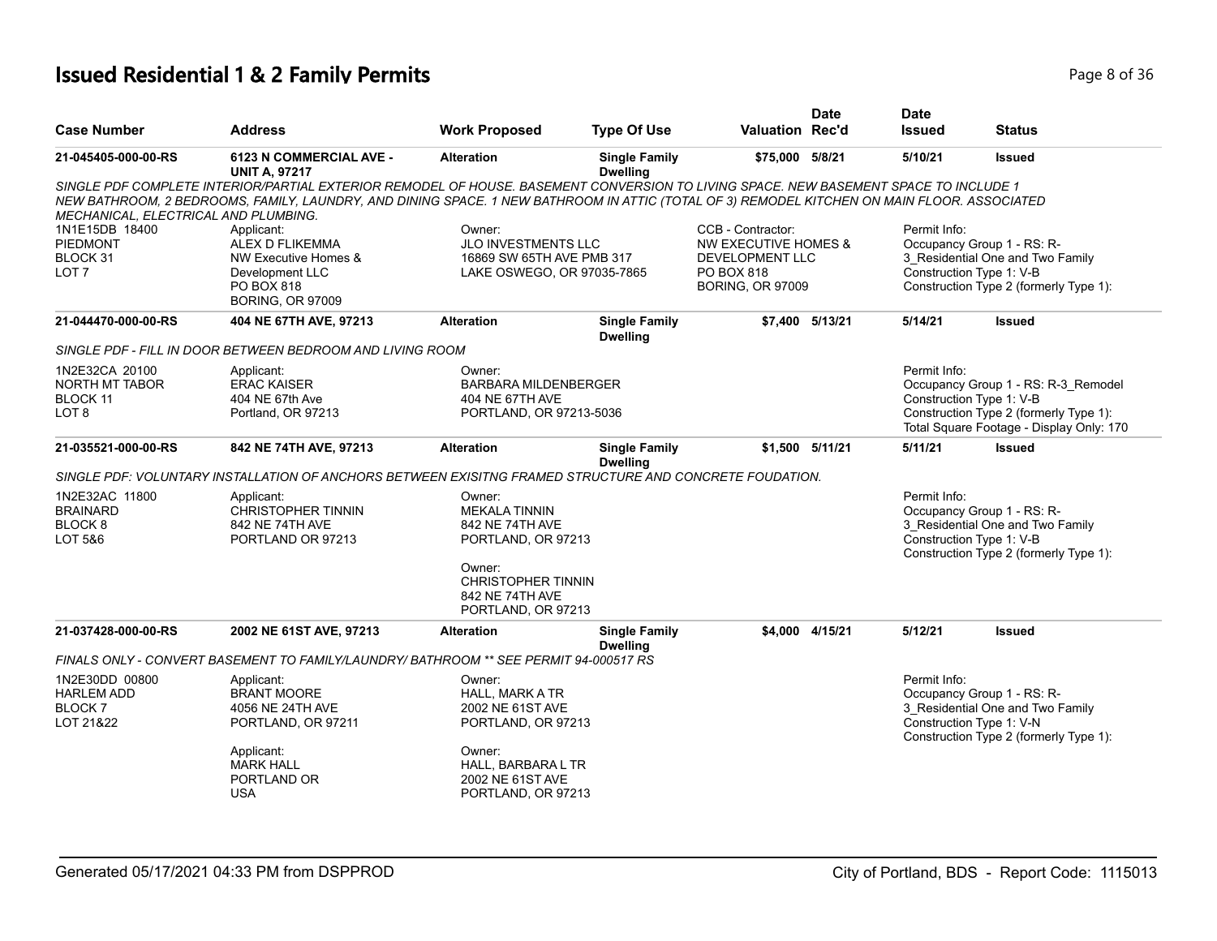# Issued Residential 1 & 2 Family Permits

| Case Number | Address | Work Proposed | Type Of Use | Valuation | Date Rec'd | Date Issued | Status |
|---|---|---|---|---|---|---|---|
| 21-045405-000-00-RS | 6123 N COMMERCIAL AVE - UNIT A, 97217 | Alteration | Single Family Dwelling | $75,000 | 5/8/21 | 5/10/21 | Issued |

*SINGLE PDF COMPLETE INTERIOR/PARTIAL EXTERIOR REMODEL OF HOUSE. BASEMENT CONVERSION TO LIVING SPACE. NEW BASEMENT SPACE TO INCLUDE 1 NEW BATHROOM, 2 BEDROOMS, FAMILY, LAUNDRY, AND DINING SPACE. 1 NEW BATHROOM IN ATTIC (TOTAL OF 3) REMODEL KITCHEN ON MAIN FLOOR. ASSOCIATED MECHANICAL, ELECTRICAL AND PLUMBING.*

1N1E15DB 18400
PIEDMONT
BLOCK 31
LOT 7

Applicant:
ALEX D FLIKEMMA
NW Executive Homes & Development LLC
PO BOX 818
BORING, OR 97009

Owner:
JLO INVESTMENTS LLC
16869 SW 65TH AVE PMB 317
LAKE OSWEGO, OR 97035-7865

CCB - Contractor:
NW EXECUTIVE HOMES & DEVELOPMENT LLC
PO BOX 818
BORING, OR 97009

Permit Info:
Occupancy Group 1 - RS: R-3_Residential One and Two Family
Construction Type 1: V-B
Construction Type 2 (formerly Type 1):

| Case Number | Address | Work Proposed | Type Of Use | Valuation | Date Rec'd | Date Issued | Status |
|---|---|---|---|---|---|---|---|
| 21-044470-000-00-RS | 404 NE 67TH AVE, 97213 | Alteration | Single Family Dwelling | $7,400 | 5/13/21 | 5/14/21 | Issued |

*SINGLE PDF - FILL IN DOOR BETWEEN BEDROOM AND LIVING ROOM*

1N2E32CA 20100
NORTH MT TABOR
BLOCK 11
LOT 8

Applicant:
ERAC KAISER
404 NE 67th Ave
Portland, OR 97213

Owner:
BARBARA MILDENBERGER
404 NE 67TH AVE
PORTLAND, OR 97213-5036

Permit Info:
Occupancy Group 1 - RS: R-3_Remodel
Construction Type 1: V-B
Construction Type 2 (formerly Type 1):
Total Square Footage - Display Only: 170

| Case Number | Address | Work Proposed | Type Of Use | Valuation | Date Rec'd | Date Issued | Status |
|---|---|---|---|---|---|---|---|
| 21-035521-000-00-RS | 842 NE 74TH AVE, 97213 | Alteration | Single Family Dwelling | $1,500 | 5/11/21 | 5/11/21 | Issued |

*SINGLE PDF: VOLUNTARY INSTALLATION OF ANCHORS BETWEEN EXISITNG FRAMED STRUCTURE AND CONCRETE FOUDATION.*

1N2E32AC 11800
BRAINARD
BLOCK 8
LOT 5&6

Applicant:
CHRISTOPHER TINNIN
842 NE 74TH AVE
PORTLAND OR 97213

Owner:
MEKALA TINNIN
842 NE 74TH AVE
PORTLAND, OR 97213

Owner:
CHRISTOPHER TINNIN
842 NE 74TH AVE
PORTLAND, OR 97213

Permit Info:
Occupancy Group 1 - RS: R-3_Residential One and Two Family
Construction Type 1: V-B
Construction Type 2 (formerly Type 1):

| Case Number | Address | Work Proposed | Type Of Use | Valuation | Date Rec'd | Date Issued | Status |
|---|---|---|---|---|---|---|---|
| 21-037428-000-00-RS | 2002 NE 61ST AVE, 97213 | Alteration | Single Family Dwelling | $4,000 | 4/15/21 | 5/12/21 | Issued |

*FINALS ONLY - CONVERT BASEMENT TO FAMILY/LAUNDRY/ BATHROOM ** SEE PERMIT 94-000517 RS*

1N2E30DD 00800
HARLEM ADD
BLOCK 7
LOT 21&22

Applicant:
BRANT MOORE
4056 NE 24TH AVE
PORTLAND, OR 97211

Applicant:
MARK HALL
PORTLAND OR
USA

Owner:
HALL, MARK A TR
2002 NE 61ST AVE
PORTLAND, OR 97213

Owner:
HALL, BARBARA L TR
2002 NE 61ST AVE
PORTLAND, OR 97213

Permit Info:
Occupancy Group 1 - RS: R-3_Residential One and Two Family
Construction Type 1: V-N
Construction Type 2 (formerly Type 1):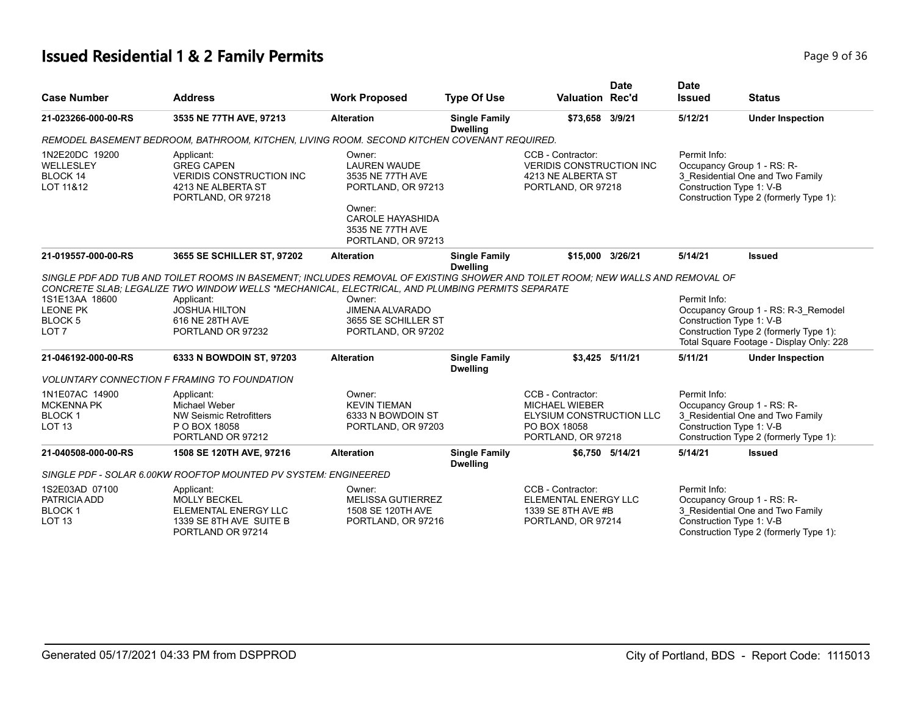# Issued Residential 1 & 2 Family Permits

| Case Number | Address | Work Proposed | Type Of Use | Valuation | Date Rec'd | Date Issued | Status |
|---|---|---|---|---|---|---|---|
| 21-023266-000-00-RS | 3535 NE 77TH AVE, 97213 | Alteration | Single Family Dwelling | $73,658 | 3/9/21 | 5/12/21 | Under Inspection |

*REMODEL BASEMENT BEDROOM, BATHROOM, KITCHEN, LIVING ROOM. SECOND KITCHEN COVENANT REQUIRED.*

1N2E20DC 19200
WELLESLEY
BLOCK 14
LOT 11&12

Applicant:
GREG CAPEN
VERIDIS CONSTRUCTION INC
4213 NE ALBERTA ST
PORTLAND, OR 97218

Owner:
LAUREN WAUDE
3535 NE 77TH AVE
PORTLAND, OR 97213

Owner:
CAROLE HAYASHIDA
3535 NE 77TH AVE
PORTLAND, OR 97213

CCB - Contractor:
VERIDIS CONSTRUCTION INC
4213 NE ALBERTA ST
PORTLAND, OR 97218

Permit Info:
Occupancy Group 1 - RS: R-3_Residential One and Two Family
Construction Type 1: V-B
Construction Type 2 (formerly Type 1):

| Case Number | Address | Work Proposed | Type Of Use | Valuation | Date Rec'd | Date Issued | Status |
|---|---|---|---|---|---|---|---|
| 21-019557-000-00-RS | 3655 SE SCHILLER ST, 97202 | Alteration | Single Family Dwelling | $15,000 | 3/26/21 | 5/14/21 | Issued |

*SINGLE PDF ADD TUB AND TOILET ROOMS IN BASEMENT; INCLUDES REMOVAL OF EXISTING SHOWER AND TOILET ROOM; NEW WALLS AND REMOVAL OF CONCRETE SLAB; LEGALIZE TWO WINDOW WELLS *MECHANICAL, ELECTRICAL, AND PLUMBING PERMITS SEPARATE*

1S1E13AA 18600
LEONE PK
BLOCK 5
LOT 7

Applicant:
JOSHUA HILTON
616 NE 28TH AVE
PORTLAND OR 97232

Owner:
JIMENA ALVARADO
3655 SE SCHILLER ST
PORTLAND, OR 97202

Permit Info:
Occupancy Group 1 - RS: R-3_Remodel
Construction Type 1: V-B
Construction Type 2 (formerly Type 1):
Total Square Footage - Display Only: 228

| Case Number | Address | Work Proposed | Type Of Use | Valuation | Date Rec'd | Date Issued | Status |
|---|---|---|---|---|---|---|---|
| 21-046192-000-00-RS | 6333 N BOWDOIN ST, 97203 | Alteration | Single Family Dwelling | $3,425 | 5/11/21 | 5/11/21 | Under Inspection |

*VOLUNTARY CONNECTION F FRAMING TO FOUNDATION*

1N1E07AC 14900
MCKENNA PK
BLOCK 1
LOT 13

Applicant:
Michael Weber
NW Seismic Retrofitters
P O BOX 18058
PORTLAND OR 97212

Owner:
KEVIN TIEMAN
6333 N BOWDOIN ST
PORTLAND, OR 97203

CCB - Contractor:
MICHAEL WIEBER
ELYSIUM CONSTRUCTION LLC
PO BOX 18058
PORTLAND, OR 97218

Permit Info:
Occupancy Group 1 - RS: R-3_Residential One and Two Family
Construction Type 1: V-B
Construction Type 2 (formerly Type 1):

| Case Number | Address | Work Proposed | Type Of Use | Valuation | Date Rec'd | Date Issued | Status |
|---|---|---|---|---|---|---|---|
| 21-040508-000-00-RS | 1508 SE 120TH AVE, 97216 | Alteration | Single Family Dwelling | $6,750 | 5/14/21 | 5/14/21 | Issued |

*SINGLE PDF - SOLAR 6.00KW ROOFTOP MOUNTED PV SYSTEM: ENGINEERED*

1S2E03AD 07100
PATRICIA ADD
BLOCK 1
LOT 13

Applicant:
MOLLY BECKEL
ELEMENTAL ENERGY LLC
1339 SE 8TH AVE SUITE B
PORTLAND OR 97214

Owner:
MELISSA GUTIERREZ
1508 SE 120TH AVE
PORTLAND, OR 97216

CCB - Contractor:
ELEMENTAL ENERGY LLC
1339 SE 8TH AVE #B
PORTLAND, OR 97214

Permit Info:
Occupancy Group 1 - RS: R-3_Residential One and Two Family
Construction Type 1: V-B
Construction Type 2 (formerly Type 1):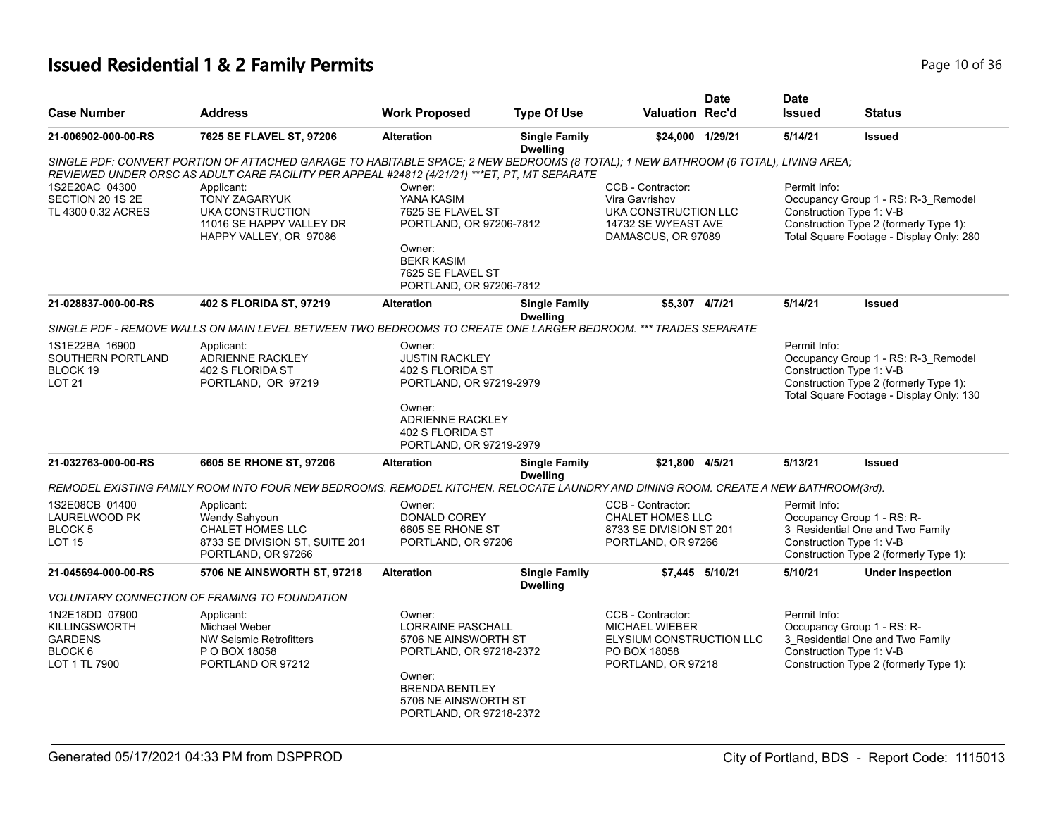# Issued Residential 1 & 2 Family Permits

| Case Number | Address | Work Proposed | Type Of Use | Valuation | Date Rec'd | Date Issued | Status |
|---|---|---|---|---|---|---|---|
| 21-006902-000-00-RS | 7625 SE FLAVEL ST, 97206 | Alteration | Single Family Dwelling | $24,000 | 1/29/21 | 5/14/21 | Issued |

*SINGLE PDF: CONVERT PORTION OF ATTACHED GARAGE TO HABITABLE SPACE; 2 NEW BEDROOMS (8 TOTAL); 1 NEW BATHROOM (6 TOTAL), LIVING AREA; REVIEWED UNDER ORSC AS ADULT CARE FACILITY PER APPEAL #24812 (4/21/21) ***ET, PT, MT SEPARATE*

1S2E20AC 04300
SECTION 20 1S 2E
TL 4300 0.32 ACRES

Applicant:
TONY ZAGARYUK
UKA CONSTRUCTION
11016 SE HAPPY VALLEY DR
HAPPY VALLEY, OR 97086

Owner:
YANA KASIM
7625 SE FLAVEL ST
PORTLAND, OR 97206-7812

Owner:
BEKR KASIM
7625 SE FLAVEL ST
PORTLAND, OR 97206-7812

CCB - Contractor:
Vira Gavrishov
UKA CONSTRUCTION LLC
14732 SE WYEAST AVE
DAMASCUS, OR 97089

Permit Info:
Occupancy Group 1 - RS: R-3_Remodel
Construction Type 1: V-B
Construction Type 2 (formerly Type 1):
Total Square Footage - Display Only: 280

| Case Number | Address | Work Proposed | Type Of Use | Valuation | Date Rec'd | Date Issued | Status |
|---|---|---|---|---|---|---|---|
| 21-028837-000-00-RS | 402 S FLORIDA ST, 97219 | Alteration | Single Family Dwelling | $5,307 | 4/7/21 | 5/14/21 | Issued |

*SINGLE PDF - REMOVE WALLS ON MAIN LEVEL BETWEEN TWO BEDROOMS TO CREATE ONE LARGER BEDROOM. *** TRADES SEPARATE*

1S1E22BA 16900
SOUTHERN PORTLAND
BLOCK 19
LOT 21

Applicant:
ADRIENNE RACKLEY
402 S FLORIDA ST
PORTLAND, OR 97219

Owner:
JUSTIN RACKLEY
402 S FLORIDA ST
PORTLAND, OR 97219-2979

Owner:
ADRIENNE RACKLEY
402 S FLORIDA ST
PORTLAND, OR 97219-2979

Permit Info:
Occupancy Group 1 - RS: R-3_Remodel
Construction Type 1: V-B
Construction Type 2 (formerly Type 1):
Total Square Footage - Display Only: 130

| Case Number | Address | Work Proposed | Type Of Use | Valuation | Date Rec'd | Date Issued | Status |
|---|---|---|---|---|---|---|---|
| 21-032763-000-00-RS | 6605 SE RHONE ST, 97206 | Alteration | Single Family Dwelling | $21,800 | 4/5/21 | 5/13/21 | Issued |

*REMODEL EXISTING FAMILY ROOM INTO FOUR NEW BEDROOMS. REMODEL KITCHEN. RELOCATE LAUNDRY AND DINING ROOM. CREATE A NEW BATHROOM(3rd).*

1S2E08CB 01400
LAURELWOOD PK
BLOCK 5
LOT 15

Applicant:
Wendy Sahyoun
CHALET HOMES LLC
8733 SE DIVISION ST, SUITE 201
PORTLAND, OR 97266

Owner:
DONALD COREY
6605 SE RHONE ST
PORTLAND, OR 97206

CCB - Contractor:
CHALET HOMES LLC
8733 SE DIVISION ST 201
PORTLAND, OR 97266

Permit Info:
Occupancy Group 1 - RS: R-3_Residential One and Two Family
Construction Type 1: V-B
Construction Type 2 (formerly Type 1):

| Case Number | Address | Work Proposed | Type Of Use | Valuation | Date Rec'd | Date Issued | Status |
|---|---|---|---|---|---|---|---|
| 21-045694-000-00-RS | 5706 NE AINSWORTH ST, 97218 | Alteration | Single Family Dwelling | $7,445 | 5/10/21 | 5/10/21 | Under Inspection |

*VOLUNTARY CONNECTION OF FRAMING TO FOUNDATION*

1N2E18DD 07900
KILLINGSWORTH
GARDENS
BLOCK 6
LOT 1 TL 7900

Applicant:
Michael Weber
NW Seismic Retrofitters
P O BOX 18058
PORTLAND OR 97212

Owner:
LORRAINE PASCHALL
5706 NE AINSWORTH ST
PORTLAND, OR 97218-2372

Owner:
BRENDA BENTLEY
5706 NE AINSWORTH ST
PORTLAND, OR 97218-2372

CCB - Contractor:
MICHAEL WIEBER
ELYSIUM CONSTRUCTION LLC
PO BOX 18058
PORTLAND, OR 97218

Permit Info:
Occupancy Group 1 - RS: R-3_Residential One and Two Family
Construction Type 1: V-B
Construction Type 2 (formerly Type 1):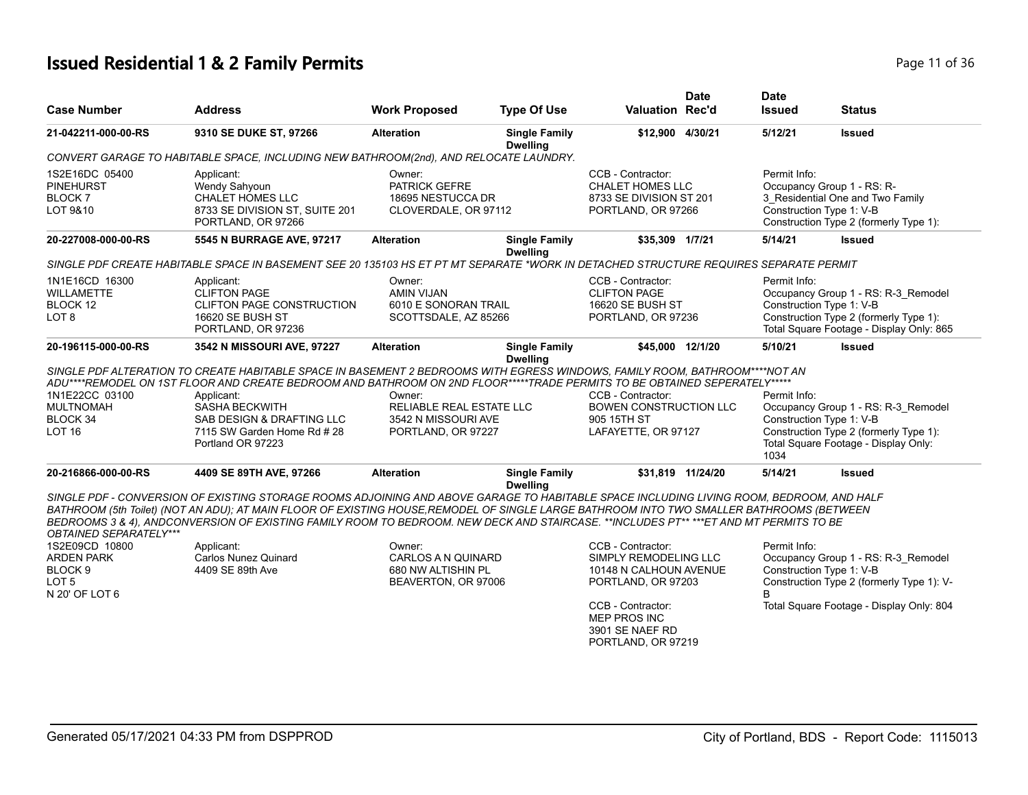# Issued Residential 1 & 2 Family Permits

| Case Number | Address | Work Proposed | Type Of Use | Valuation | Date Rec'd | Date Issued | Status |
|---|---|---|---|---|---|---|---|
| 21-042211-000-00-RS | 9310 SE DUKE ST, 97266 | Alteration | Single Family Dwelling | $12,900 | 4/30/21 | 5/12/21 | Issued |

*CONVERT GARAGE TO HABITABLE SPACE, INCLUDING NEW BATHROOM(2nd), AND RELOCATE LAUNDRY.*

1S2E16DC 05400
PINEHURST
BLOCK 7
LOT 9&10

Applicant:
Wendy Sahyoun
CHALET HOMES LLC
8733 SE DIVISION ST, SUITE 201
PORTLAND, OR 97266

Owner:
PATRICK GEFRE
18695 NESTUCCA DR
CLOVERDALE, OR 97112

CCB - Contractor:
CHALET HOMES LLC
8733 SE DIVISION ST 201
PORTLAND, OR 97266

Permit Info:
Occupancy Group 1 - RS: R-3_Residential One and Two Family
Construction Type 1: V-B
Construction Type 2 (formerly Type 1):

| Case Number | Address | Work Proposed | Type Of Use | Valuation | Date Rec'd | Date Issued | Status |
|---|---|---|---|---|---|---|---|
| 20-227008-000-00-RS | 5545 N BURRAGE AVE, 97217 | Alteration | Single Family Dwelling | $35,309 | 1/7/21 | 5/14/21 | Issued |

*SINGLE PDF CREATE HABITABLE SPACE IN BASEMENT SEE 20 135103 HS ET PT MT SEPARATE *WORK IN DETACHED STRUCTURE REQUIRES SEPARATE PERMIT*

1N1E16CD 16300
WILLAMETTE
BLOCK 12
LOT 8

Applicant:
CLIFTON PAGE
CLIFTON PAGE CONSTRUCTION
16620 SE BUSH ST
PORTLAND, OR 97236

Owner:
AMIN VIJAN
6010 E SONORAN TRAIL
SCOTTSDALE, AZ 85266

CCB - Contractor:
CLIFTON PAGE
16620 SE BUSH ST
PORTLAND, OR 97236

Permit Info:
Occupancy Group 1 - RS: R-3_Remodel
Construction Type 1: V-B
Construction Type 2 (formerly Type 1):
Total Square Footage - Display Only: 865

| Case Number | Address | Work Proposed | Type Of Use | Valuation | Date Rec'd | Date Issued | Status |
|---|---|---|---|---|---|---|---|
| 20-196115-000-00-RS | 3542 N MISSOURI AVE, 97227 | Alteration | Single Family Dwelling | $45,000 | 12/1/20 | 5/10/21 | Issued |

*SINGLE PDF ALTERATION TO CREATE HABITABLE SPACE IN BASEMENT 2 BEDROOMS WITH EGRESS WINDOWS, FAMILY ROOM, BATHROOM****NOT AN ADU****REMODEL ON 1ST FLOOR AND CREATE BEDROOM AND BATHROOM ON 2ND FLOOR*****TRADE PERMITS TO BE OBTAINED SEPERATELY******

1N1E22CC 03100
MULTNOMAH
BLOCK 34
LOT 16

Applicant:
SASHA BECKWITH
SAB DESIGN & DRAFTING LLC
7115 SW Garden Home Rd # 28
Portland OR 97223

Owner:
RELIABLE REAL ESTATE LLC
3542 N MISSOURI AVE
PORTLAND, OR 97227

CCB - Contractor:
BOWEN CONSTRUCTION LLC
905 15TH ST
LAFAYETTE, OR 97127

Permit Info:
Occupancy Group 1 - RS: R-3_Remodel
Construction Type 1: V-B
Construction Type 2 (formerly Type 1):
Total Square Footage - Display Only: 1034

| Case Number | Address | Work Proposed | Type Of Use | Valuation | Date Rec'd | Date Issued | Status |
|---|---|---|---|---|---|---|---|
| 20-216866-000-00-RS | 4409 SE 89TH AVE, 97266 | Alteration | Single Family Dwelling | $31,819 | 11/24/20 | 5/14/21 | Issued |

*SINGLE PDF - CONVERSION OF EXISTING STORAGE ROOMS ADJOINING AND ABOVE GARAGE TO HABITABLE SPACE INCLUDING LIVING ROOM, BEDROOM, AND HALF BATHROOM (5th Toilet) (NOT AN ADU); AT MAIN FLOOR OF EXISTING HOUSE,REMODEL OF SINGLE LARGE BATHROOM INTO TWO SMALLER BATHROOMS (BETWEEN BEDROOMS 3 & 4), ANDCONVERSION OF EXISTING FAMILY ROOM TO BEDROOM. NEW DECK AND STAIRCASE. **INCLUDES PT** ***ET AND MT PERMITS TO BE OBTAINED SEPARATELY****

1S2E09CD 10800
ARDEN PARK
BLOCK 9
LOT 5
N 20' OF LOT 6

Applicant:
Carlos Nunez Quinard
4409 SE 89th Ave

Owner:
CARLOS A N QUINARD
680 NW ALTISHIN PL
BEAVERTON, OR 97006

CCB - Contractor:
SIMPLY REMODELING LLC
10148 N CALHOUN AVENUE
PORTLAND, OR 97203

CCB - Contractor:
MEP PROS INC
3901 SE NAEF RD
PORTLAND, OR 97219

Permit Info:
Occupancy Group 1 - RS: R-3_Remodel
Construction Type 1: V-B
Construction Type 2 (formerly Type 1): V-B
Total Square Footage - Display Only: 804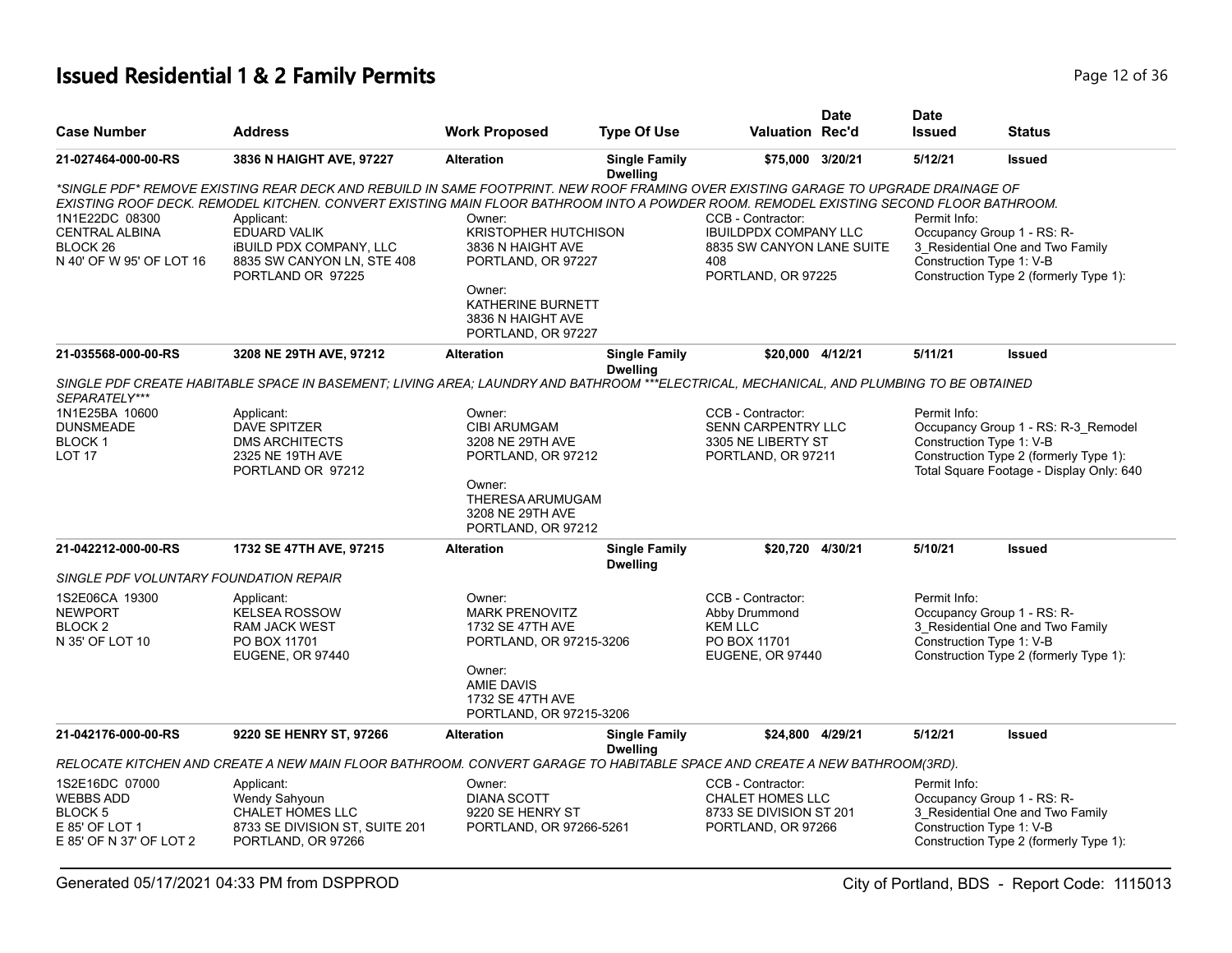# Issued Residential 1 & 2 Family Permits

| Case Number | Address | Work Proposed | Type Of Use | Valuation | Date Rec'd | Date Issued | Status |
|---|---|---|---|---|---|---|---|
| **21-027464-000-00-RS** | **3836 N HAIGHT AVE, 97227** | **Alteration** | **Single Family Dwelling** | **$75,000** | **3/20/21** | **5/12/21** | **Issued** |

*\*SINGLE PDF\* REMOVE EXISTING REAR DECK AND REBUILD IN SAME FOOTPRINT. NEW ROOF FRAMING OVER EXISTING GARAGE TO UPGRADE DRAINAGE OF EXISTING ROOF DECK. REMODEL KITCHEN. CONVERT EXISTING MAIN FLOOR BATHROOM INTO A POWDER ROOM. REMODEL EXISTING SECOND FLOOR BATHROOM.*

1N1E22DC 08300
CENTRAL ALBINA
BLOCK 26
N 40' OF W 95' OF LOT 16

Applicant:
EDUARD VALIK
iBUILD PDX COMPANY, LLC
8835 SW CANYON LN, STE 408
PORTLAND OR 97225

Owner:
KRISTOPHER HUTCHISON
3836 N HAIGHT AVE
PORTLAND, OR 97227

Owner:
KATHERINE BURNETT
3836 N HAIGHT AVE
PORTLAND, OR 97227

CCB - Contractor:
IBUILDPDX COMPANY LLC
8835 SW CANYON LANE SUITE 408
PORTLAND, OR 97225

Permit Info:
Occupancy Group 1 - RS: R-3_Residential One and Two Family
Construction Type 1: V-B
Construction Type 2 (formerly Type 1):

| Case Number | Address | Work Proposed | Type Of Use | Valuation | Date Rec'd | Date Issued | Status |
|---|---|---|---|---|---|---|---|
| **21-035568-000-00-RS** | **3208 NE 29TH AVE, 97212** | **Alteration** | **Single Family Dwelling** | **$20,000** | **4/12/21** | **5/11/21** | **Issued** |

*SINGLE PDF CREATE HABITABLE SPACE IN BASEMENT; LIVING AREA; LAUNDRY AND BATHROOM \*\*\*ELECTRICAL, MECHANICAL, AND PLUMBING TO BE OBTAINED SEPARATELY\*\*\**

1N1E25BA 10600
DUNSMEADE
BLOCK 1
LOT 17

Applicant:
DAVE SPITZER
DMS ARCHITECTS
2325 NE 19TH AVE
PORTLAND OR 97212

Owner:
CIBI ARUMGAM
3208 NE 29TH AVE
PORTLAND, OR 97212

Owner:
THERESA ARUMUGAM
3208 NE 29TH AVE
PORTLAND, OR 97212

CCB - Contractor:
SENN CARPENTRY LLC
3305 NE LIBERTY ST
PORTLAND, OR 97211

Permit Info:
Occupancy Group 1 - RS: R-3_Remodel
Construction Type 1: V-B
Construction Type 2 (formerly Type 1):
Total Square Footage - Display Only: 640

| Case Number | Address | Work Proposed | Type Of Use | Valuation | Date Rec'd | Date Issued | Status |
|---|---|---|---|---|---|---|---|
| **21-042212-000-00-RS** | **1732 SE 47TH AVE, 97215** | **Alteration** | **Single Family Dwelling** | **$20,720** | **4/30/21** | **5/10/21** | **Issued** |

*SINGLE PDF VOLUNTARY FOUNDATION REPAIR*

1S2E06CA 19300
NEWPORT
BLOCK 2
N 35' OF LOT 10

Applicant:
KELSEA ROSSOW
RAM JACK WEST
PO BOX 11701
EUGENE, OR 97440

Owner:
MARK PRENOVITZ
1732 SE 47TH AVE
PORTLAND, OR 97215-3206

Owner:
AMIE DAVIS
1732 SE 47TH AVE
PORTLAND, OR 97215-3206

CCB - Contractor:
Abby Drummond
KEM LLC
PO BOX 11701
EUGENE, OR 97440

Permit Info:
Occupancy Group 1 - RS: R-3_Residential One and Two Family
Construction Type 1: V-B
Construction Type 2 (formerly Type 1):

| Case Number | Address | Work Proposed | Type Of Use | Valuation | Date Rec'd | Date Issued | Status |
|---|---|---|---|---|---|---|---|
| **21-042176-000-00-RS** | **9220 SE HENRY ST, 97266** | **Alteration** | **Single Family Dwelling** | **$24,800** | **4/29/21** | **5/12/21** | **Issued** |

*RELOCATE KITCHEN AND CREATE A NEW MAIN FLOOR BATHROOM. CONVERT GARAGE TO HABITABLE SPACE AND CREATE A NEW BATHROOM(3RD).*

1S2E16DC 07000
WEBBS ADD
BLOCK 5
E 85' OF LOT 1
E 85' OF N 37' OF LOT 2

Applicant:
Wendy Sahyoun
CHALET HOMES LLC
8733 SE DIVISION ST, SUITE 201
PORTLAND, OR 97266

Owner:
DIANA SCOTT
9220 SE HENRY ST
PORTLAND, OR 97266-5261

CCB - Contractor:
CHALET HOMES LLC
8733 SE DIVISION ST 201
PORTLAND, OR 97266

Permit Info:
Occupancy Group 1 - RS: R-3_Residential One and Two Family
Construction Type 1: V-B
Construction Type 2 (formerly Type 1):

Generated 05/17/2021 04:33 PM from DSPPROD

City of Portland, BDS - Report Code: 1115013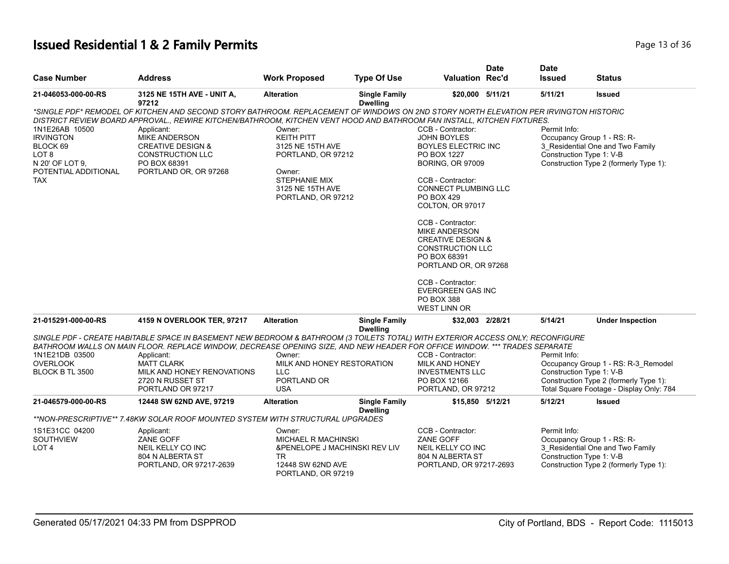# Issued Residential 1 & 2 Family Permits

| Case Number | Address | Work Proposed | Type Of Use | Valuation | Date Rec'd | Date Issued | Status |
|---|---|---|---|---|---|---|---|
| 21-046053-000-00-RS | 3125 NE 15TH AVE - UNIT A, 97212 | Alteration | Single Family Dwelling | $20,000 | 5/11/21 | 5/11/21 | Issued |

*SINGLE PDF* REMODEL OF KITCHEN AND SECOND STORY BATHROOM. REPLACEMENT OF WINDOWS ON 2ND STORY NORTH ELEVATION PER IRVINGTON HISTORIC DISTRICT REVIEW BOARD APPROVAL., REWIRE KITCHEN/BATHROOM, KITCHEN VENT HOOD AND BATHROOM FAN INSTALL, KITCHEN FIXTURES.

1N1E26AB 10500
IRVINGTON
BLOCK 69
LOT 8
N 20' OF LOT 9,
POTENTIAL ADDITIONAL TAX

Applicant:
MIKE ANDERSON
CREATIVE DESIGN & CONSTRUCTION LLC
PO BOX 68391
PORTLAND OR, OR 97268

Owner:
KEITH PITT
3125 NE 15TH AVE
PORTLAND, OR 97212

Owner:
STEPHANIE MIX
3125 NE 15TH AVE
PORTLAND, OR 97212

CCB - Contractor:
JOHN BOYLES
BOYLES ELECTRIC INC
PO BOX 1227
BORING, OR 97009

CCB - Contractor:
CONNECT PLUMBING LLC
PO BOX 429
COLTON, OR 97017

CCB - Contractor:
MIKE ANDERSON
CREATIVE DESIGN & CONSTRUCTION LLC
PO BOX 68391
PORTLAND OR, OR 97268

CCB - Contractor:
EVERGREEN GAS INC
PO BOX 388
WEST LINN OR

Permit Info:
Occupancy Group 1 - RS: R-3_Residential One and Two Family
Construction Type 1: V-B
Construction Type 2 (formerly Type 1):

| Case Number | Address | Work Proposed | Type Of Use | Valuation | Date Rec'd | Date Issued | Status |
|---|---|---|---|---|---|---|---|
| 21-015291-000-00-RS | 4159 N OVERLOOK TER, 97217 | Alteration | Single Family Dwelling | $32,003 | 2/28/21 | 5/14/21 | Under Inspection |

SINGLE PDF - CREATE HABITABLE SPACE IN BASEMENT NEW BEDROOM & BATHROOM (3 TOILETS TOTAL) WITH EXTERIOR ACCESS ONLY; RECONFIGURE BATHROOM WALLS ON MAIN FLOOR. REPLACE WINDOW, DECREASE OPENING SIZE, AND NEW HEADER FOR OFFICE WINDOW. *** TRADES SEPARATE

1N1E21DB 03500
OVERLOOK
BLOCK B TL 3500

Applicant:
MATT CLARK
MILK AND HONEY RENOVATIONS
2720 N RUSSET ST
PORTLAND OR 97217

Owner:
MILK AND HONEY RESTORATION LLC
PORTLAND OR
USA

CCB - Contractor:
MILK AND HONEY INVESTMENTS LLC
PO BOX 12166
PORTLAND, OR 97212

Permit Info:
Occupancy Group 1 - RS: R-3_Remodel
Construction Type 1: V-B
Construction Type 2 (formerly Type 1):
Total Square Footage - Display Only: 784

| Case Number | Address | Work Proposed | Type Of Use | Valuation | Date Rec'd | Date Issued | Status |
|---|---|---|---|---|---|---|---|
| 21-046579-000-00-RS | 12448 SW 62ND AVE, 97219 | Alteration | Single Family Dwelling | $15,850 | 5/12/21 | 5/12/21 | Issued |

**NON-PRESCRIPTIVE** 7.48KW SOLAR ROOF MOUNTED SYSTEM WITH STRUCTURAL UPGRADES

1S1E31CC 04200
SOUTHVIEW
LOT 4

Applicant:
ZANE GOFF
NEIL KELLY CO INC
804 N ALBERTA ST
PORTLAND, OR 97217-2639

Owner:
MICHAEL R MACHINSKI
&PENELOPE J MACHINSKI REV LIV TR
12448 SW 62ND AVE
PORTLAND, OR 97219

CCB - Contractor:
ZANE GOFF
NEIL KELLY CO INC
804 N ALBERTA ST
PORTLAND, OR 97217-2693

Permit Info:
Occupancy Group 1 - RS: R-3_Residential One and Two Family
Construction Type 1: V-B
Construction Type 2 (formerly Type 1):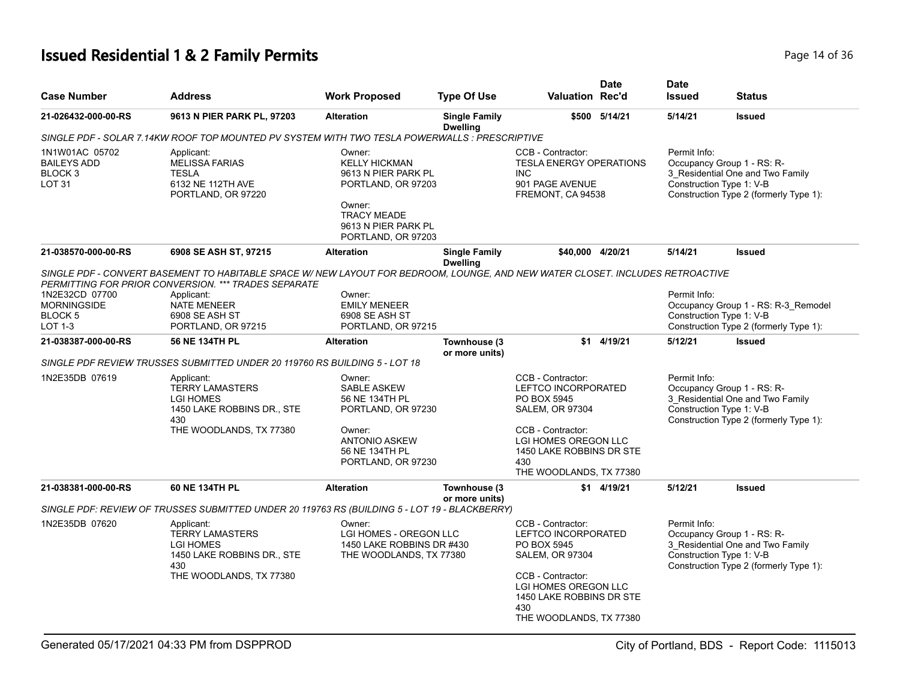# Issued Residential 1 & 2 Family Permits

| Case Number | Address | Work Proposed | Type Of Use | Valuation | Date Rec'd | Date Issued | Status |
|---|---|---|---|---|---|---|---|
| 21-026432-000-00-RS | 9613 N PIER PARK PL, 97203 | Alteration | Single Family Dwelling | $500 | 5/14/21 | 5/14/21 | Issued |

*SINGLE PDF - SOLAR 7.14KW ROOF TOP MOUNTED PV SYSTEM WITH TWO TESLA POWERWALLS : PRESCRIPTIVE*

| | |
|---|---|
| Parcel | 1N1W01AC 05702<br>BAILEYS ADD<br>BLOCK 3<br>LOT 31 |
| Applicant | MELISSA FARIAS<br>TESLA<br>6132 NE 112TH AVE<br>PORTLAND, OR 97220 |
| Owner | KELLY HICKMAN<br>9613 N PIER PARK PL<br>PORTLAND, OR 97203 |
| Owner | TRACY MEADE<br>9613 N PIER PARK PL<br>PORTLAND, OR 97203 |
| CCB - Contractor | TESLA ENERGY OPERATIONS INC<br>901 PAGE AVENUE<br>FREMONT, CA 94538 |
| Permit Info | Occupancy Group 1 - RS: R-3_Residential One and Two Family<br>Construction Type 1: V-B<br>Construction Type 2 (formerly Type 1): |

| Case Number | Address | Work Proposed | Type Of Use | Valuation | Date Rec'd | Date Issued | Status |
|---|---|---|---|---|---|---|---|
| 21-038570-000-00-RS | 6908 SE ASH ST, 97215 | Alteration | Single Family Dwelling | $40,000 | 4/20/21 | 5/14/21 | Issued |

*SINGLE PDF - CONVERT BASEMENT TO HABITABLE SPACE W/ NEW LAYOUT FOR BEDROOM, LOUNGE, AND NEW WATER CLOSET. INCLUDES RETROACTIVE PERMITTING FOR PRIOR CONVERSION. *** TRADES SEPARATE*

| | |
|---|---|
| Parcel | 1N2E32CD 07700<br>MORNINGSIDE<br>BLOCK 5<br>LOT 1-3 |
| Applicant | NATE MENEER<br>6908 SE ASH ST<br>PORTLAND, OR 97215 |
| Owner | EMILY MENEER<br>6908 SE ASH ST<br>PORTLAND, OR 97215 |
| Permit Info | Occupancy Group 1 - RS: R-3_Remodel<br>Construction Type 1: V-B<br>Construction Type 2 (formerly Type 1): |

| Case Number | Address | Work Proposed | Type Of Use | Valuation | Date Rec'd | Date Issued | Status |
|---|---|---|---|---|---|---|---|
| 21-038387-000-00-RS | 56 NE 134TH PL | Alteration | Townhouse (3 or more units) | $1 | 4/19/21 | 5/12/21 | Issued |

*SINGLE PDF REVIEW TRUSSES SUBMITTED UNDER 20 119760 RS BUILDING 5 - LOT 18*

| | |
|---|---|
| Parcel | 1N2E35DB 07619 |
| Applicant | TERRY LAMASTERS<br>LGI HOMES<br>1450 LAKE ROBBINS DR., STE 430<br>THE WOODLANDS, TX 77380 |
| Owner | SABLE ASKEW<br>56 NE 134TH PL<br>PORTLAND, OR 97230 |
| Owner | ANTONIO ASKEW<br>56 NE 134TH PL<br>PORTLAND, OR 97230 |
| CCB - Contractor | LEFTCO INCORPORATED<br>PO BOX 5945<br>SALEM, OR 97304 |
| CCB - Contractor | LGI HOMES OREGON LLC<br>1450 LAKE ROBBINS DR STE 430<br>THE WOODLANDS, TX 77380 |
| Permit Info | Occupancy Group 1 - RS: R-3_Residential One and Two Family<br>Construction Type 1: V-B<br>Construction Type 2 (formerly Type 1): |

| Case Number | Address | Work Proposed | Type Of Use | Valuation | Date Rec'd | Date Issued | Status |
|---|---|---|---|---|---|---|---|
| 21-038381-000-00-RS | 60 NE 134TH PL | Alteration | Townhouse (3 or more units) | $1 | 4/19/21 | 5/12/21 | Issued |

*SINGLE PDF: REVIEW OF TRUSSES SUBMITTED UNDER 20 119763 RS (BUILDING 5 - LOT 19 - BLACKBERRY)*

| | |
|---|---|
| Parcel | 1N2E35DB 07620 |
| Applicant | TERRY LAMASTERS<br>LGI HOMES<br>1450 LAKE ROBBINS DR., STE 430<br>THE WOODLANDS, TX 77380 |
| Owner | LGI HOMES - OREGON LLC<br>1450 LAKE ROBBINS DR #430<br>THE WOODLANDS, TX 77380 |
| CCB - Contractor | LEFTCO INCORPORATED<br>PO BOX 5945<br>SALEM, OR 97304 |
| CCB - Contractor | LGI HOMES OREGON LLC<br>1450 LAKE ROBBINS DR STE 430<br>THE WOODLANDS, TX 77380 |
| Permit Info | Occupancy Group 1 - RS: R-3_Residential One and Two Family<br>Construction Type 1: V-B<br>Construction Type 2 (formerly Type 1): |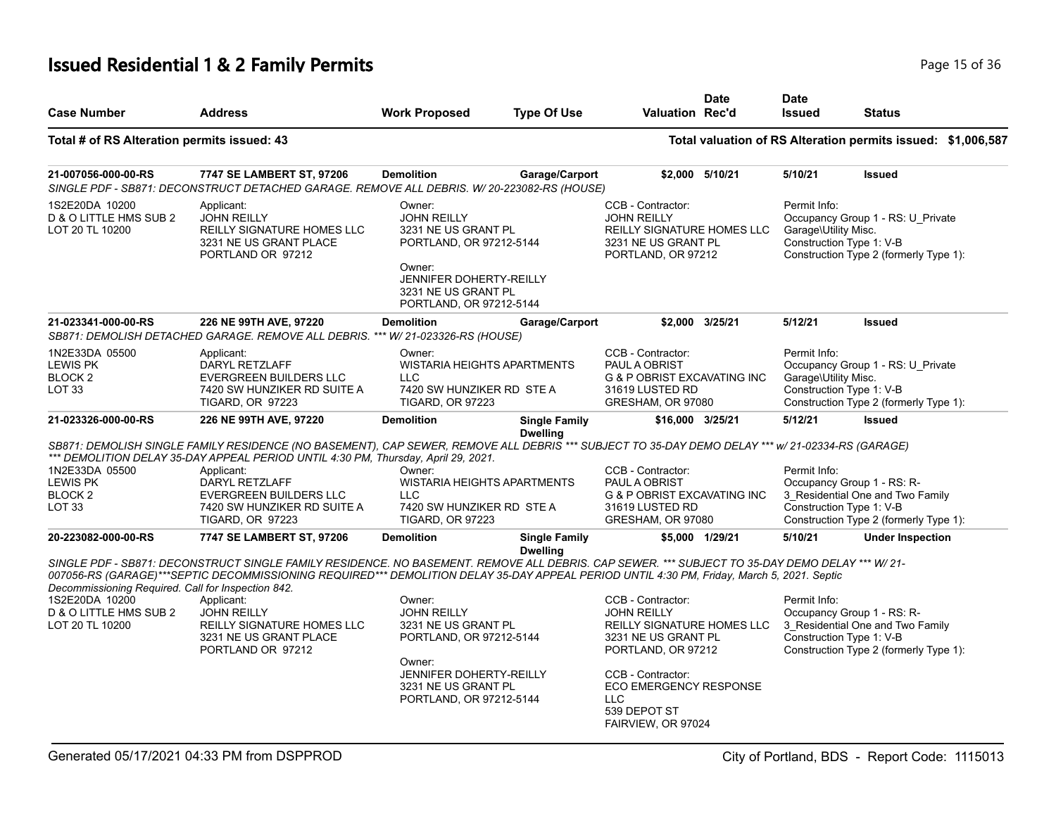# Issued Residential 1 & 2 Family Permits

| Case Number | Address | Work Proposed | Type Of Use | Valuation | Date Rec'd | Date Issued | Status |
|---|---|---|---|---|---|---|---|

**Total # of RS Alteration permits issued: 43**

**Total valuation of RS Alteration permits issued: $1,006,587**

---

| Case Number | Address | Work Proposed | Type Of Use | Valuation | Date Rec'd | Date Issued | Status |
|---|---|---|---|---|---|---|---|
| **21-007056-000-00-RS** | **7747 SE LAMBERT ST, 97206** | **Demolition** | **Garage/Carport** | **$2,000** | **5/10/21** | **5/10/21** | **Issued** |

*SINGLE PDF - SB871: DECONSTRUCT DETACHED GARAGE. REMOVE ALL DEBRIS. W/ 20-223082-RS (HOUSE)*

1S2E20DA 10200
D & O LITTLE HMS SUB 2
LOT 20 TL 10200

Applicant:
JOHN REILLY
REILLY SIGNATURE HOMES LLC
3231 NE US GRANT PLACE
PORTLAND OR 97212

Owner:
JOHN REILLY
3231 NE US GRANT PL
PORTLAND, OR 97212-5144

Owner:
JENNIFER DOHERTY-REILLY
3231 NE US GRANT PL
PORTLAND, OR 97212-5144

CCB - Contractor:
JOHN REILLY
REILLY SIGNATURE HOMES LLC
3231 NE US GRANT PL
PORTLAND, OR 97212

Permit Info:
Occupancy Group 1 - RS: U_Private Garage\Utility Misc.
Construction Type 1: V-B
Construction Type 2 (formerly Type 1):

---

| Case Number | Address | Work Proposed | Type Of Use | Valuation | Date Rec'd | Date Issued | Status |
|---|---|---|---|---|---|---|---|
| **21-023341-000-00-RS** | **226 NE 99TH AVE, 97220** | **Demolition** | **Garage/Carport** | **$2,000** | **3/25/21** | **5/12/21** | **Issued** |

*SB871: DEMOLISH DETACHED GARAGE. REMOVE ALL DEBRIS. *** W/ 21-023326-RS (HOUSE)*

1N2E33DA 05500
LEWIS PK
BLOCK 2
LOT 33

Applicant:
DARYL RETZLAFF
EVERGREEN BUILDERS LLC
7420 SW HUNZIKER RD SUITE A
TIGARD, OR 97223

Owner:
WISTARIA HEIGHTS APARTMENTS LLC
7420 SW HUNZIKER RD STE A
TIGARD, OR 97223

CCB - Contractor:
PAUL A OBRIST
G & P OBRIST EXCAVATING INC
31619 LUSTED RD
GRESHAM, OR 97080

Permit Info:
Occupancy Group 1 - RS: U_Private Garage\Utility Misc.
Construction Type 1: V-B
Construction Type 2 (formerly Type 1):

---

| Case Number | Address | Work Proposed | Type Of Use | Valuation | Date Rec'd | Date Issued | Status |
|---|---|---|---|---|---|---|---|
| **21-023326-000-00-RS** | **226 NE 99TH AVE, 97220** | **Demolition** | **Single Family Dwelling** | **$16,000** | **3/25/21** | **5/12/21** | **Issued** |

*SB871: DEMOLISH SINGLE FAMILY RESIDENCE (NO BASEMENT), CAP SEWER, REMOVE ALL DEBRIS *** SUBJECT TO 35-DAY DEMO DELAY *** w/ 21-02334-RS (GARAGE) *** DEMOLITION DELAY 35-DAY APPEAL PERIOD UNTIL 4:30 PM, Thursday, April 29, 2021.*

1N2E33DA 05500
LEWIS PK
BLOCK 2
LOT 33

Applicant:
DARYL RETZLAFF
EVERGREEN BUILDERS LLC
7420 SW HUNZIKER RD SUITE A
TIGARD, OR 97223

Owner:
WISTARIA HEIGHTS APARTMENTS LLC
7420 SW HUNZIKER RD STE A
TIGARD, OR 97223

CCB - Contractor:
PAUL A OBRIST
G & P OBRIST EXCAVATING INC
31619 LUSTED RD
GRESHAM, OR 97080

Permit Info:
Occupancy Group 1 - RS: R-3_Residential One and Two Family
Construction Type 1: V-B
Construction Type 2 (formerly Type 1):

---

| Case Number | Address | Work Proposed | Type Of Use | Valuation | Date Rec'd | Date Issued | Status |
|---|---|---|---|---|---|---|---|
| **20-223082-000-00-RS** | **7747 SE LAMBERT ST, 97206** | **Demolition** | **Single Family Dwelling** | **$5,000** | **1/29/21** | **5/10/21** | **Under Inspection** |

*SINGLE PDF - SB871: DECONSTRUCT SINGLE FAMILY RESIDENCE. NO BASEMENT. REMOVE ALL DEBRIS. CAP SEWER. *** SUBJECT TO 35-DAY DEMO DELAY *** W/ 21-007056-RS (GARAGE)***SEPTIC DECOMMISSIONING REQUIRED*** DEMOLITION DELAY 35-DAY APPEAL PERIOD UNTIL 4:30 PM, Friday, March 5, 2021. Septic Decommissioning Required. Call for Inspection 842.*

1S2E20DA 10200
D & O LITTLE HMS SUB 2
LOT 20 TL 10200

Applicant:
JOHN REILLY
REILLY SIGNATURE HOMES LLC
3231 NE US GRANT PLACE
PORTLAND OR 97212

Owner:
JOHN REILLY
3231 NE US GRANT PL
PORTLAND, OR 97212-5144

Owner:
JENNIFER DOHERTY-REILLY
3231 NE US GRANT PL
PORTLAND, OR 97212-5144

CCB - Contractor:
JOHN REILLY
REILLY SIGNATURE HOMES LLC
3231 NE US GRANT PL
PORTLAND, OR 97212

CCB - Contractor:
ECO EMERGENCY RESPONSE LLC
539 DEPOT ST
FAIRVIEW, OR 97024

Permit Info:
Occupancy Group 1 - RS: R-3_Residential One and Two Family
Construction Type 1: V-B
Construction Type 2 (formerly Type 1):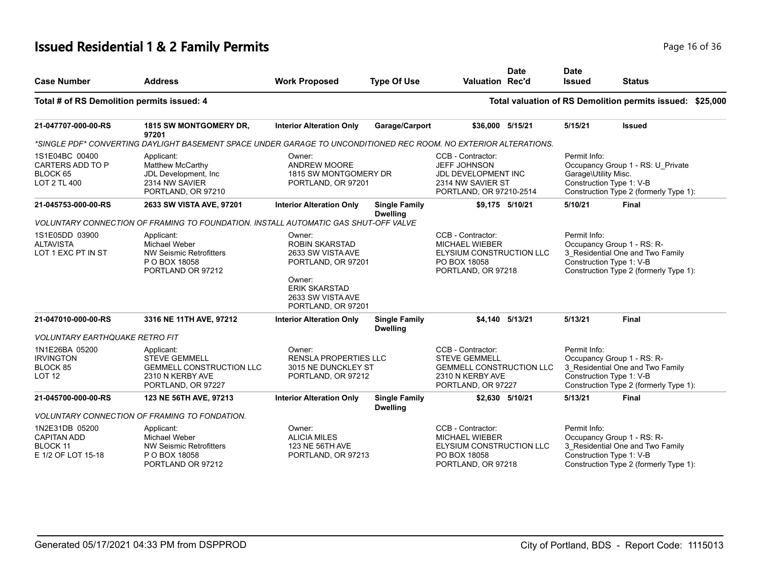# Issued Residential 1 & 2 Family Permits

| Case Number | Address | Work Proposed | Type Of Use | Valuation | Date Rec'd | Date Issued | Status |
|---|---|---|---|---|---|---|---|

**Total # of RS Demolition permits issued: 4** | **Total valuation of RS Demolition permits issued: $25,000**

| Case Number | Address | Work Proposed | Type Of Use | Valuation | Date Rec'd | Date Issued | Status |
|---|---|---|---|---|---|---|---|
| **21-047707-000-00-RS** | **1815 SW MONTGOMERY DR, 97201** | **Interior Alteration Only** | **Garage/Carport** | **$36,000** | **5/15/21** | **5/15/21** | **Issued** |

*\*SINGLE PDF\* CONVERTING DAYLIGHT BASEMENT SPACE UNDER GARAGE TO UNCONDITIONED REC ROOM. NO EXTERIOR ALTERATIONS.*

| | | | | |
|---|---|---|---|---|
| 1S1E04BC 00400<br>CARTERS ADD TO P<br>BLOCK 65<br>LOT 2 TL 400 | Applicant:<br>Matthew McCarthy<br>JDL Development, Inc<br>2314 NW SAVIER<br>PORTLAND, OR 97210 | Owner:<br>ANDREW MOORE<br>1815 SW MONTGOMERY DR<br>PORTLAND, OR 97201 | CCB - Contractor:<br>JEFF JOHNSON<br>JDL DEVELOPMENT INC<br>2314 NW SAVIER ST<br>PORTLAND, OR 97210-2514 | Permit Info:<br>Occupancy Group 1 - RS: U_Private Garage\Utility Misc.<br>Construction Type 1: V-B<br>Construction Type 2 (formerly Type 1): |

| Case Number | Address | Work Proposed | Type Of Use | Valuation | Date Rec'd | Date Issued | Status |
|---|---|---|---|---|---|---|---|
| **21-045753-000-00-RS** | **2633 SW VISTA AVE, 97201** | **Interior Alteration Only** | **Single Family Dwelling** | **$9,175** | **5/10/21** | **5/10/21** | **Final** |

*VOLUNTARY CONNECTION OF FRAMING TO FOUNDATION. INSTALL AUTOMATIC GAS SHUT-OFF VALVE*

| | | | | |
|---|---|---|---|---|
| 1S1E05DD 03900<br>ALTAVISTA<br>LOT 1 EXC PT IN ST | Applicant:<br>Michael Weber<br>NW Seismic Retrofitters<br>P O BOX 18058<br>PORTLAND OR 97212 | Owner:<br>ROBIN SKARSTAD<br>2633 SW VISTA AVE<br>PORTLAND, OR 97201<br><br>Owner:<br>ERIK SKARSTAD<br>2633 SW VISTA AVE<br>PORTLAND, OR 97201 | CCB - Contractor:<br>MICHAEL WIEBER<br>ELYSIUM CONSTRUCTION LLC<br>PO BOX 18058<br>PORTLAND, OR 97218 | Permit Info:<br>Occupancy Group 1 - RS: R-3_Residential One and Two Family<br>Construction Type 1: V-B<br>Construction Type 2 (formerly Type 1): |

| Case Number | Address | Work Proposed | Type Of Use | Valuation | Date Rec'd | Date Issued | Status |
|---|---|---|---|---|---|---|---|
| **21-047010-000-00-RS** | **3316 NE 11TH AVE, 97212** | **Interior Alteration Only** | **Single Family Dwelling** | **$4,140** | **5/13/21** | **5/13/21** | **Final** |

*VOLUNTARY EARTHQUAKE RETRO FIT*

| | | | | |
|---|---|---|---|---|
| 1N1E26BA 05200<br>IRVINGTON<br>BLOCK 85<br>LOT 12 | Applicant:<br>STEVE GEMMELL<br>GEMMELL CONSTRUCTION LLC<br>2310 N KERBY AVE<br>PORTLAND, OR 97227 | Owner:<br>RENSLA PROPERTIES LLC<br>3015 NE DUNCKLEY ST<br>PORTLAND, OR 97212 | CCB - Contractor:<br>STEVE GEMMELL<br>GEMMELL CONSTRUCTION LLC<br>2310 N KERBY AVE<br>PORTLAND, OR 97227 | Permit Info:<br>Occupancy Group 1 - RS: R-3_Residential One and Two Family<br>Construction Type 1: V-B<br>Construction Type 2 (formerly Type 1): |

| Case Number | Address | Work Proposed | Type Of Use | Valuation | Date Rec'd | Date Issued | Status |
|---|---|---|---|---|---|---|---|
| **21-045700-000-00-RS** | **123 NE 56TH AVE, 97213** | **Interior Alteration Only** | **Single Family Dwelling** | **$2,630** | **5/10/21** | **5/13/21** | **Final** |

*VOLUNTARY CONNECTION OF FRAMING TO FONDATION.*

| | | | | |
|---|---|---|---|---|
| 1N2E31DB 05200<br>CAPITAN ADD<br>BLOCK 11<br>E 1/2 OF LOT 15-18 | Applicant:<br>Michael Weber<br>NW Seismic Retrofitters<br>P O BOX 18058<br>PORTLAND OR 97212 | Owner:<br>ALICIA MILES<br>123 NE 56TH AVE<br>PORTLAND, OR 97213 | CCB - Contractor:<br>MICHAEL WIEBER<br>ELYSIUM CONSTRUCTION LLC<br>PO BOX 18058<br>PORTLAND, OR 97218 | Permit Info:<br>Occupancy Group 1 - RS: R-3_Residential One and Two Family<br>Construction Type 1: V-B<br>Construction Type 2 (formerly Type 1): |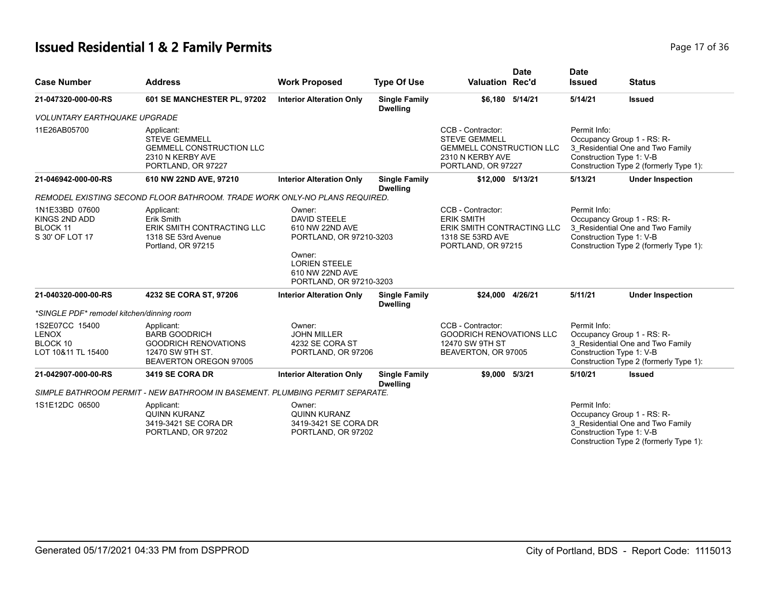## Issued Residential 1 & 2 Family Permits

| Case Number | Address | Work Proposed | Type Of Use | Valuation | Date Rec'd | Date Issued | Status |
|---|---|---|---|---|---|---|---|
| 21-047320-000-00-RS | 601 SE MANCHESTER PL, 97202 | Interior Alteration Only | Single Family Dwelling | $6,180 | 5/14/21 | 5/14/21 | Issued |
| *VOLUNTARY EARTHQUAKE UPGRADE* | | | | | | | |
| 11E26AB05700 | Applicant: STEVE GEMMELL GEMMELL CONSTRUCTION LLC 2310 N KERBY AVE PORTLAND, OR 97227 | | | CCB - Contractor: STEVE GEMMELL GEMMELL CONSTRUCTION LLC 2310 N KERBY AVE PORTLAND, OR 97227 | | Permit Info: Occupancy Group 1 - RS: R-3_Residential One and Two Family Construction Type 1: V-B Construction Type 2 (formerly Type 1): | |
| 21-046942-000-00-RS | 610 NW 22ND AVE, 97210 | Interior Alteration Only | Single Family Dwelling | $12,000 | 5/13/21 | 5/13/21 | Under Inspection |
| *REMODEL EXISTING SECOND FLOOR BATHROOM. TRADE WORK ONLY-NO PLANS REQUIRED.* | | | | | | | |
| 1N1E33BD 07600 KINGS 2ND ADD BLOCK 11 S 30' OF LOT 17 | Applicant: Erik Smith ERIK SMITH CONTRACTING LLC 1318 SE 53rd Avenue Portland, OR 97215 | Owner: DAVID STEELE 610 NW 22ND AVE PORTLAND, OR 97210-3203 Owner: LORIEN STEELE 610 NW 22ND AVE PORTLAND, OR 97210-3203 | | CCB - Contractor: ERIK SMITH ERIK SMITH CONTRACTING LLC 1318 SE 53RD AVE PORTLAND, OR 97215 | | Permit Info: Occupancy Group 1 - RS: R-3_Residential One and Two Family Construction Type 1: V-B Construction Type 2 (formerly Type 1): | |
| 21-040320-000-00-RS | 4232 SE CORA ST, 97206 | Interior Alteration Only | Single Family Dwelling | $24,000 | 4/26/21 | 5/11/21 | Under Inspection |
| *\*SINGLE PDF\* remodel kitchen/dinning room* | | | | | | | |
| 1S2E07CC 15400 LENOX BLOCK 10 LOT 10&11 TL 15400 | Applicant: BARB GOODRICH GOODRICH RENOVATIONS 12470 SW 9TH ST. BEAVERTON OREGON 97005 | Owner: JOHN MILLER 4232 SE CORA ST PORTLAND, OR 97206 | | CCB - Contractor: GOODRICH RENOVATIONS LLC 12470 SW 9TH ST BEAVERTON, OR 97005 | | Permit Info: Occupancy Group 1 - RS: R-3_Residential One and Two Family Construction Type 1: V-B Construction Type 2 (formerly Type 1): | |
| 21-042907-000-00-RS | 3419 SE CORA DR | Interior Alteration Only | Single Family Dwelling | $9,000 | 5/3/21 | 5/10/21 | Issued |
| *SIMPLE BATHROOM PERMIT - NEW BATHROOM IN BASEMENT. PLUMBING PERMIT SEPARATE.* | | | | | | | |
| 1S1E12DC 06500 | Applicant: QUINN KURANZ 3419-3421 SE CORA DR PORTLAND, OR 97202 | Owner: QUINN KURANZ 3419-3421 SE CORA DR PORTLAND, OR 97202 | | | | Permit Info: Occupancy Group 1 - RS: R-3_Residential One and Two Family Construction Type 1: V-B Construction Type 2 (formerly Type 1): | |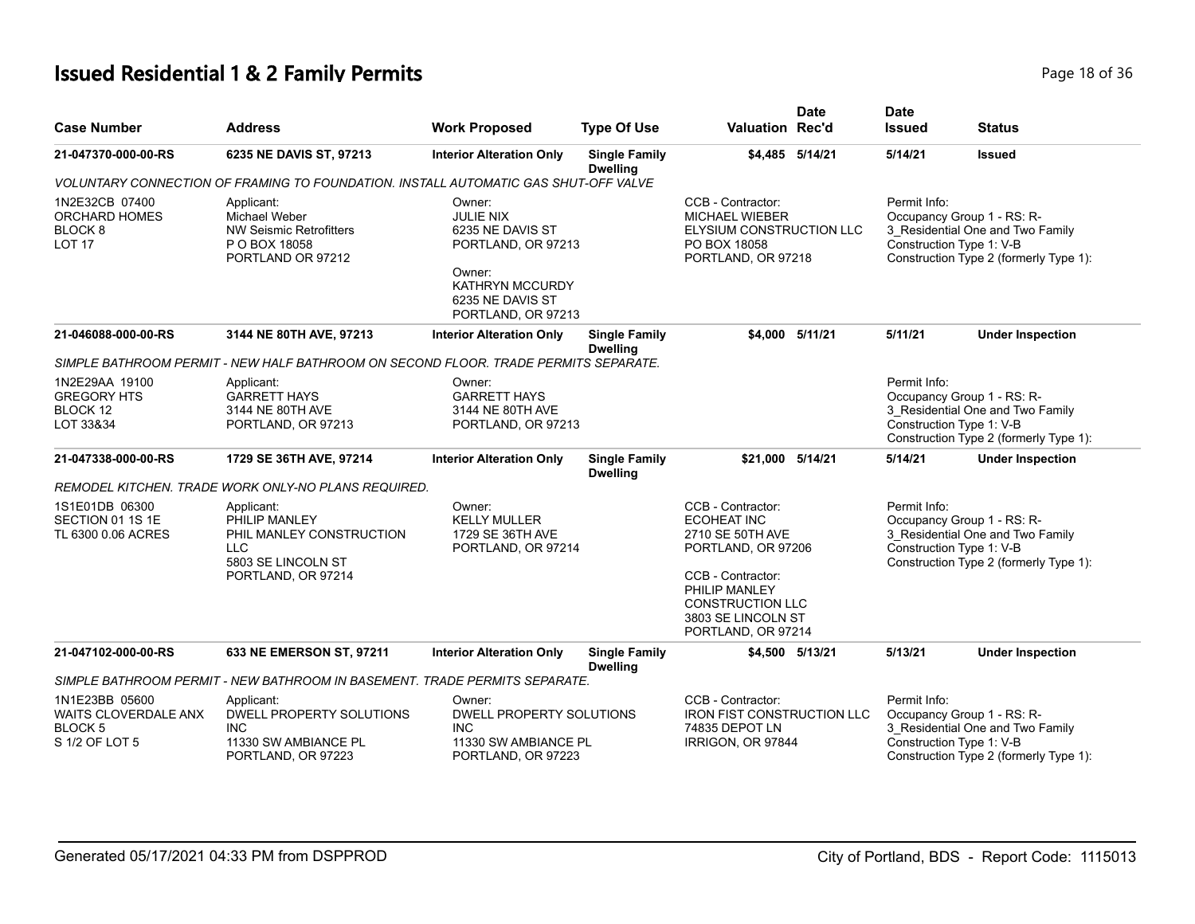# Issued Residential 1 & 2 Family Permits

| Case Number | Address | Work Proposed | Type Of Use | Valuation | Date Rec'd | Date Issued | Status |
|---|---|---|---|---|---|---|---|
| 21-047370-000-00-RS | 6235 NE DAVIS ST, 97213 | Interior Alteration Only | Single Family Dwelling | $4,485 | 5/14/21 | 5/14/21 | Issued |

*VOLUNTARY CONNECTION OF FRAMING TO FOUNDATION. INSTALL AUTOMATIC GAS SHUT-OFF VALVE*

1N2E32CB 07400
ORCHARD HOMES
BLOCK 8
LOT 17

Applicant:
Michael Weber
NW Seismic Retrofitters
P O BOX 18058
PORTLAND OR 97212

Owner:
JULIE NIX
6235 NE DAVIS ST
PORTLAND, OR 97213

Owner:
KATHRYN MCCURDY
6235 NE DAVIS ST
PORTLAND, OR 97213

CCB - Contractor:
MICHAEL WIEBER
ELYSIUM CONSTRUCTION LLC
PO BOX 18058
PORTLAND, OR 97218

Permit Info:
Occupancy Group 1 - RS: R-3_Residential One and Two Family
Construction Type 1: V-B
Construction Type 2 (formerly Type 1):

| Case Number | Address | Work Proposed | Type Of Use | Valuation | Date Rec'd | Date Issued | Status |
|---|---|---|---|---|---|---|---|
| 21-046088-000-00-RS | 3144 NE 80TH AVE, 97213 | Interior Alteration Only | Single Family Dwelling | $4,000 | 5/11/21 | 5/11/21 | Under Inspection |

*SIMPLE BATHROOM PERMIT - NEW HALF BATHROOM ON SECOND FLOOR. TRADE PERMITS SEPARATE.*

1N2E29AA 19100
GREGORY HTS
BLOCK 12
LOT 33&34

Applicant:
GARRETT HAYS
3144 NE 80TH AVE
PORTLAND, OR 97213

Owner:
GARRETT HAYS
3144 NE 80TH AVE
PORTLAND, OR 97213

Permit Info:
Occupancy Group 1 - RS: R-3_Residential One and Two Family
Construction Type 1: V-B
Construction Type 2 (formerly Type 1):

| Case Number | Address | Work Proposed | Type Of Use | Valuation | Date Rec'd | Date Issued | Status |
|---|---|---|---|---|---|---|---|
| 21-047338-000-00-RS | 1729 SE 36TH AVE, 97214 | Interior Alteration Only | Single Family Dwelling | $21,000 | 5/14/21 | 5/14/21 | Under Inspection |

*REMODEL KITCHEN. TRADE WORK ONLY-NO PLANS REQUIRED.*

1S1E01DB 06300
SECTION 01 1S 1E
TL 6300 0.06 ACRES

Applicant:
PHILIP MANLEY
PHIL MANLEY CONSTRUCTION LLC
5803 SE LINCOLN ST
PORTLAND, OR 97214

Owner:
KELLY MULLER
1729 SE 36TH AVE
PORTLAND, OR 97214

CCB - Contractor:
ECOHEAT INC
2710 SE 50TH AVE
PORTLAND, OR 97206

CCB - Contractor:
PHILIP MANLEY
CONSTRUCTION LLC
3803 SE LINCOLN ST
PORTLAND, OR 97214

Permit Info:
Occupancy Group 1 - RS: R-3_Residential One and Two Family
Construction Type 1: V-B
Construction Type 2 (formerly Type 1):

| Case Number | Address | Work Proposed | Type Of Use | Valuation | Date Rec'd | Date Issued | Status |
|---|---|---|---|---|---|---|---|
| 21-047102-000-00-RS | 633 NE EMERSON ST, 97211 | Interior Alteration Only | Single Family Dwelling | $4,500 | 5/13/21 | 5/13/21 | Under Inspection |

*SIMPLE BATHROOM PERMIT - NEW BATHROOM IN BASEMENT. TRADE PERMITS SEPARATE.*

1N1E23BB 05600
WAITS CLOVERDALE ANX
BLOCK 5
S 1/2 OF LOT 5

Applicant:
DWELL PROPERTY SOLUTIONS INC
11330 SW AMBIANCE PL
PORTLAND, OR 97223

Owner:
DWELL PROPERTY SOLUTIONS INC
11330 SW AMBIANCE PL
PORTLAND, OR 97223

CCB - Contractor:
IRON FIST CONSTRUCTION LLC
74835 DEPOT LN
IRRIGON, OR 97844

Permit Info:
Occupancy Group 1 - RS: R-3_Residential One and Two Family
Construction Type 1: V-B
Construction Type 2 (formerly Type 1):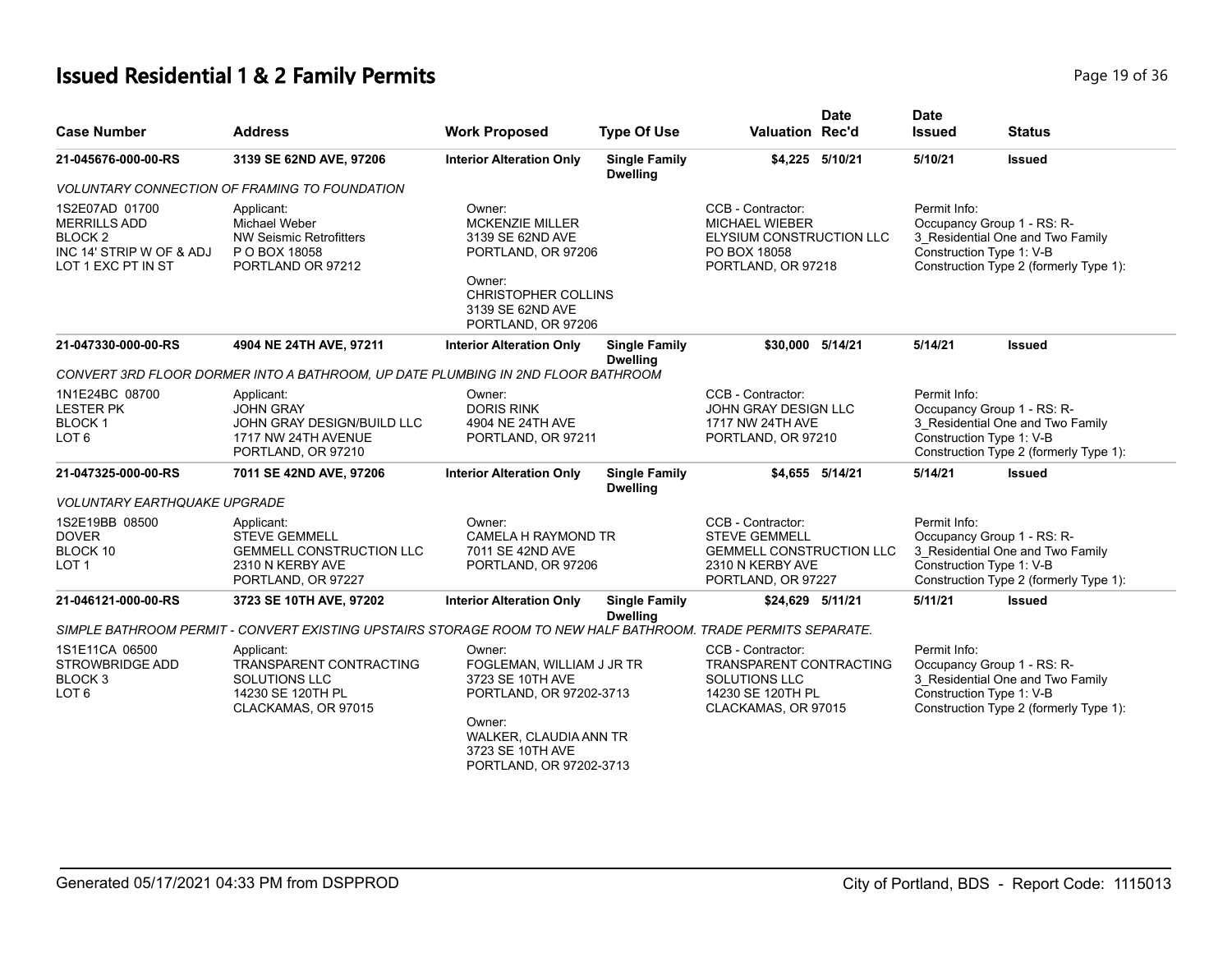# Issued Residential 1 & 2 Family Permits

| Case Number | Address | Work Proposed | Type Of Use | Valuation | Date Rec'd | Date Issued | Status |
|---|---|---|---|---|---|---|---|
| 21-045676-000-00-RS | 3139 SE 62ND AVE, 97206 | Interior Alteration Only | Single Family Dwelling | $4,225 | 5/10/21 | 5/10/21 | Issued |
| VOLUNTARY CONNECTION OF FRAMING TO FOUNDATION | | | | | | | |
| 1S2E07AD 01700<br>MERRILLS ADD<br>BLOCK 2<br>INC 14' STRIP W OF & ADJ<br>LOT 1 EXC PT IN ST | Applicant:<br>Michael Weber<br>NW Seismic Retrofitters<br>P O BOX 18058<br>PORTLAND OR 97212 | Owner:<br>MCKENZIE MILLER<br>3139 SE 62ND AVE<br>PORTLAND, OR 97206<br>Owner:<br>CHRISTOPHER COLLINS<br>3139 SE 62ND AVE<br>PORTLAND, OR 97206 | | CCB - Contractor:<br>MICHAEL WIEBER<br>ELYSIUM CONSTRUCTION LLC<br>PO BOX 18058<br>PORTLAND, OR 97218 | | Permit Info:<br>Occupancy Group 1 - RS: R-3_Residential One and Two Family<br>Construction Type 1: V-B<br>Construction Type 2 (formerly Type 1): | |
| 21-047330-000-00-RS | 4904 NE 24TH AVE, 97211 | Interior Alteration Only | Single Family Dwelling | $30,000 | 5/14/21 | 5/14/21 | Issued |
| CONVERT 3RD FLOOR DORMER INTO A BATHROOM, UP DATE PLUMBING IN 2ND FLOOR BATHROOM | | | | | | | |
| 1N1E24BC 08700<br>LESTER PK<br>BLOCK 1<br>LOT 6 | Applicant:<br>JOHN GRAY<br>JOHN GRAY DESIGN/BUILD LLC<br>1717 NW 24TH AVENUE<br>PORTLAND, OR 97210 | Owner:<br>DORIS RINK<br>4904 NE 24TH AVE<br>PORTLAND, OR 97211 | | CCB - Contractor:<br>JOHN GRAY DESIGN LLC<br>1717 NW 24TH AVE<br>PORTLAND, OR 97210 | | Permit Info:<br>Occupancy Group 1 - RS: R-3_Residential One and Two Family<br>Construction Type 1: V-B<br>Construction Type 2 (formerly Type 1): | |
| 21-047325-000-00-RS | 7011 SE 42ND AVE, 97206 | Interior Alteration Only | Single Family Dwelling | $4,655 | 5/14/21 | 5/14/21 | Issued |
| VOLUNTARY EARTHQUAKE UPGRADE | | | | | | | |
| 1S2E19BB 08500<br>DOVER<br>BLOCK 10<br>LOT 1 | Applicant:<br>STEVE GEMMELL<br>GEMMELL CONSTRUCTION LLC<br>2310 N KERBY AVE<br>PORTLAND, OR 97227 | Owner:<br>CAMELA H RAYMOND TR<br>7011 SE 42ND AVE<br>PORTLAND, OR 97206 | | CCB - Contractor:<br>STEVE GEMMELL<br>GEMMELL CONSTRUCTION LLC<br>2310 N KERBY AVE<br>PORTLAND, OR 97227 | | Permit Info:<br>Occupancy Group 1 - RS: R-3_Residential One and Two Family<br>Construction Type 1: V-B<br>Construction Type 2 (formerly Type 1): | |
| 21-046121-000-00-RS | 3723 SE 10TH AVE, 97202 | Interior Alteration Only | Single Family Dwelling | $24,629 | 5/11/21 | 5/11/21 | Issued |
| SIMPLE BATHROOM PERMIT - CONVERT EXISTING UPSTAIRS STORAGE ROOM TO NEW HALF BATHROOM. TRADE PERMITS SEPARATE. | | | | | | | |
| 1S1E11CA 06500<br>STROWBRIDGE ADD<br>BLOCK 3<br>LOT 6 | Applicant:<br>TRANSPARENT CONTRACTING SOLUTIONS LLC<br>14230 SE 120TH PL<br>CLACKAMAS, OR 97015 | Owner:<br>FOGLEMAN, WILLIAM J JR TR<br>3723 SE 10TH AVE<br>PORTLAND, OR 97202-3713<br>Owner:<br>WALKER, CLAUDIA ANN TR<br>3723 SE 10TH AVE<br>PORTLAND, OR 97202-3713 | | CCB - Contractor:<br>TRANSPARENT CONTRACTING SOLUTIONS LLC<br>14230 SE 120TH PL<br>CLACKAMAS, OR 97015 | | Permit Info:<br>Occupancy Group 1 - RS: R-3_Residential One and Two Family<br>Construction Type 1: V-B<br>Construction Type 2 (formerly Type 1): | |

Generated 05/17/2021 04:33 PM from DSPPROD

City of Portland, BDS - Report Code: 1115013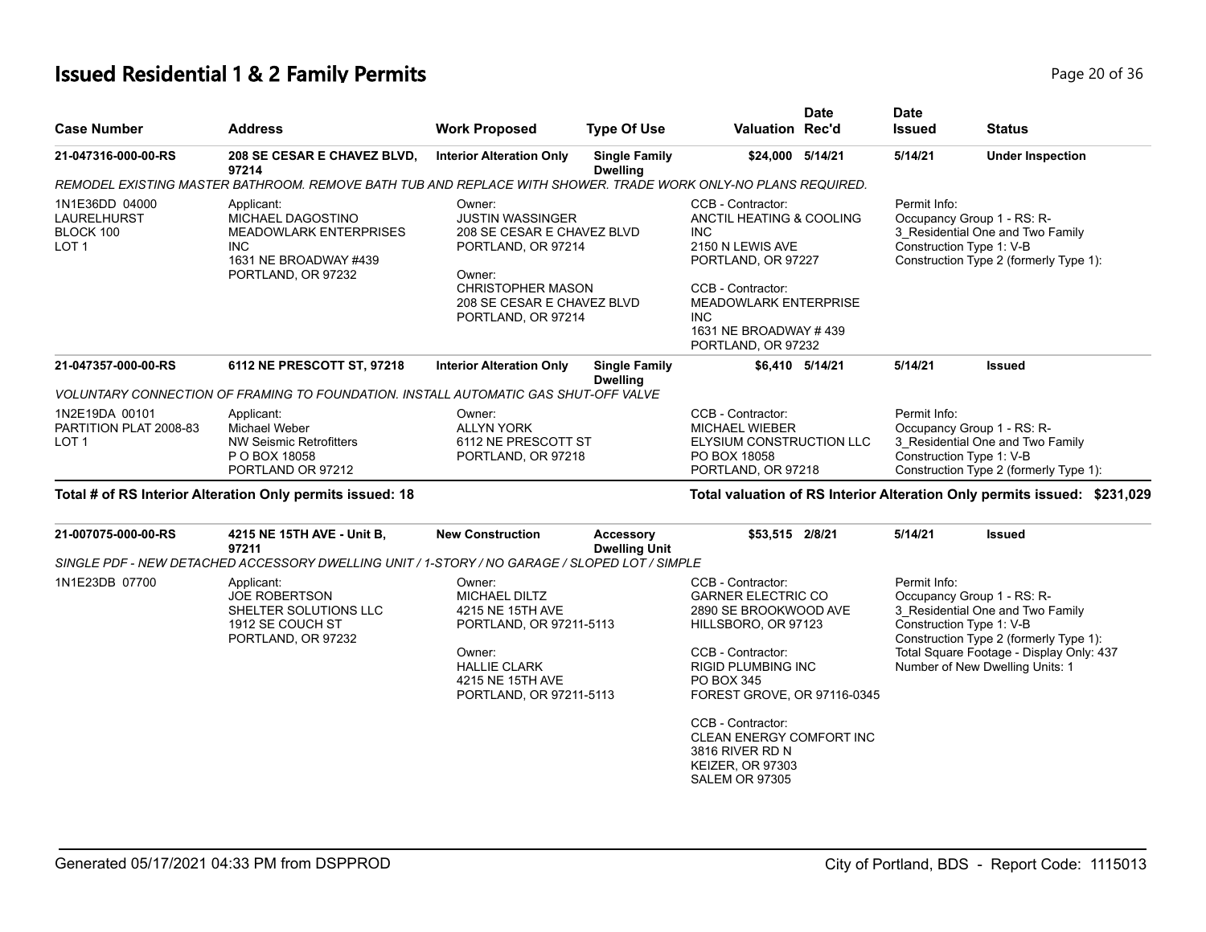# Issued Residential 1 & 2 Family Permits

| Case Number | Address | Work Proposed | Type Of Use | Valuation | Date Rec'd | Date Issued | Status |
|---|---|---|---|---|---|---|---|
| **21-047316-000-00-RS** | **208 SE CESAR E CHAVEZ BLVD, 97214** | **Interior Alteration Only** | **Single Family Dwelling** | **$24,000** | **5/14/21** | **5/14/21** | **Under Inspection** |

*REMODEL EXISTING MASTER BATHROOM. REMOVE BATH TUB AND REPLACE WITH SHOWER. TRADE WORK ONLY-NO PLANS REQUIRED.*

1N1E36DD 04000
LAURELHURST
BLOCK 100
LOT 1

Applicant:
MICHAEL DAGOSTINO
MEADOWLARK ENTERPRISES INC
1631 NE BROADWAY #439
PORTLAND, OR 97232

Owner:
JUSTIN WASSINGER
208 SE CESAR E CHAVEZ BLVD
PORTLAND, OR 97214

Owner:
CHRISTOPHER MASON
208 SE CESAR E CHAVEZ BLVD
PORTLAND, OR 97214

CCB - Contractor:
ANCTIL HEATING & COOLING INC
2150 N LEWIS AVE
PORTLAND, OR 97227

CCB - Contractor:
MEADOWLARK ENTERPRISE INC
1631 NE BROADWAY # 439
PORTLAND, OR 97232

Permit Info:
Occupancy Group 1 - RS: R-3_Residential One and Two Family
Construction Type 1: V-B
Construction Type 2 (formerly Type 1):

| Case Number | Address | Work Proposed | Type Of Use | Valuation | Date Rec'd | Date Issued | Status |
|---|---|---|---|---|---|---|---|
| **21-047357-000-00-RS** | **6112 NE PRESCOTT ST, 97218** | **Interior Alteration Only** | **Single Family Dwelling** | **$6,410** | **5/14/21** | **5/14/21** | **Issued** |

*VOLUNTARY CONNECTION OF FRAMING TO FOUNDATION. INSTALL AUTOMATIC GAS SHUT-OFF VALVE*

1N2E19DA 00101
PARTITION PLAT 2008-83
LOT 1

Applicant:
Michael Weber
NW Seismic Retrofitters
P O BOX 18058
PORTLAND OR 97212

Owner:
ALLYN YORK
6112 NE PRESCOTT ST
PORTLAND, OR 97218

CCB - Contractor:
MICHAEL WIEBER
ELYSIUM CONSTRUCTION LLC
PO BOX 18058
PORTLAND, OR 97218

Permit Info:
Occupancy Group 1 - RS: R-3_Residential One and Two Family
Construction Type 1: V-B
Construction Type 2 (formerly Type 1):

**Total # of RS Interior Alteration Only permits issued: 18**

**Total valuation of RS Interior Alteration Only permits issued: $231,029**

| Case Number | Address | Work Proposed | Type Of Use | Valuation | Date Rec'd | Date Issued | Status |
|---|---|---|---|---|---|---|---|
| **21-007075-000-00-RS** | **4215 NE 15TH AVE - Unit B, 97211** | **New Construction** | **Accessory Dwelling Unit** | **$53,515** | **2/8/21** | **5/14/21** | **Issued** |

*SINGLE PDF - NEW DETACHED ACCESSORY DWELLING UNIT / 1-STORY / NO GARAGE / SLOPED LOT / SIMPLE*

1N1E23DB 07700

Applicant:
JOE ROBERTSON
SHELTER SOLUTIONS LLC
1912 SE COUCH ST
PORTLAND, OR 97232

Owner:
MICHAEL DILTZ
4215 NE 15TH AVE
PORTLAND, OR 97211-5113

Owner:
HALLIE CLARK
4215 NE 15TH AVE
PORTLAND, OR 97211-5113

CCB - Contractor:
GARNER ELECTRIC CO
2890 SE BROOKWOOD AVE
HILLSBORO, OR 97123

CCB - Contractor:
RIGID PLUMBING INC
PO BOX 345
FOREST GROVE, OR 97116-0345

CCB - Contractor:
CLEAN ENERGY COMFORT INC
3816 RIVER RD N
KEIZER, OR 97303
SALEM OR 97305

Permit Info:
Occupancy Group 1 - RS: R-3_Residential One and Two Family
Construction Type 1: V-B
Construction Type 2 (formerly Type 1):
Total Square Footage - Display Only: 437
Number of New Dwelling Units: 1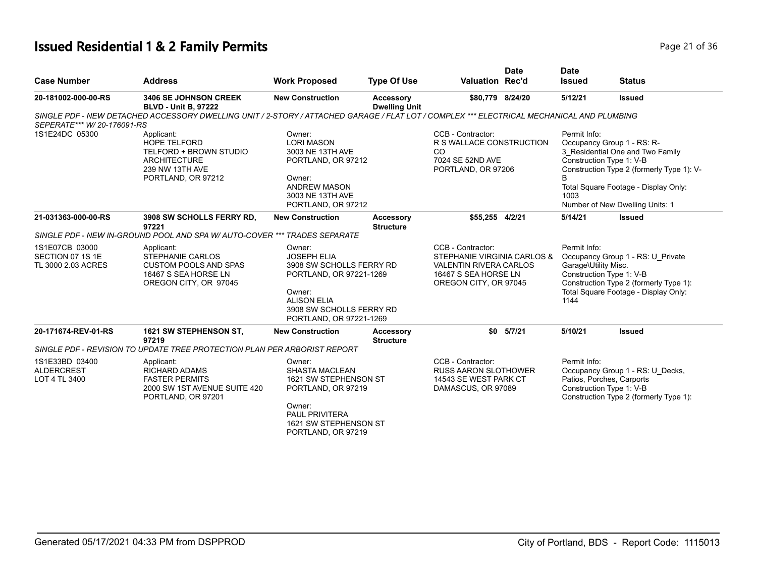# Issued Residential 1 & 2 Family Permits

| Case Number | Address | Work Proposed | Type Of Use | Valuation | Date Rec'd | Date Issued | Status |
|---|---|---|---|---|---|---|---|
| 20-181002-000-00-RS | 3406 SE JOHNSON CREEK BLVD - Unit B, 97222 | New Construction | Accessory Dwelling Unit | $80,779 | 8/24/20 | 5/12/21 | Issued |

*SINGLE PDF - NEW DETACHED ACCESSORY DWELLING UNIT / 2-STORY / ATTACHED GARAGE / FLAT LOT / COMPLEX *** ELECTRICAL MECHANICAL AND PLUMBING SEPERATE*** W/ 20-176091-RS*

1S1E24DC 05300

Applicant:
HOPE TELFORD
TELFORD + BROWN STUDIO ARCHITECTURE
239 NW 13TH AVE
PORTLAND, OR 97212

Owner:
LORI MASON
3003 NE 13TH AVE
PORTLAND, OR 97212

Owner:
ANDREW MASON
3003 NE 13TH AVE
PORTLAND, OR 97212

CCB - Contractor:
R S WALLACE CONSTRUCTION CO
7024 SE 52ND AVE
PORTLAND, OR 97206

Permit Info:
Occupancy Group 1 - RS: R-3_Residential One and Two Family
Construction Type 1: V-B
Construction Type 2 (formerly Type 1): V-B
Total Square Footage - Display Only: 1003
Number of New Dwelling Units: 1

| Case Number | Address | Work Proposed | Type Of Use | Valuation | Date Rec'd | Date Issued | Status |
|---|---|---|---|---|---|---|---|
| 21-031363-000-00-RS | 3908 SW SCHOLLS FERRY RD, 97221 | New Construction | Accessory Structure | $55,255 | 4/2/21 | 5/14/21 | Issued |

*SINGLE PDF - NEW IN-GROUND POOL AND SPA W/ AUTO-COVER *** TRADES SEPARATE*

1S1E07CB 03000
SECTION 07 1S 1E
TL 3000 2.03 ACRES

Applicant:
STEPHANIE CARLOS
CUSTOM POOLS AND SPAS
16467 S SEA HORSE LN
OREGON CITY, OR 97045

Owner:
JOSEPH ELIA
3908 SW SCHOLLS FERRY RD
PORTLAND, OR 97221-1269

Owner:
ALISON ELIA
3908 SW SCHOLLS FERRY RD
PORTLAND, OR 97221-1269

CCB - Contractor:
STEPHANIE VIRGINIA CARLOS & VALENTIN RIVERA CARLOS
16467 S SEA HORSE LN
OREGON CITY, OR 97045

Permit Info:
Occupancy Group 1 - RS: U_Private Garage\Utility Misc.
Construction Type 1: V-B
Construction Type 2 (formerly Type 1):
Total Square Footage - Display Only: 1144

| Case Number | Address | Work Proposed | Type Of Use | Valuation | Date Rec'd | Date Issued | Status |
|---|---|---|---|---|---|---|---|
| 20-171674-REV-01-RS | 1621 SW STEPHENSON ST, 97219 | New Construction | Accessory Structure | $0 | 5/7/21 | 5/10/21 | Issued |

*SINGLE PDF - REVISION TO UPDATE TREE PROTECTION PLAN PER ARBORIST REPORT*

1S1E33BD 03400
ALDERCREST
LOT 4 TL 3400

Applicant:
RICHARD ADAMS
FASTER PERMITS
2000 SW 1ST AVENUE SUITE 420
PORTLAND, OR 97201

Owner:
SHASTA MACLEAN
1621 SW STEPHENSON ST
PORTLAND, OR 97219

Owner:
PAUL PRIVITERA
1621 SW STEPHENSON ST
PORTLAND, OR 97219

CCB - Contractor:
RUSS AARON SLOTHOWER
14543 SE WEST PARK CT
DAMASCUS, OR 97089

Permit Info:
Occupancy Group 1 - RS: U_Decks, Patios, Porches, Carports
Construction Type 1: V-B
Construction Type 2 (formerly Type 1):

Generated 05/17/2021 04:33 PM from DSPPROD — City of Portland, BDS - Report Code: 1115013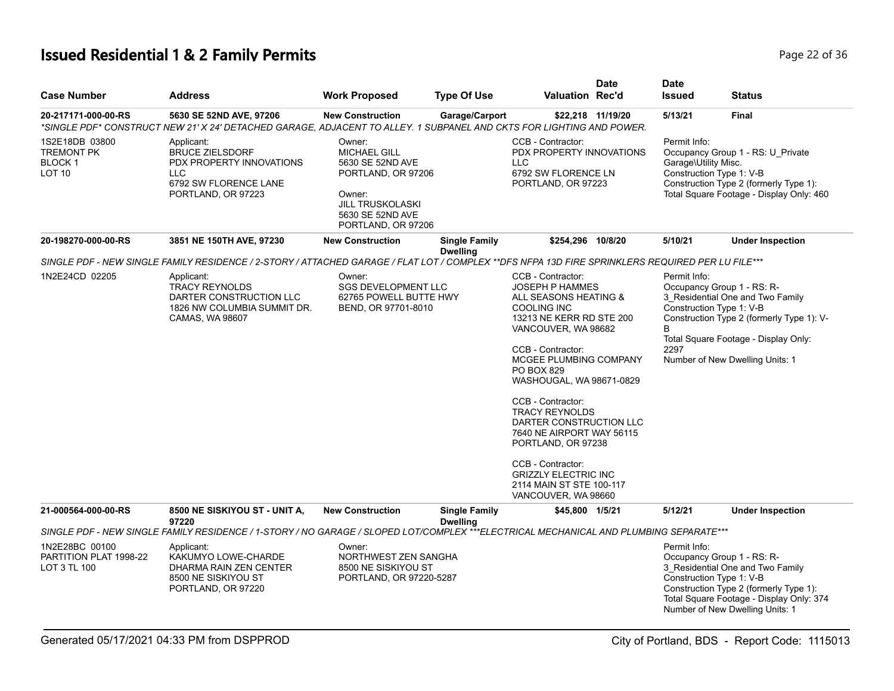## Issued Residential 1 & 2 Family Permits

| Case Number | Address | Work Proposed | Type Of Use | Valuation | Date Rec'd | Date Issued | Status |
|---|---|---|---|---|---|---|---|
| **20-217171-000-00-RS** | **5630 SE 52ND AVE, 97206** | **New Construction** | **Garage/Carport** | **$22,218** | **11/19/20** | **5/13/21** | **Final** |

*\*SINGLE PDF\* CONSTRUCT NEW 21' X 24' DETACHED GARAGE, ADJACENT TO ALLEY. 1 SUBPANEL AND CKTS FOR LIGHTING AND POWER.*

| | | | | |
|---|---|---|---|---|
| 1S2E18DB 03800<br>TREMONT PK<br>BLOCK 1<br>LOT 10 | Applicant:<br>BRUCE ZIELSDORF<br>PDX PROPERTY INNOVATIONS LLC<br>6792 SW FLORENCE LANE<br>PORTLAND, OR 97223 | Owner:<br>MICHAEL GILL<br>5630 SE 52ND AVE<br>PORTLAND, OR 97206<br><br>Owner:<br>JILL TRUSKOLASKI<br>5630 SE 52ND AVE<br>PORTLAND, OR 97206 | CCB - Contractor:<br>PDX PROPERTY INNOVATIONS LLC<br>6792 SW FLORENCE LN<br>PORTLAND, OR 97223 | Permit Info:<br>Occupancy Group 1 - RS: U_Private Garage\Utility Misc.<br>Construction Type 1: V-B<br>Construction Type 2 (formerly Type 1):<br>Total Square Footage - Display Only: 460 |

| Case Number | Address | Work Proposed | Type Of Use | Valuation | Date Rec'd | Date Issued | Status |
|---|---|---|---|---|---|---|---|
| **20-198270-000-00-RS** | **3851 NE 150TH AVE, 97230** | **New Construction** | **Single Family Dwelling** | **$254,296** | **10/8/20** | **5/10/21** | **Under Inspection** |

SINGLE PDF - NEW SINGLE FAMILY RESIDENCE / 2-STORY / ATTACHED GARAGE / FLAT LOT / COMPLEX \*\*DFS NFPA 13D FIRE SPRINKLERS REQUIRED PER LU FILE\*\*\*

| | | | | |
|---|---|---|---|---|
| 1N2E24CD 02205 | Applicant:<br>TRACY REYNOLDS<br>DARTER CONSTRUCTION LLC<br>1826 NW COLUMBIA SUMMIT DR.<br>CAMAS, WA 98607 | Owner:<br>SGS DEVELOPMENT LLC<br>62765 POWELL BUTTE HWY<br>BEND, OR 97701-8010 | CCB - Contractor:<br>JOSEPH P HAMMES<br>ALL SEASONS HEATING & COOLING INC<br>13213 NE KERR RD STE 200<br>VANCOUVER, WA 98682<br><br>CCB - Contractor:<br>MCGEE PLUMBING COMPANY<br>PO BOX 829<br>WASHOUGAL, WA 98671-0829<br><br>CCB - Contractor:<br>TRACY REYNOLDS<br>DARTER CONSTRUCTION LLC<br>7640 NE AIRPORT WAY 56115<br>PORTLAND, OR 97238<br><br>CCB - Contractor:<br>GRIZZLY ELECTRIC INC<br>2114 MAIN ST STE 100-117<br>VANCOUVER, WA 98660 | Permit Info:<br>Occupancy Group 1 - RS: R-3_Residential One and Two Family<br>Construction Type 1: V-B<br>Construction Type 2 (formerly Type 1): V-B<br>Total Square Footage - Display Only: 2297<br>Number of New Dwelling Units: 1 |

| Case Number | Address | Work Proposed | Type Of Use | Valuation | Date Rec'd | Date Issued | Status |
|---|---|---|---|---|---|---|---|
| **21-000564-000-00-RS** | **8500 NE SISKIYOU ST - UNIT A, 97220** | **New Construction** | **Single Family Dwelling** | **$45,800** | **1/5/21** | **5/12/21** | **Under Inspection** |

SINGLE PDF - NEW SINGLE FAMILY RESIDENCE / 1-STORY / NO GARAGE / SLOPED LOT/COMPLEX \*\*\*ELECTRICAL MECHANICAL AND PLUMBING SEPARATE\*\*\*

| | | | | |
|---|---|---|---|---|
| 1N2E28BC 00100<br>PARTITION PLAT 1998-22<br>LOT 3 TL 100 | Applicant:<br>KAKUMYO LOWE-CHARDE<br>DHARMA RAIN ZEN CENTER<br>8500 NE SISKIYOU ST<br>PORTLAND, OR 97220 | Owner:<br>NORTHWEST ZEN SANGHA<br>8500 NE SISKIYOU ST<br>PORTLAND, OR 97220-5287 | | Permit Info:<br>Occupancy Group 1 - RS: R-3_Residential One and Two Family<br>Construction Type 1: V-B<br>Construction Type 2 (formerly Type 1):<br>Total Square Footage - Display Only: 374<br>Number of New Dwelling Units: 1 |

Generated 05/17/2021 04:33 PM from DSPPROD — City of Portland, BDS - Report Code: 1115013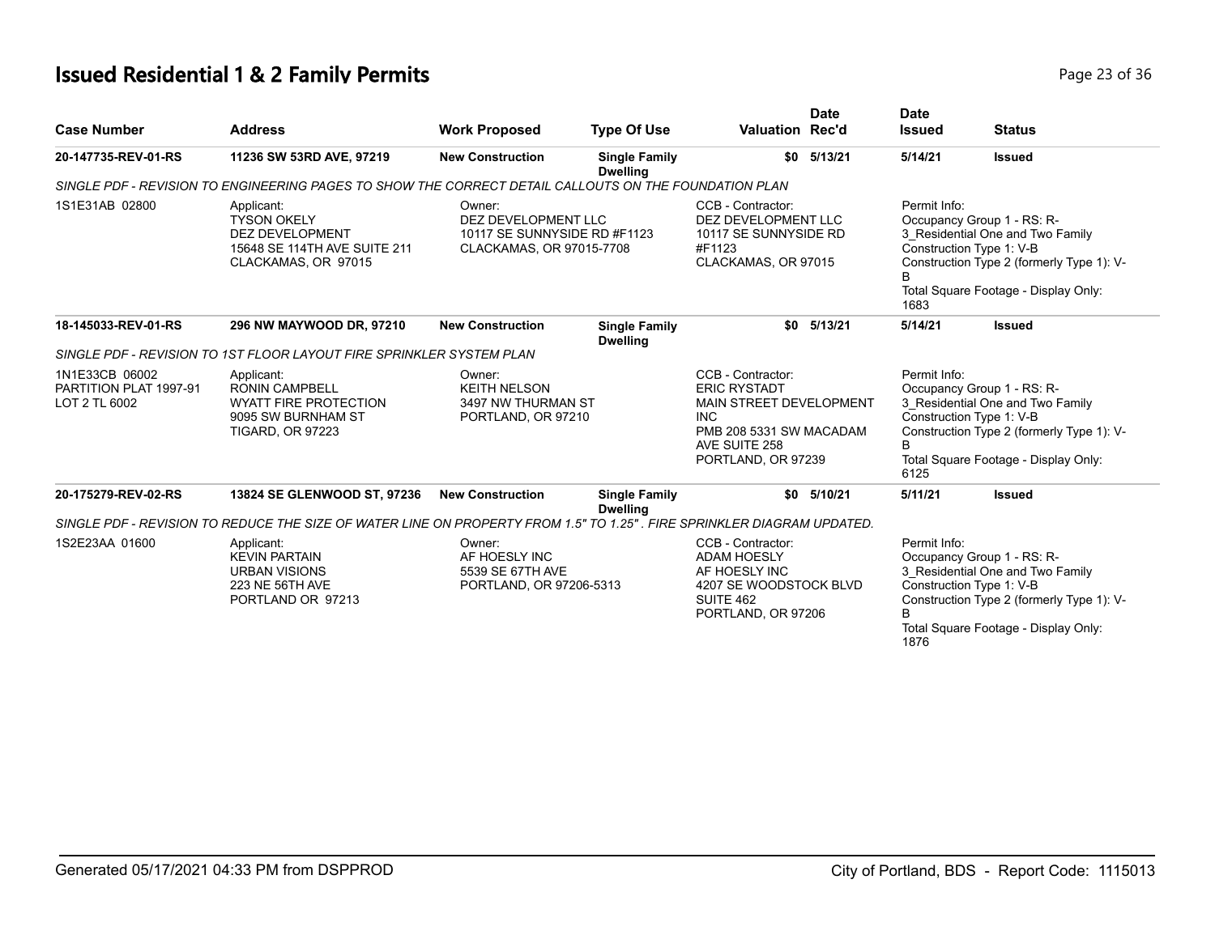# Issued Residential 1 & 2 Family Permits

| Case Number | Address | Work Proposed | Type Of Use | Valuation | Date Rec'd | Date Issued | Status |
|---|---|---|---|---|---|---|---|
| **20-147735-REV-01-RS** | **11236 SW 53RD AVE, 97219** | **New Construction** | **Single Family Dwelling** | **$0** | **5/13/21** | **5/14/21** | **Issued** |
| *SINGLE PDF - REVISION TO ENGINEERING PAGES TO SHOW THE CORRECT DETAIL CALLOUTS ON THE FOUNDATION PLAN* | | | | | | | |
| 1S1E31AB 02800 | Applicant: TYSON OKELY DEZ DEVELOPMENT 15648 SE 114TH AVE SUITE 211 CLACKAMAS, OR 97015 | Owner: DEZ DEVELOPMENT LLC 10117 SE SUNNYSIDE RD #F1123 CLACKAMAS, OR 97015-7708 | | CCB - Contractor: DEZ DEVELOPMENT LLC 10117 SE SUNNYSIDE RD #F1123 CLACKAMAS, OR 97015 | | Permit Info: Occupancy Group 1 - RS: R-3_Residential One and Two Family Construction Type 1: V-B Construction Type 2 (formerly Type 1): V-B Total Square Footage - Display Only: 1683 | |
| **18-145033-REV-01-RS** | **296 NW MAYWOOD DR, 97210** | **New Construction** | **Single Family Dwelling** | **$0** | **5/13/21** | **5/14/21** | **Issued** |
| *SINGLE PDF - REVISION TO 1ST FLOOR LAYOUT FIRE SPRINKLER SYSTEM PLAN* | | | | | | | |
| 1N1E33CB 06002 PARTITION PLAT 1997-91 LOT 2 TL 6002 | Applicant: RONIN CAMPBELL WYATT FIRE PROTECTION 9095 SW BURNHAM ST TIGARD, OR 97223 | Owner: KEITH NELSON 3497 NW THURMAN ST PORTLAND, OR 97210 | | CCB - Contractor: ERIC RYSTADT MAIN STREET DEVELOPMENT INC PMB 208 5331 SW MACADAM AVE SUITE 258 PORTLAND, OR 97239 | | Permit Info: Occupancy Group 1 - RS: R-3_Residential One and Two Family Construction Type 1: V-B Construction Type 2 (formerly Type 1): V-B Total Square Footage - Display Only: 6125 | |
| **20-175279-REV-02-RS** | **13824 SE GLENWOOD ST, 97236** | **New Construction** | **Single Family Dwelling** | **$0** | **5/10/21** | **5/11/21** | **Issued** |
| *SINGLE PDF - REVISION TO REDUCE THE SIZE OF WATER LINE ON PROPERTY FROM 1.5" TO 1.25" . FIRE SPRINKLER DIAGRAM UPDATED.* | | | | | | | |
| 1S2E23AA 01600 | Applicant: KEVIN PARTAIN URBAN VISIONS 223 NE 56TH AVE PORTLAND OR 97213 | Owner: AF HOESLY INC 5539 SE 67TH AVE PORTLAND, OR 97206-5313 | | CCB - Contractor: ADAM HOESLY AF HOESLY INC 4207 SE WOODSTOCK BLVD SUITE 462 PORTLAND, OR 97206 | | Permit Info: Occupancy Group 1 - RS: R-3_Residential One and Two Family Construction Type 1: V-B Construction Type 2 (formerly Type 1): V-B Total Square Footage - Display Only: 1876 | |

Generated 05/17/2021 04:33 PM from DSPPROD — City of Portland, BDS - Report Code: 1115013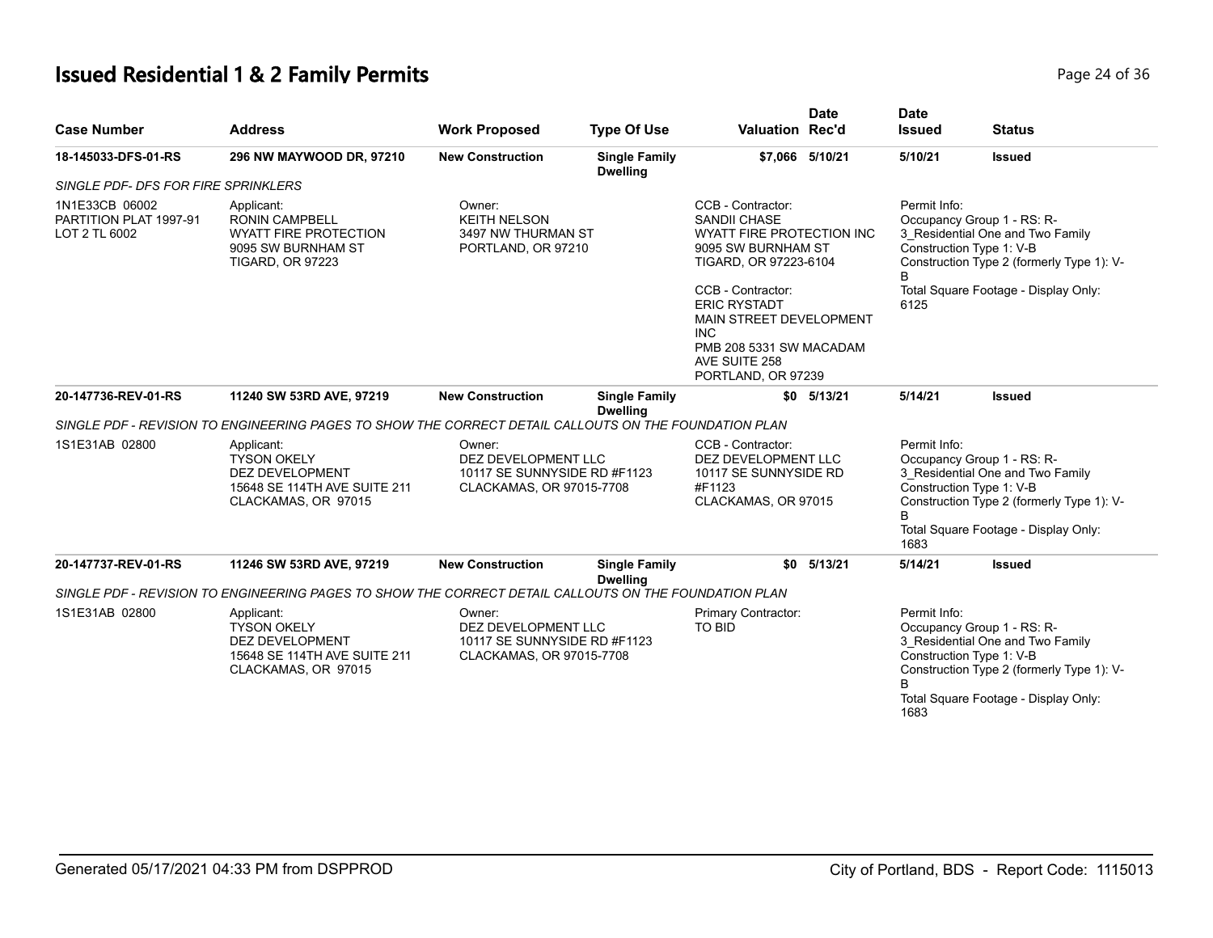## Issued Residential 1 & 2 Family Permits

| Case Number | Address | Work Proposed | Type Of Use | Valuation | Date Rec'd | Date Issued | Status |
|---|---|---|---|---|---|---|---|
| **18-145033-DFS-01-RS** | **296 NW MAYWOOD DR, 97210** | **New Construction** | **Single Family Dwelling** | **$7,066** | **5/10/21** | **5/10/21** | **Issued** |
| *SINGLE PDF- DFS FOR FIRE SPRINKLERS* | | | | | | | |
| 1N1E33CB 06002 PARTITION PLAT 1997-91 LOT 2 TL 6002 | Applicant: RONIN CAMPBELL WYATT FIRE PROTECTION 9095 SW BURNHAM ST TIGARD, OR 97223 | Owner: KEITH NELSON 3497 NW THURMAN ST PORTLAND, OR 97210 | | CCB - Contractor: SANDII CHASE WYATT FIRE PROTECTION INC 9095 SW BURNHAM ST TIGARD, OR 97223-6104<br>CCB - Contractor: ERIC RYSTADT MAIN STREET DEVELOPMENT INC PMB 208 5331 SW MACADAM AVE SUITE 258 PORTLAND, OR 97239 | | Permit Info: Occupancy Group 1 - RS: R-3_Residential One and Two Family Construction Type 1: V-B Construction Type 2 (formerly Type 1): V-B Total Square Footage - Display Only: 6125 | |
| **20-147736-REV-01-RS** | **11240 SW 53RD AVE, 97219** | **New Construction** | **Single Family Dwelling** | **$0** | **5/13/21** | **5/14/21** | **Issued** |
| *SINGLE PDF - REVISION TO ENGINEERING PAGES TO SHOW THE CORRECT DETAIL CALLOUTS ON THE FOUNDATION PLAN* | | | | | | | |
| 1S1E31AB 02800 | Applicant: TYSON OKELY DEZ DEVELOPMENT 15648 SE 114TH AVE SUITE 211 CLACKAMAS, OR 97015 | Owner: DEZ DEVELOPMENT LLC 10117 SE SUNNYSIDE RD #F1123 CLACKAMAS, OR 97015-7708 | | CCB - Contractor: DEZ DEVELOPMENT LLC 10117 SE SUNNYSIDE RD #F1123 CLACKAMAS, OR 97015 | | Permit Info: Occupancy Group 1 - RS: R-3_Residential One and Two Family Construction Type 1: V-B Construction Type 2 (formerly Type 1): V-B Total Square Footage - Display Only: 1683 | |
| **20-147737-REV-01-RS** | **11246 SW 53RD AVE, 97219** | **New Construction** | **Single Family Dwelling** | **$0** | **5/13/21** | **5/14/21** | **Issued** |
| *SINGLE PDF - REVISION TO ENGINEERING PAGES TO SHOW THE CORRECT DETAIL CALLOUTS ON THE FOUNDATION PLAN* | | | | | | | |
| 1S1E31AB 02800 | Applicant: TYSON OKELY DEZ DEVELOPMENT 15648 SE 114TH AVE SUITE 211 CLACKAMAS, OR 97015 | Owner: DEZ DEVELOPMENT LLC 10117 SE SUNNYSIDE RD #F1123 CLACKAMAS, OR 97015-7708 | | Primary Contractor: TO BID | | Permit Info: Occupancy Group 1 - RS: R-3_Residential One and Two Family Construction Type 1: V-B Construction Type 2 (formerly Type 1): V-B Total Square Footage - Display Only: 1683 | |

Generated 05/17/2021 04:33 PM from DSPPROD City of Portland, BDS - Report Code: 1115013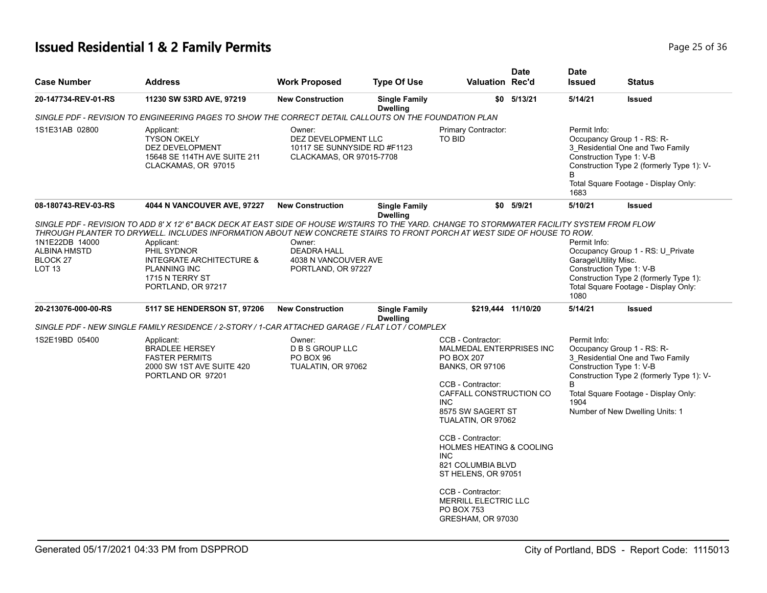# Issued Residential 1 & 2 Family Permits

| Case Number | Address | Work Proposed | Type Of Use | Valuation | Date Rec'd | Date Issued | Status |
|---|---|---|---|---|---|---|---|
| 20-147734-REV-01-RS | 11230 SW 53RD AVE, 97219 | New Construction | Single Family Dwelling | $0 | 5/13/21 | 5/14/21 | Issued |

*SINGLE PDF - REVISION TO ENGINEERING PAGES TO SHOW THE CORRECT DETAIL CALLOUTS ON THE FOUNDATION PLAN*

1S1E31AB 02800

Applicant:
TYSON OKELY
DEZ DEVELOPMENT
15648 SE 114TH AVE SUITE 211
CLACKAMAS, OR 97015

Owner:
DEZ DEVELOPMENT LLC
10117 SE SUNNYSIDE RD #F1123
CLACKAMAS, OR 97015-7708

Primary Contractor:
TO BID

Permit Info:
Occupancy Group 1 - RS: R-3_Residential One and Two Family
Construction Type 1: V-B
Construction Type 2 (formerly Type 1): V-B
Total Square Footage - Display Only: 1683

---

| Case Number | Address | Work Proposed | Type Of Use | Valuation | Date Rec'd | Date Issued | Status |
|---|---|---|---|---|---|---|---|
| 08-180743-REV-03-RS | 4044 N VANCOUVER AVE, 97227 | New Construction | Single Family Dwelling | $0 | 5/9/21 | 5/10/21 | Issued |

*SINGLE PDF - REVISION TO ADD 8' X 12' 6" BACK DECK AT EAST SIDE OF HOUSE W/STAIRS TO THE YARD. CHANGE TO STORMWATER FACILITY SYSTEM FROM FLOW THROUGH PLANTER TO DRYWELL. INCLUDES INFORMATION ABOUT NEW CONCRETE STAIRS TO FRONT PORCH AT WEST SIDE OF HOUSE TO ROW.*

1N1E22DB 14000
ALBINA HMSTD
BLOCK 27
LOT 13

Applicant:
PHIL SYDNOR
INTEGRATE ARCHITECTURE & PLANNING INC
1715 N TERRY ST
PORTLAND, OR 97217

Owner:
DEADRA HALL
4038 N VANCOUVER AVE
PORTLAND, OR 97227

Permit Info:
Occupancy Group 1 - RS: U_Private Garage\Utility Misc.
Construction Type 1: V-B
Construction Type 2 (formerly Type 1):
Total Square Footage - Display Only: 1080

---

| Case Number | Address | Work Proposed | Type Of Use | Valuation | Date Rec'd | Date Issued | Status |
|---|---|---|---|---|---|---|---|
| 20-213076-000-00-RS | 5117 SE HENDERSON ST, 97206 | New Construction | Single Family Dwelling | $219,444 | 11/10/20 | 5/14/21 | Issued |

*SINGLE PDF - NEW SINGLE FAMILY RESIDENCE / 2-STORY / 1-CAR ATTACHED GARAGE / FLAT LOT / COMPLEX*

1S2E19BD 05400

Applicant:
BRADLEE HERSEY
FASTER PERMITS
2000 SW 1ST AVE SUITE 420
PORTLAND OR 97201

Owner:
D B S GROUP LLC
PO BOX 96
TUALATIN, OR 97062

CCB - Contractor:
MALMEDAL ENTERPRISES INC
PO BOX 207
BANKS, OR 97106

CCB - Contractor:
CAFFALL CONSTRUCTION CO INC
8575 SW SAGERT ST
TUALATIN, OR 97062

CCB - Contractor:
HOLMES HEATING & COOLING INC
821 COLUMBIA BLVD
ST HELENS, OR 97051

CCB - Contractor:
MERRILL ELECTRIC LLC
PO BOX 753
GRESHAM, OR 97030

Permit Info:
Occupancy Group 1 - RS: R-3_Residential One and Two Family
Construction Type 1: V-B
Construction Type 2 (formerly Type 1): V-B
Total Square Footage - Display Only: 1904
Number of New Dwelling Units: 1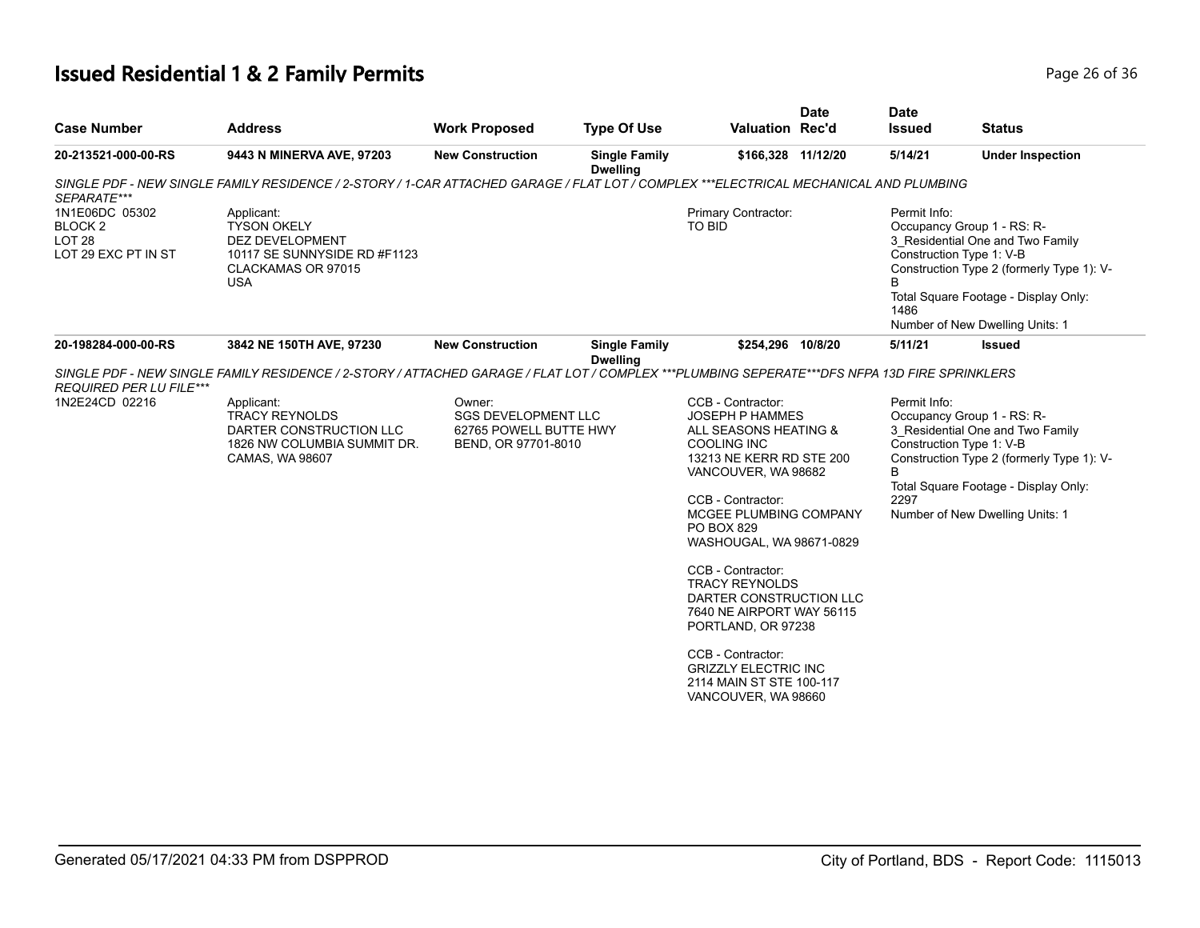# Issued Residential 1 & 2 Family Permits

| Case Number | Address | Work Proposed | Type Of Use | Valuation | Date Rec'd | Date Issued | Status |
|---|---|---|---|---|---|---|---|
| 20-213521-000-00-RS | 9443 N MINERVA AVE, 97203 | New Construction | Single Family Dwelling | $166,328 | 11/12/20 | 5/14/21 | Under Inspection |

*SINGLE PDF - NEW SINGLE FAMILY RESIDENCE / 2-STORY / 1-CAR ATTACHED GARAGE / FLAT LOT / COMPLEX ***ELECTRICAL MECHANICAL AND PLUMBING SEPARATE****

1N1E06DC 05302
BLOCK 2
LOT 28
LOT 29 EXC PT IN ST

Applicant:
TYSON OKELY
DEZ DEVELOPMENT
10117 SE SUNNYSIDE RD #F1123
CLACKAMAS OR 97015
USA

Primary Contractor:
TO BID

Permit Info:
Occupancy Group 1 - RS: R-3_Residential One and Two Family
Construction Type 1: V-B
Construction Type 2 (formerly Type 1): V-B
Total Square Footage - Display Only: 1486
Number of New Dwelling Units: 1

| Case Number | Address | Work Proposed | Type Of Use | Valuation | Date Rec'd | Date Issued | Status |
|---|---|---|---|---|---|---|---|
| 20-198284-000-00-RS | 3842 NE 150TH AVE, 97230 | New Construction | Single Family Dwelling | $254,296 | 10/8/20 | 5/11/21 | Issued |

*SINGLE PDF - NEW SINGLE FAMILY RESIDENCE / 2-STORY / ATTACHED GARAGE / FLAT LOT / COMPLEX ***PLUMBING SEPERATE***DFS NFPA 13D FIRE SPRINKLERS REQUIRED PER LU FILE****

1N2E24CD 02216

Applicant:
TRACY REYNOLDS
DARTER CONSTRUCTION LLC
1826 NW COLUMBIA SUMMIT DR.
CAMAS, WA 98607

Owner:
SGS DEVELOPMENT LLC
62765 POWELL BUTTE HWY
BEND, OR 97701-8010

CCB - Contractor:
JOSEPH P HAMMES
ALL SEASONS HEATING & COOLING INC
13213 NE KERR RD STE 200
VANCOUVER, WA 98682

CCB - Contractor:
MCGEE PLUMBING COMPANY
PO BOX 829
WASHOUGAL, WA 98671-0829

CCB - Contractor:
TRACY REYNOLDS
DARTER CONSTRUCTION LLC
7640 NE AIRPORT WAY 56115
PORTLAND, OR 97238

CCB - Contractor:
GRIZZLY ELECTRIC INC
2114 MAIN ST STE 100-117
VANCOUVER, WA 98660

Permit Info:
Occupancy Group 1 - RS: R-3_Residential One and Two Family
Construction Type 1: V-B
Construction Type 2 (formerly Type 1): V-B
Total Square Footage - Display Only: 2297
Number of New Dwelling Units: 1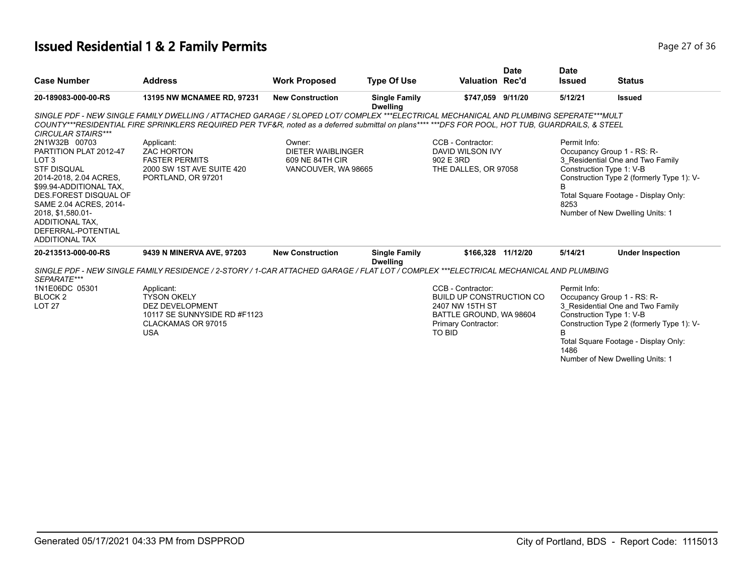# Issued Residential 1 & 2 Family Permits

| Case Number | Address | Work Proposed | Type Of Use | Valuation | Date Rec'd | Date Issued | Status |
|---|---|---|---|---|---|---|---|
| 20-189083-000-00-RS | 13195 NW MCNAMEE RD, 97231 | New Construction | Single Family Dwelling | $747,059 | 9/11/20 | 5/12/21 | Issued |

*SINGLE PDF - NEW SINGLE FAMILY DWELLING / ATTACHED GARAGE / SLOPED LOT/ COMPLEX ***ELECTRICAL MECHANICAL AND PLUMBING SEPERATE***MULT COUNTY***RESIDENTIAL FIRE SPRINKLERS REQUIRED PER TVF&R, noted as a deferred submittal on plans**** ***DFS FOR POOL, HOT TUB, GUARDRAILS, & STEEL CIRCULAR STAIRS****

2N1W32B 00703
PARTITION PLAT 2012-47
LOT 3
STF DISQUAL
2014-2018, 2.04 ACRES,
$99.94-ADDITIONAL TAX,
DES.FOREST DISQUAL OF
SAME 2.04 ACRES, 2014-
2018, $1,580.01-
ADDITIONAL TAX,
DEFERRAL-POTENTIAL
ADDITIONAL TAX

Applicant:
ZAC HORTON
FASTER PERMITS
2000 SW 1ST AVE SUITE 420
PORTLAND, OR 97201

Owner:
DIETER WAIBLINGER
609 NE 84TH CIR
VANCOUVER, WA 98665

CCB - Contractor:
DAVID WILSON IVY
902 E 3RD
THE DALLES, OR 97058

Permit Info:
Occupancy Group 1 - RS: R-3_Residential One and Two Family
Construction Type 1: V-B
Construction Type 2 (formerly Type 1): V-B
Total Square Footage - Display Only: 8253
Number of New Dwelling Units: 1

| Case Number | Address | Work Proposed | Type Of Use | Valuation | Date Rec'd | Date Issued | Status |
|---|---|---|---|---|---|---|---|
| 20-213513-000-00-RS | 9439 N MINERVA AVE, 97203 | New Construction | Single Family Dwelling | $166,328 | 11/12/20 | 5/14/21 | Under Inspection |

*SINGLE PDF - NEW SINGLE FAMILY RESIDENCE / 2-STORY / 1-CAR ATTACHED GARAGE / FLAT LOT / COMPLEX ***ELECTRICAL MECHANICAL AND PLUMBING SEPARATE****

1N1E06DC 05301
BLOCK 2
LOT 27

Applicant:
TYSON OKELY
DEZ DEVELOPMENT
10117 SE SUNNYSIDE RD #F1123
CLACKAMAS OR 97015
USA

CCB - Contractor:
BUILD UP CONSTRUCTION CO
2407 NW 15TH ST
BATTLE GROUND, WA 98604
Primary Contractor:
TO BID

Permit Info:
Occupancy Group 1 - RS: R-3_Residential One and Two Family
Construction Type 1: V-B
Construction Type 2 (formerly Type 1): V-B
Total Square Footage - Display Only: 1486
Number of New Dwelling Units: 1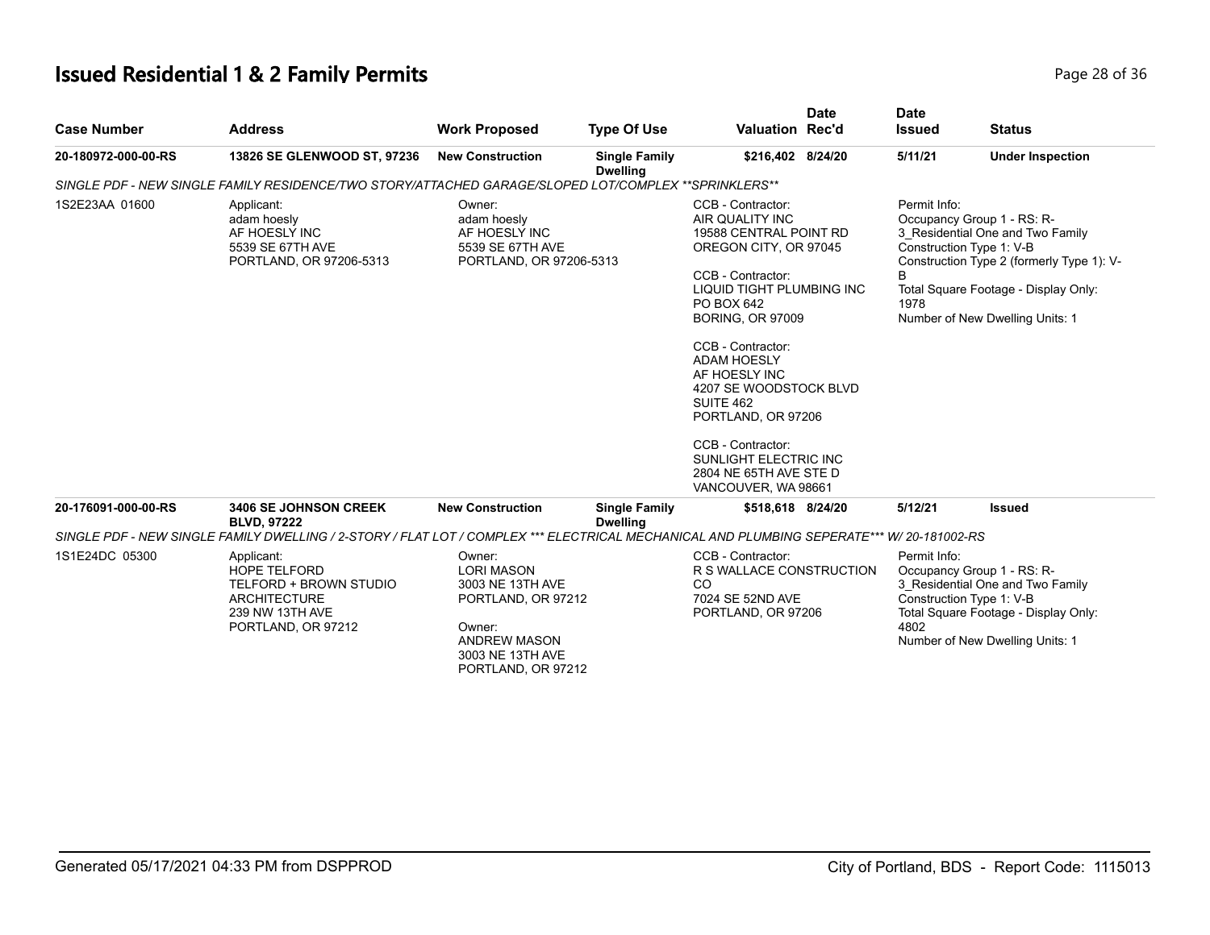# Issued Residential 1 & 2 Family Permits

| Case Number | Address | Work Proposed | Type Of Use | Valuation | Date Rec'd | Date Issued | Status |
|---|---|---|---|---|---|---|---|
| **20-180972-000-00-RS** | **13826 SE GLENWOOD ST, 97236** | **New Construction** | **Single Family Dwelling** | **$216,402** | **8/24/20** | **5/11/21** | **Under Inspection** |

*SINGLE PDF - NEW SINGLE FAMILY RESIDENCE/TWO STORY/ATTACHED GARAGE/SLOPED LOT/COMPLEX **SPRINKLERS***

1S2E23AA 01600

Applicant:
adam hoesly
AF HOESLY INC
5539 SE 67TH AVE
PORTLAND, OR 97206-5313

Owner:
adam hoesly
AF HOESLY INC
5539 SE 67TH AVE
PORTLAND, OR 97206-5313

CCB - Contractor:
AIR QUALITY INC
19588 CENTRAL POINT RD
OREGON CITY, OR 97045

CCB - Contractor:
LIQUID TIGHT PLUMBING INC
PO BOX 642
BORING, OR 97009

CCB - Contractor:
ADAM HOESLY
AF HOESLY INC
4207 SE WOODSTOCK BLVD
SUITE 462
PORTLAND, OR 97206

CCB - Contractor:
SUNLIGHT ELECTRIC INC
2804 NE 65TH AVE STE D
VANCOUVER, WA 98661

Permit Info:
Occupancy Group 1 - RS: R-3_Residential One and Two Family
Construction Type 1: V-B
Construction Type 2 (formerly Type 1): V-B
Total Square Footage - Display Only: 1978
Number of New Dwelling Units: 1

| Case Number | Address | Work Proposed | Type Of Use | Valuation | Date Rec'd | Date Issued | Status |
|---|---|---|---|---|---|---|---|
| **20-176091-000-00-RS** | **3406 SE JOHNSON CREEK BLVD, 97222** | **New Construction** | **Single Family Dwelling** | **$518,618** | **8/24/20** | **5/12/21** | **Issued** |

*SINGLE PDF - NEW SINGLE FAMILY DWELLING / 2-STORY / FLAT LOT / COMPLEX *** ELECTRICAL MECHANICAL AND PLUMBING SEPERATE*** W/ 20-181002-RS*

1S1E24DC 05300

Applicant:
HOPE TELFORD
TELFORD + BROWN STUDIO ARCHITECTURE
239 NW 13TH AVE
PORTLAND, OR 97212

Owner:
LORI MASON
3003 NE 13TH AVE
PORTLAND, OR 97212

Owner:
ANDREW MASON
3003 NE 13TH AVE
PORTLAND, OR 97212

CCB - Contractor:
R S WALLACE CONSTRUCTION CO
7024 SE 52ND AVE
PORTLAND, OR 97206

Permit Info:
Occupancy Group 1 - RS: R-3_Residential One and Two Family
Construction Type 1: V-B
Total Square Footage - Display Only: 4802
Number of New Dwelling Units: 1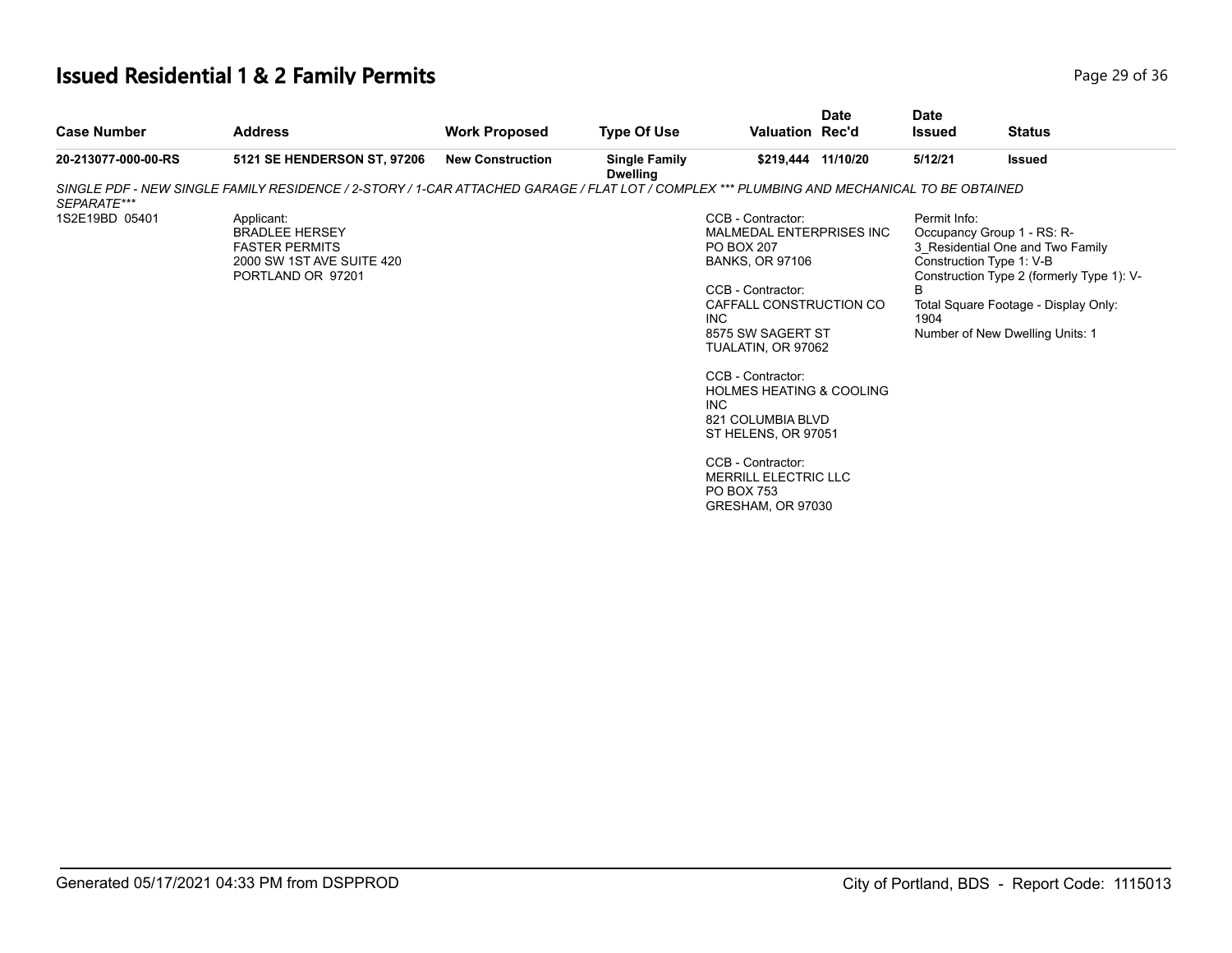# Issued Residential 1 & 2 Family Permits

| Case Number | Address | Work Proposed | Type Of Use | Valuation | Date Rec'd | Date Issued | Status |
|---|---|---|---|---|---|---|---|
| 20-213077-000-00-RS | 5121 SE HENDERSON ST, 97206 | New Construction | Single Family Dwelling | $219,444 | 11/10/20 | 5/12/21 | Issued |

*SINGLE PDF - NEW SINGLE FAMILY RESIDENCE / 2-STORY / 1-CAR ATTACHED GARAGE / FLAT LOT / COMPLEX *** PLUMBING AND MECHANICAL TO BE OBTAINED SEPARATE****

1S2E19BD 05401

Applicant:
BRADLEE HERSEY
FASTER PERMITS
2000 SW 1ST AVE SUITE 420
PORTLAND OR 97201

CCB - Contractor:
MALMEDAL ENTERPRISES INC
PO BOX 207
BANKS, OR 97106

CCB - Contractor:
CAFFALL CONSTRUCTION CO INC
8575 SW SAGERT ST
TUALATIN, OR 97062

CCB - Contractor:
HOLMES HEATING & COOLING INC
821 COLUMBIA BLVD
ST HELENS, OR 97051

CCB - Contractor:
MERRILL ELECTRIC LLC
PO BOX 753
GRESHAM, OR 97030

Permit Info:
Occupancy Group 1 - RS: R-3_Residential One and Two Family
Construction Type 1: V-B
Construction Type 2 (formerly Type 1): V-B
Total Square Footage - Display Only: 1904
Number of New Dwelling Units: 1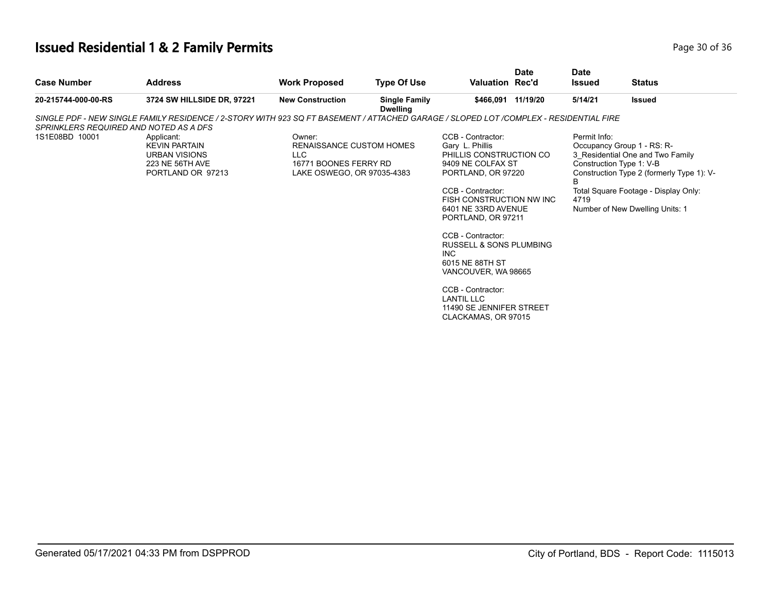# Issued Residential 1 & 2 Family Permits

| Case Number | Address | Work Proposed | Type Of Use | Valuation | Date Rec'd | Date Issued | Status |
|---|---|---|---|---|---|---|---|
| **20-215744-000-00-RS** | **3724 SW HILLSIDE DR, 97221** | **New Construction** | **Single Family Dwelling** | **$466,091** | **11/19/20** | **5/14/21** | **Issued** |

*SINGLE PDF - NEW SINGLE FAMILY RESIDENCE / 2-STORY WITH 923 SQ FT BASEMENT / ATTACHED GARAGE / SLOPED LOT /COMPLEX - RESIDENTIAL FIRE SPRINKLERS REQUIRED AND NOTED AS A DFS*

1S1E08BD 10001

Applicant:
KEVIN PARTAIN
URBAN VISIONS
223 NE 56TH AVE
PORTLAND OR 97213

Owner:
RENAISSANCE CUSTOM HOMES LLC
16771 BOONES FERRY RD
LAKE OSWEGO, OR 97035-4383

CCB - Contractor:
Gary L. Phillis
PHILLIS CONSTRUCTION CO
9409 NE COLFAX ST
PORTLAND, OR 97220

CCB - Contractor:
FISH CONSTRUCTION NW INC
6401 NE 33RD AVENUE
PORTLAND, OR 97211

CCB - Contractor:
RUSSELL & SONS PLUMBING INC
6015 NE 88TH ST
VANCOUVER, WA 98665

CCB - Contractor:
LANTIL LLC
11490 SE JENNIFER STREET
CLACKAMAS, OR 97015

Permit Info:
Occupancy Group 1 - RS: R-3_Residential One and Two Family
Construction Type 1: V-B
Construction Type 2 (formerly Type 1): V-B
Total Square Footage - Display Only: 4719
Number of New Dwelling Units: 1

Generated 05/17/2021 04:33 PM from DSPPROD — City of Portland, BDS - Report Code: 1115013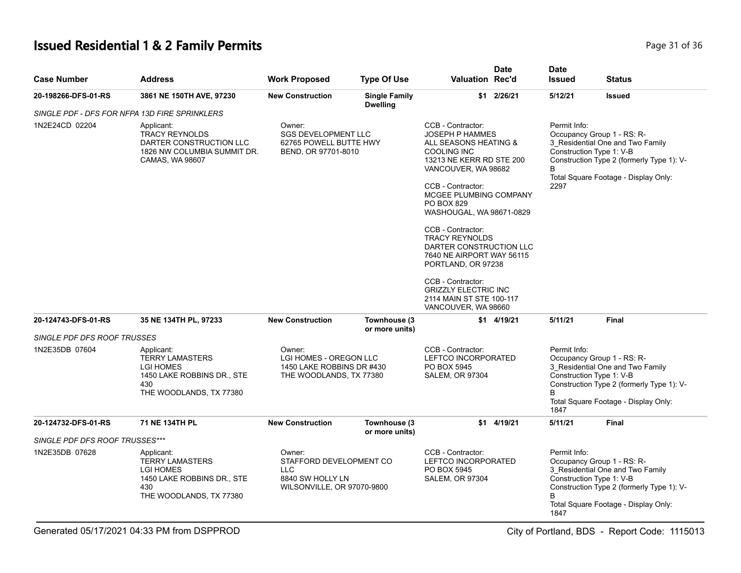# Issued Residential 1 & 2 Family Permits

| Case Number | Address | Work Proposed | Type Of Use | Valuation | Date Rec'd | Date Issued | Status |
|---|---|---|---|---|---|---|---|
| 20-198266-DFS-01-RS | 3861 NE 150TH AVE, 97230 | New Construction | Single Family Dwelling | $1 | 2/26/21 | 5/12/21 | Issued |
| *SINGLE PDF - DFS FOR NFPA 13D FIRE SPRINKLERS* | | | | | | | |
| 1N2E24CD 02204 | Applicant: TRACY REYNOLDS DARTER CONSTRUCTION LLC 1826 NW COLUMBIA SUMMIT DR. CAMAS, WA 98607 | Owner: SGS DEVELOPMENT LLC 62765 POWELL BUTTE HWY BEND, OR 97701-8010 | | CCB - Contractor: JOSEPH P HAMMES ALL SEASONS HEATING & COOLING INC 13213 NE KERR RD STE 200 VANCOUVER, WA 98682<br><br>CCB - Contractor: MCGEE PLUMBING COMPANY PO BOX 829 WASHOUGAL, WA 98671-0829<br><br>CCB - Contractor: TRACY REYNOLDS DARTER CONSTRUCTION LLC 7640 NE AIRPORT WAY 56115 PORTLAND, OR 97238<br><br>CCB - Contractor: GRIZZLY ELECTRIC INC 2114 MAIN ST STE 100-117 VANCOUVER, WA 98660 | | Permit Info: Occupancy Group 1 - RS: R-3_Residential One and Two Family Construction Type 1: V-B Construction Type 2 (formerly Type 1): V-B Total Square Footage - Display Only: 2297 | |
| 20-124743-DFS-01-RS | 35 NE 134TH PL, 97233 | New Construction | Townhouse (3 or more units) | $1 | 4/19/21 | 5/11/21 | Final |
| *SINGLE PDF DFS ROOF TRUSSES* | | | | | | | |
| 1N2E35DB 07604 | Applicant: TERRY LAMASTERS LGI HOMES 1450 LAKE ROBBINS DR., STE 430 THE WOODLANDS, TX 77380 | Owner: LGI HOMES - OREGON LLC 1450 LAKE ROBBINS DR #430 THE WOODLANDS, TX 77380 | | CCB - Contractor: LEFTCO INCORPORATED PO BOX 5945 SALEM, OR 97304 | | Permit Info: Occupancy Group 1 - RS: R-3_Residential One and Two Family Construction Type 1: V-B Construction Type 2 (formerly Type 1): V-B Total Square Footage - Display Only: 1847 | |
| 20-124732-DFS-01-RS | 71 NE 134TH PL | New Construction | Townhouse (3 or more units) | $1 | 4/19/21 | 5/11/21 | Final |
| *SINGLE PDF DFS ROOF TRUSSES**** | | | | | | | |
| 1N2E35DB 07628 | Applicant: TERRY LAMASTERS LGI HOMES 1450 LAKE ROBBINS DR., STE 430 THE WOODLANDS, TX 77380 | Owner: STAFFORD DEVELOPMENT CO LLC 8840 SW HOLLY LN WILSONVILLE, OR 97070-9800 | | CCB - Contractor: LEFTCO INCORPORATED PO BOX 5945 SALEM, OR 97304 | | Permit Info: Occupancy Group 1 - RS: R-3_Residential One and Two Family Construction Type 1: V-B Construction Type 2 (formerly Type 1): V-B Total Square Footage - Display Only: 1847 | |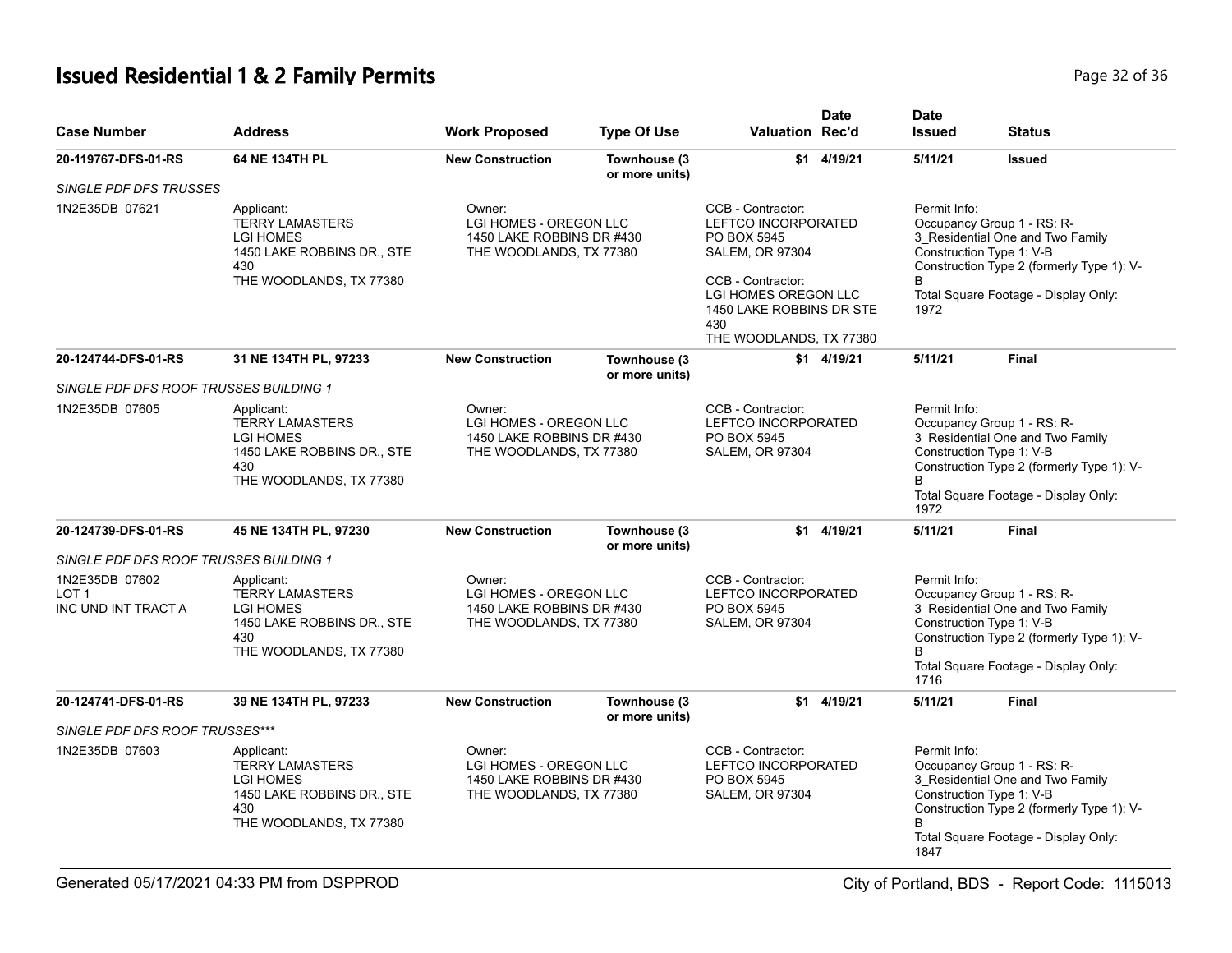## Issued Residential 1 & 2 Family Permits

| Case Number | Address | Work Proposed | Type Of Use | Valuation | Date Rec'd | Date Issued | Status |
|---|---|---|---|---|---|---|---|
| 20-119767-DFS-01-RS | 64 NE 134TH PL | New Construction | Townhouse (3 or more units) | $1 | 4/19/21 | 5/11/21 | Issued |

SINGLE PDF DFS TRUSSES

1N2E35DB 07621

Applicant:
TERRY LAMASTERS
LGI HOMES
1450 LAKE ROBBINS DR., STE 430
THE WOODLANDS, TX 77380

Owner:
LGI HOMES - OREGON LLC
1450 LAKE ROBBINS DR #430
THE WOODLANDS, TX 77380

CCB - Contractor:
LEFTCO INCORPORATED
PO BOX 5945
SALEM, OR 97304

CCB - Contractor:
LGI HOMES OREGON LLC
1450 LAKE ROBBINS DR STE 430
THE WOODLANDS, TX 77380

Permit Info:
Occupancy Group 1 - RS: R-3_Residential One and Two Family
Construction Type 1: V-B
Construction Type 2 (formerly Type 1): V-B
Total Square Footage - Display Only: 1972

| Case Number | Address | Work Proposed | Type Of Use | Valuation | Date Rec'd | Date Issued | Status |
|---|---|---|---|---|---|---|---|
| 20-124744-DFS-01-RS | 31 NE 134TH PL, 97233 | New Construction | Townhouse (3 or more units) | $1 | 4/19/21 | 5/11/21 | Final |

SINGLE PDF DFS ROOF TRUSSES BUILDING 1

1N2E35DB 07605

Applicant:
TERRY LAMASTERS
LGI HOMES
1450 LAKE ROBBINS DR., STE 430
THE WOODLANDS, TX 77380

Owner:
LGI HOMES - OREGON LLC
1450 LAKE ROBBINS DR #430
THE WOODLANDS, TX 77380

CCB - Contractor:
LEFTCO INCORPORATED
PO BOX 5945
SALEM, OR 97304

Permit Info:
Occupancy Group 1 - RS: R-3_Residential One and Two Family
Construction Type 1: V-B
Construction Type 2 (formerly Type 1): V-B
Total Square Footage - Display Only: 1972

| Case Number | Address | Work Proposed | Type Of Use | Valuation | Date Rec'd | Date Issued | Status |
|---|---|---|---|---|---|---|---|
| 20-124739-DFS-01-RS | 45 NE 134TH PL, 97230 | New Construction | Townhouse (3 or more units) | $1 | 4/19/21 | 5/11/21 | Final |

SINGLE PDF DFS ROOF TRUSSES BUILDING 1

1N2E35DB 07602
LOT 1
INC UND INT TRACT A

Applicant:
TERRY LAMASTERS
LGI HOMES
1450 LAKE ROBBINS DR., STE 430
THE WOODLANDS, TX 77380

Owner:
LGI HOMES - OREGON LLC
1450 LAKE ROBBINS DR #430
THE WOODLANDS, TX 77380

CCB - Contractor:
LEFTCO INCORPORATED
PO BOX 5945
SALEM, OR 97304

Permit Info:
Occupancy Group 1 - RS: R-3_Residential One and Two Family
Construction Type 1: V-B
Construction Type 2 (formerly Type 1): V-B
Total Square Footage - Display Only: 1716

| Case Number | Address | Work Proposed | Type Of Use | Valuation | Date Rec'd | Date Issued | Status |
|---|---|---|---|---|---|---|---|
| 20-124741-DFS-01-RS | 39 NE 134TH PL, 97233 | New Construction | Townhouse (3 or more units) | $1 | 4/19/21 | 5/11/21 | Final |

SINGLE PDF DFS ROOF TRUSSES***

1N2E35DB 07603

Applicant:
TERRY LAMASTERS
LGI HOMES
1450 LAKE ROBBINS DR., STE 430
THE WOODLANDS, TX 77380

Owner:
LGI HOMES - OREGON LLC
1450 LAKE ROBBINS DR #430
THE WOODLANDS, TX 77380

CCB - Contractor:
LEFTCO INCORPORATED
PO BOX 5945
SALEM, OR 97304

Permit Info:
Occupancy Group 1 - RS: R-3_Residential One and Two Family
Construction Type 1: V-B
Construction Type 2 (formerly Type 1): V-B
Total Square Footage - Display Only: 1847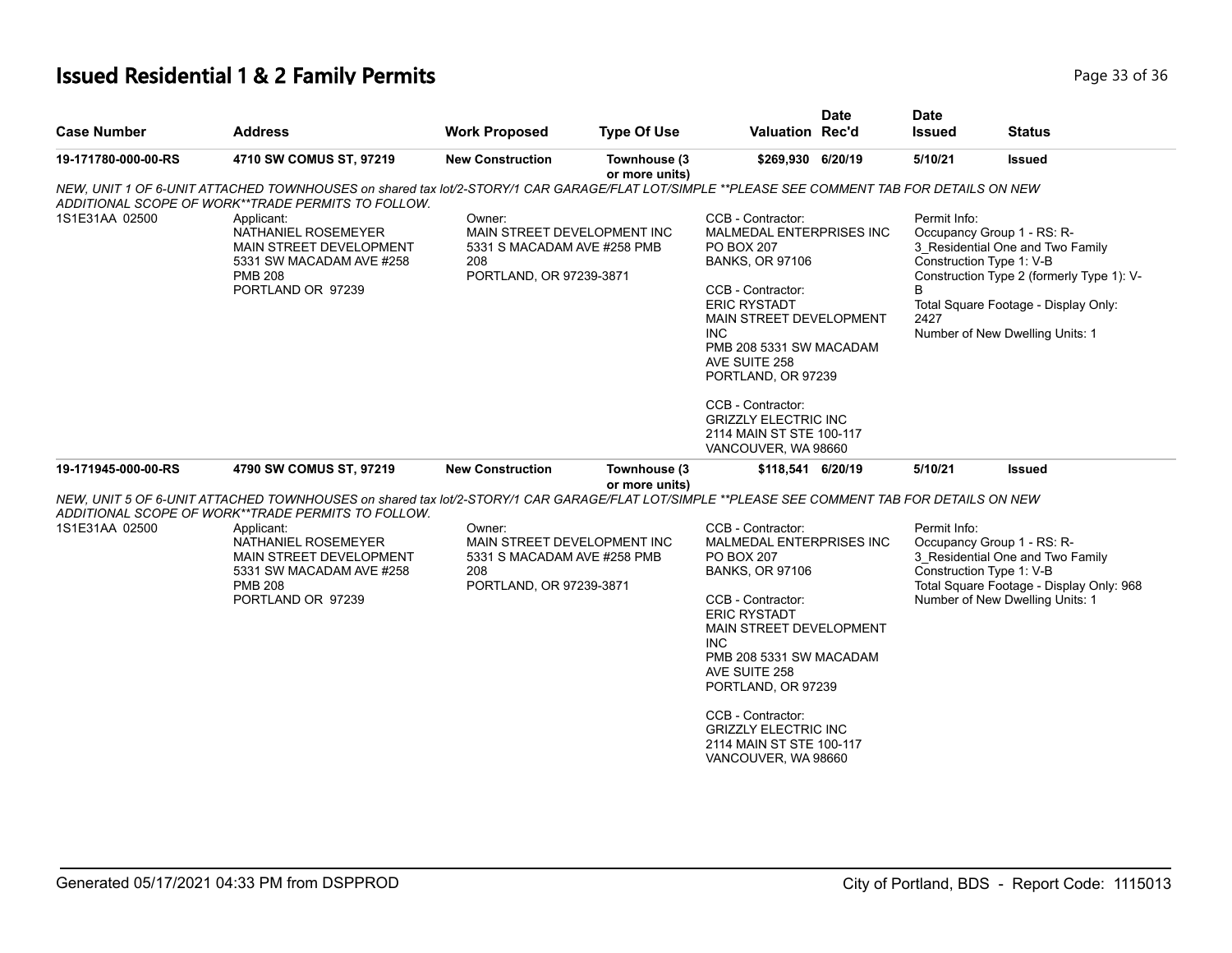# Issued Residential 1 & 2 Family Permits

| Case Number | Address | Work Proposed | Type Of Use | Valuation | Date Rec'd | Date Issued | Status |
|---|---|---|---|---|---|---|---|
| 19-171780-000-00-RS | 4710 SW COMUS ST, 97219 | New Construction | Townhouse (3 or more units) | $269,930 | 6/20/19 | 5/10/21 | Issued |

*NEW, UNIT 1 OF 6-UNIT ATTACHED TOWNHOUSES on shared tax lot/2-STORY/1 CAR GARAGE/FLAT LOT/SIMPLE **PLEASE SEE COMMENT TAB FOR DETAILS ON NEW ADDITIONAL SCOPE OF WORK**TRADE PERMITS TO FOLLOW.*

1S1E31AA 02500

Applicant:
NATHANIEL ROSEMEYER
MAIN STREET DEVELOPMENT
5331 SW MACADAM AVE #258
PMB 208
PORTLAND OR 97239

Owner:
MAIN STREET DEVELOPMENT INC
5331 S MACADAM AVE #258 PMB 208
PORTLAND, OR 97239-3871

CCB - Contractor:
MALMEDAL ENTERPRISES INC
PO BOX 207
BANKS, OR 97106

CCB - Contractor:
ERIC RYSTADT
MAIN STREET DEVELOPMENT INC
PMB 208 5331 SW MACADAM AVE SUITE 258
PORTLAND, OR 97239

CCB - Contractor:
GRIZZLY ELECTRIC INC
2114 MAIN ST STE 100-117
VANCOUVER, WA 98660

Permit Info:
Occupancy Group 1 - RS: R-3_Residential One and Two Family
Construction Type 1: V-B
Construction Type 2 (formerly Type 1): V-B
Total Square Footage - Display Only: 2427
Number of New Dwelling Units: 1

| Case Number | Address | Work Proposed | Type Of Use | Valuation | Date Rec'd | Date Issued | Status |
|---|---|---|---|---|---|---|---|
| 19-171945-000-00-RS | 4790 SW COMUS ST, 97219 | New Construction | Townhouse (3 or more units) | $118,541 | 6/20/19 | 5/10/21 | Issued |

*NEW, UNIT 5 OF 6-UNIT ATTACHED TOWNHOUSES on shared tax lot/2-STORY/1 CAR GARAGE/FLAT LOT/SIMPLE **PLEASE SEE COMMENT TAB FOR DETAILS ON NEW ADDITIONAL SCOPE OF WORK**TRADE PERMITS TO FOLLOW.*

1S1E31AA 02500

Applicant:
NATHANIEL ROSEMEYER
MAIN STREET DEVELOPMENT
5331 SW MACADAM AVE #258
PMB 208
PORTLAND OR 97239

Owner:
MAIN STREET DEVELOPMENT INC
5331 S MACADAM AVE #258 PMB 208
PORTLAND, OR 97239-3871

CCB - Contractor:
MALMEDAL ENTERPRISES INC
PO BOX 207
BANKS, OR 97106

CCB - Contractor:
ERIC RYSTADT
MAIN STREET DEVELOPMENT INC
PMB 208 5331 SW MACADAM AVE SUITE 258
PORTLAND, OR 97239

CCB - Contractor:
GRIZZLY ELECTRIC INC
2114 MAIN ST STE 100-117
VANCOUVER, WA 98660

Permit Info:
Occupancy Group 1 - RS: R-3_Residential One and Two Family
Construction Type 1: V-B
Total Square Footage - Display Only: 968
Number of New Dwelling Units: 1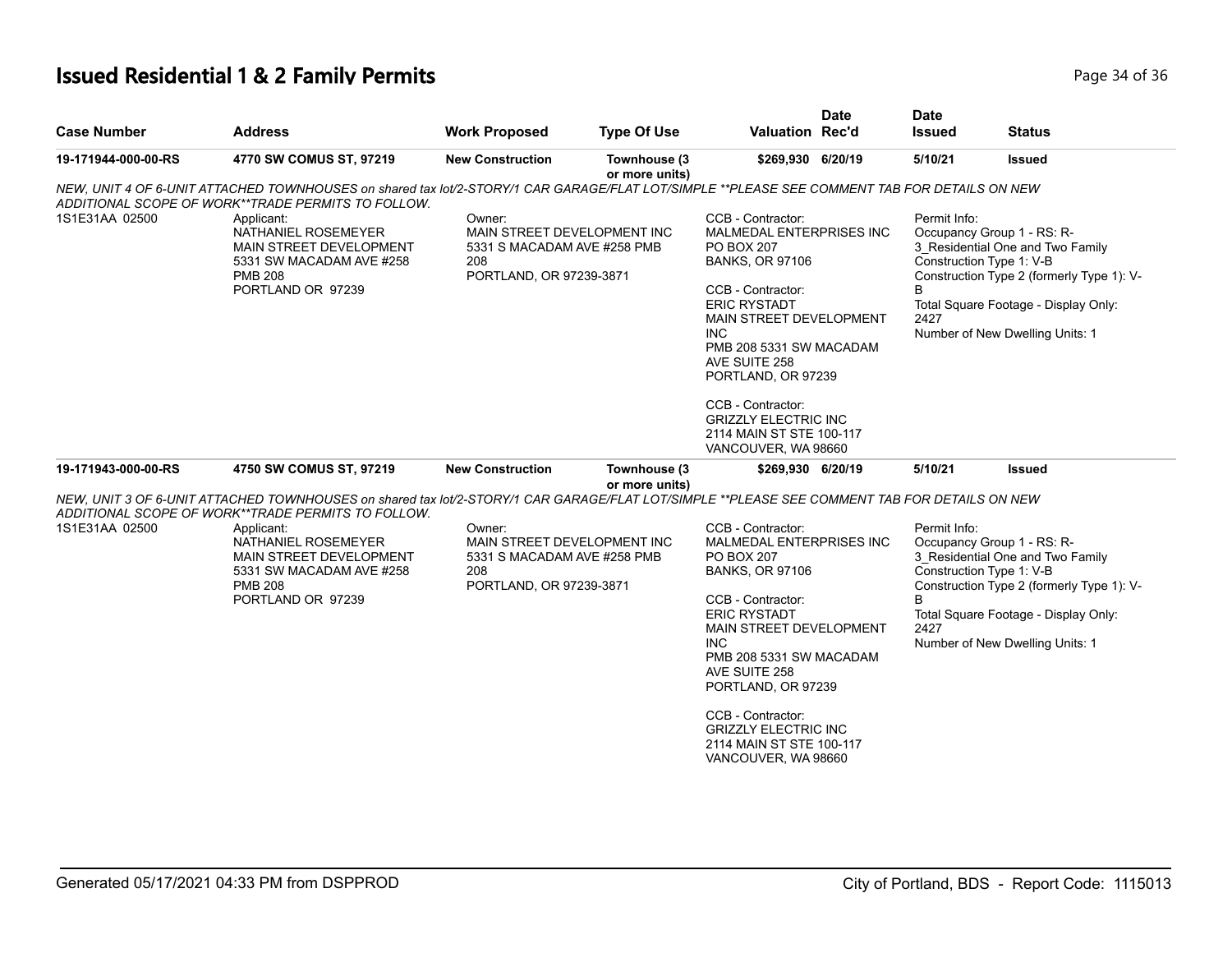# Issued Residential 1 & 2 Family Permits

| Case Number | Address | Work Proposed | Type Of Use | Valuation | Date Rec'd | Date Issued | Status |
|---|---|---|---|---|---|---|---|
| **19-171944-000-00-RS** | **4770 SW COMUS ST, 97219** | **New Construction** | **Townhouse (3 or more units)** | **$269,930** | **6/20/19** | **5/10/21** | **Issued** |

*NEW, UNIT 4 OF 6-UNIT ATTACHED TOWNHOUSES on shared tax lot/2-STORY/1 CAR GARAGE/FLAT LOT/SIMPLE **PLEASE SEE COMMENT TAB FOR DETAILS ON NEW ADDITIONAL SCOPE OF WORK**TRADE PERMITS TO FOLLOW.*

1S1E31AA 02500

Applicant:
NATHANIEL ROSEMEYER
MAIN STREET DEVELOPMENT
5331 SW MACADAM AVE #258
PMB 208
PORTLAND OR 97239

Owner:
MAIN STREET DEVELOPMENT INC
5331 S MACADAM AVE #258 PMB 208
PORTLAND, OR 97239-3871

CCB - Contractor:
MALMEDAL ENTERPRISES INC
PO BOX 207
BANKS, OR 97106

CCB - Contractor:
ERIC RYSTADT
MAIN STREET DEVELOPMENT INC
PMB 208 5331 SW MACADAM AVE SUITE 258
PORTLAND, OR 97239

CCB - Contractor:
GRIZZLY ELECTRIC INC
2114 MAIN ST STE 100-117
VANCOUVER, WA 98660

Permit Info:
Occupancy Group 1 - RS: R-3_Residential One and Two Family
Construction Type 1: V-B
Construction Type 2 (formerly Type 1): V-B
Total Square Footage - Display Only: 2427
Number of New Dwelling Units: 1

| Case Number | Address | Work Proposed | Type Of Use | Valuation | Date Rec'd | Date Issued | Status |
|---|---|---|---|---|---|---|---|
| **19-171943-000-00-RS** | **4750 SW COMUS ST, 97219** | **New Construction** | **Townhouse (3 or more units)** | **$269,930** | **6/20/19** | **5/10/21** | **Issued** |

*NEW, UNIT 3 OF 6-UNIT ATTACHED TOWNHOUSES on shared tax lot/2-STORY/1 CAR GARAGE/FLAT LOT/SIMPLE **PLEASE SEE COMMENT TAB FOR DETAILS ON NEW ADDITIONAL SCOPE OF WORK**TRADE PERMITS TO FOLLOW.*

1S1E31AA 02500

Applicant:
NATHANIEL ROSEMEYER
MAIN STREET DEVELOPMENT
5331 SW MACADAM AVE #258
PMB 208
PORTLAND OR 97239

Owner:
MAIN STREET DEVELOPMENT INC
5331 S MACADAM AVE #258 PMB 208
PORTLAND, OR 97239-3871

CCB - Contractor:
MALMEDAL ENTERPRISES INC
PO BOX 207
BANKS, OR 97106

CCB - Contractor:
ERIC RYSTADT
MAIN STREET DEVELOPMENT INC
PMB 208 5331 SW MACADAM AVE SUITE 258
PORTLAND, OR 97239

CCB - Contractor:
GRIZZLY ELECTRIC INC
2114 MAIN ST STE 100-117
VANCOUVER, WA 98660

Permit Info:
Occupancy Group 1 - RS: R-3_Residential One and Two Family
Construction Type 1: V-B
Construction Type 2 (formerly Type 1): V-B
Total Square Footage - Display Only: 2427
Number of New Dwelling Units: 1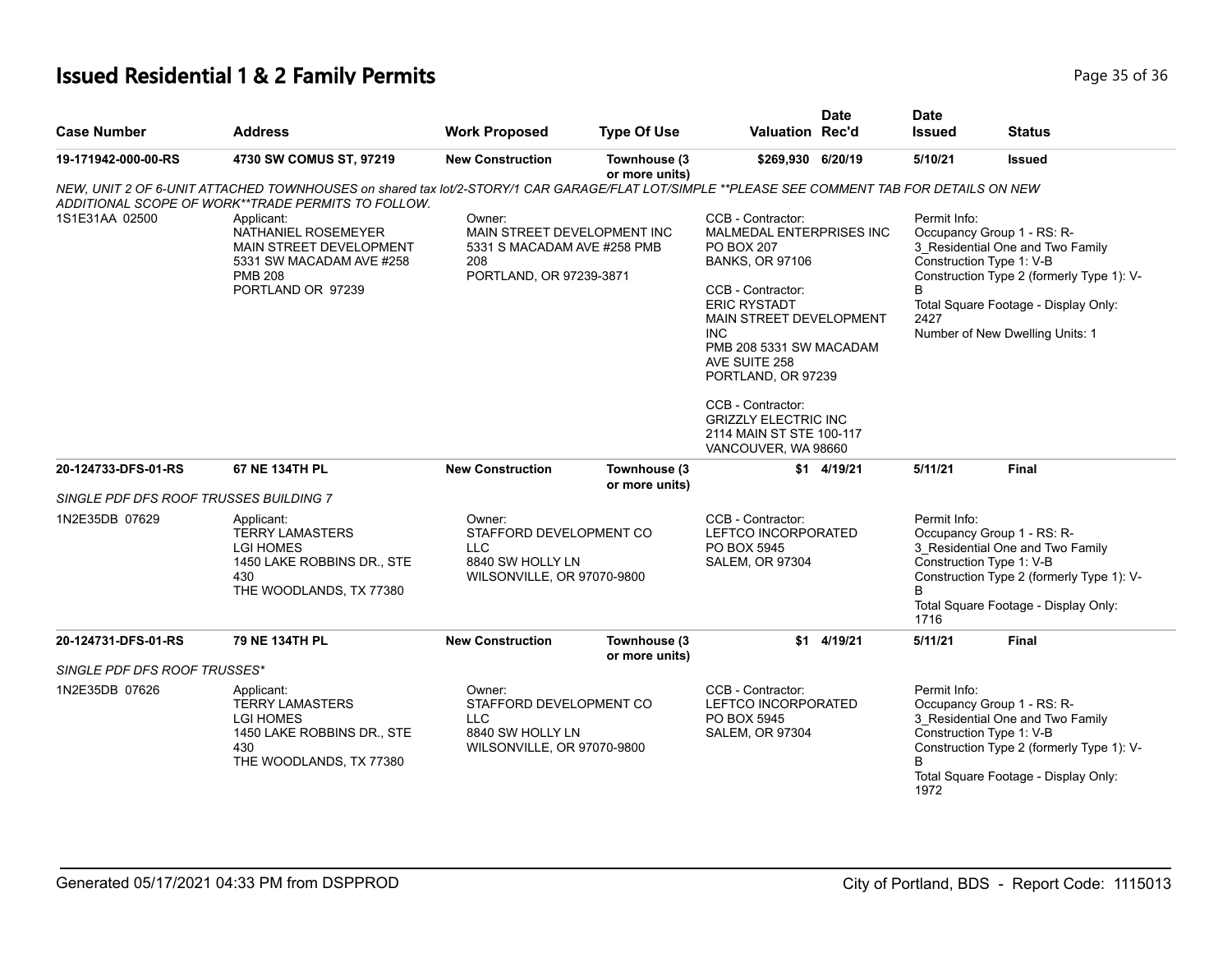## Issued Residential 1 & 2 Family Permits

| Case Number | Address | Work Proposed | Type Of Use | Valuation | Date Rec'd | Date Issued | Status |
|---|---|---|---|---|---|---|---|
| 19-171942-000-00-RS | 4730 SW COMUS ST, 97219 | New Construction | Townhouse (3 or more units) | $269,930 | 6/20/19 | 5/10/21 | Issued |

*NEW, UNIT 2 OF 6-UNIT ATTACHED TOWNHOUSES on shared tax lot/2-STORY/1 CAR GARAGE/FLAT LOT/SIMPLE **PLEASE SEE COMMENT TAB FOR DETAILS ON NEW ADDITIONAL SCOPE OF WORK**TRADE PERMITS TO FOLLOW.*

1S1E31AA 02500

Applicant:
NATHANIEL ROSEMEYER
MAIN STREET DEVELOPMENT
5331 SW MACADAM AVE #258
PMB 208
PORTLAND OR 97239

Owner:
MAIN STREET DEVELOPMENT INC
5331 S MACADAM AVE #258 PMB 208
PORTLAND, OR 97239-3871

CCB - Contractor:
MALMEDAL ENTERPRISES INC
PO BOX 207
BANKS, OR 97106

CCB - Contractor:
ERIC RYSTADT
MAIN STREET DEVELOPMENT INC
PMB 208 5331 SW MACADAM AVE SUITE 258
PORTLAND, OR 97239

CCB - Contractor:
GRIZZLY ELECTRIC INC
2114 MAIN ST STE 100-117
VANCOUVER, WA 98660

Permit Info:
Occupancy Group 1 - RS: R-3_Residential One and Two Family
Construction Type 1: V-B
Construction Type 2 (formerly Type 1): V-B
Total Square Footage - Display Only: 2427
Number of New Dwelling Units: 1

| Case Number | Address | Work Proposed | Type Of Use | Valuation | Date Rec'd | Date Issued | Status |
|---|---|---|---|---|---|---|---|
| 20-124733-DFS-01-RS | 67 NE 134TH PL | New Construction | Townhouse (3 or more units) | $1 | 4/19/21 | 5/11/21 | Final |

*SINGLE PDF DFS ROOF TRUSSES BUILDING 7*

1N2E35DB 07629

Applicant:
TERRY LAMASTERS
LGI HOMES
1450 LAKE ROBBINS DR., STE 430
THE WOODLANDS, TX 77380

Owner:
STAFFORD DEVELOPMENT CO LLC
8840 SW HOLLY LN
WILSONVILLE, OR 97070-9800

CCB - Contractor:
LEFTCO INCORPORATED
PO BOX 5945
SALEM, OR 97304

Permit Info:
Occupancy Group 1 - RS: R-3_Residential One and Two Family
Construction Type 1: V-B
Construction Type 2 (formerly Type 1): V-B
Total Square Footage - Display Only: 1716

| Case Number | Address | Work Proposed | Type Of Use | Valuation | Date Rec'd | Date Issued | Status |
|---|---|---|---|---|---|---|---|
| 20-124731-DFS-01-RS | 79 NE 134TH PL | New Construction | Townhouse (3 or more units) | $1 | 4/19/21 | 5/11/21 | Final |

*SINGLE PDF DFS ROOF TRUSSES**

1N2E35DB 07626

Applicant:
TERRY LAMASTERS
LGI HOMES
1450 LAKE ROBBINS DR., STE 430
THE WOODLANDS, TX 77380

Owner:
STAFFORD DEVELOPMENT CO LLC
8840 SW HOLLY LN
WILSONVILLE, OR 97070-9800

CCB - Contractor:
LEFTCO INCORPORATED
PO BOX 5945
SALEM, OR 97304

Permit Info:
Occupancy Group 1 - RS: R-3_Residential One and Two Family
Construction Type 1: V-B
Construction Type 2 (formerly Type 1): V-B
Total Square Footage - Display Only: 1972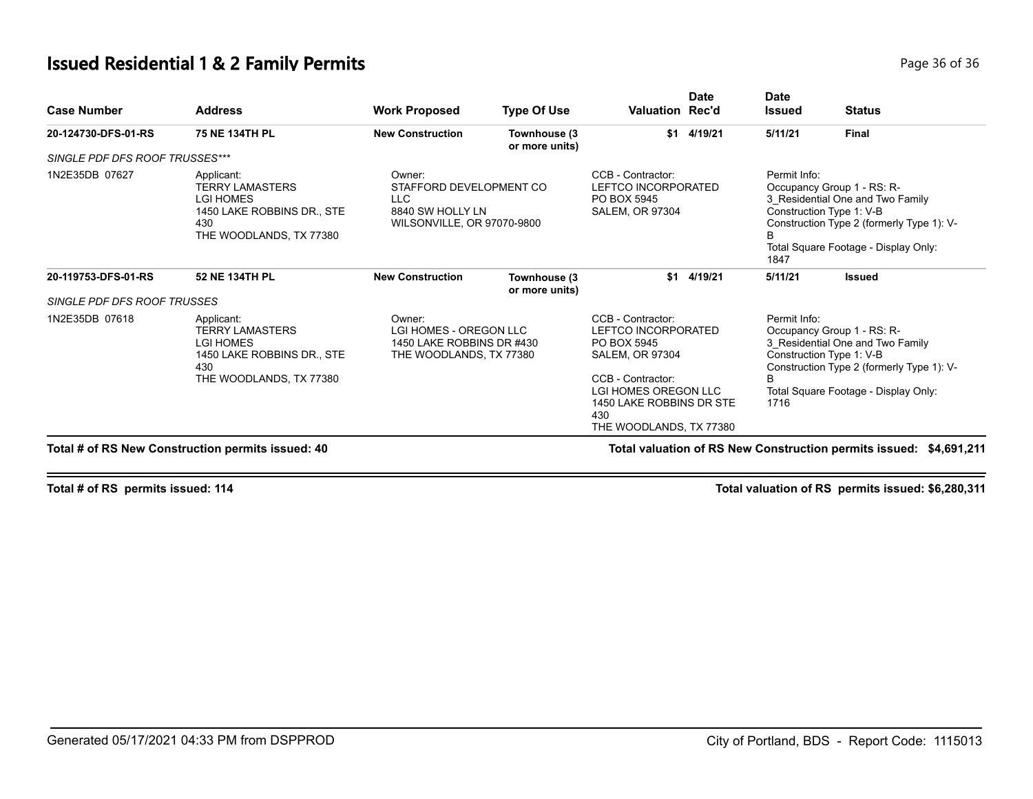## Issued Residential 1 & 2 Family Permits

| Case Number | Address | Work Proposed | Type Of Use | Valuation | Date Rec'd | Date Issued | Status |
|---|---|---|---|---|---|---|---|
| **20-124730-DFS-01-RS** | **75 NE 134TH PL** | **New Construction** | **Townhouse (3 or more units)** | **$1** | **4/19/21** | **5/11/21** | **Final** |
| *SINGLE PDF DFS ROOF TRUSSES**** | | | | | | | |
| 1N2E35DB 07627 | Applicant: TERRY LAMASTERS LGI HOMES 1450 LAKE ROBBINS DR., STE 430 THE WOODLANDS, TX 77380 | Owner: STAFFORD DEVELOPMENT CO LLC 8840 SW HOLLY LN WILSONVILLE, OR 97070-9800 | | CCB - Contractor: LEFTCO INCORPORATED PO BOX 5945 SALEM, OR 97304 | | Permit Info: Occupancy Group 1 - RS: R-3_Residential One and Two Family Construction Type 1: V-B Construction Type 2 (formerly Type 1): V-B Total Square Footage - Display Only: 1847 | |
| **20-119753-DFS-01-RS** | **52 NE 134TH PL** | **New Construction** | **Townhouse (3 or more units)** | **$1** | **4/19/21** | **5/11/21** | **Issued** |
| *SINGLE PDF DFS ROOF TRUSSES* | | | | | | | |
| 1N2E35DB 07618 | Applicant: TERRY LAMASTERS LGI HOMES 1450 LAKE ROBBINS DR., STE 430 THE WOODLANDS, TX 77380 | Owner: LGI HOMES - OREGON LLC 1450 LAKE ROBBINS DR #430 THE WOODLANDS, TX 77380 | | CCB - Contractor: LEFTCO INCORPORATED PO BOX 5945 SALEM, OR 97304 CCB - Contractor: LGI HOMES OREGON LLC 1450 LAKE ROBBINS DR STE 430 THE WOODLANDS, TX 77380 | | Permit Info: Occupancy Group 1 - RS: R-3_Residential One and Two Family Construction Type 1: V-B Construction Type 2 (formerly Type 1): V-B Total Square Footage - Display Only: 1716 | |

**Total # of RS New Construction permits issued: 40**

**Total valuation of RS New Construction permits issued: $4,691,211**

**Total # of RS permits issued: 114**

**Total valuation of RS permits issued: $6,280,311**

Generated 05/17/2021 04:33 PM from DSPPROD

City of Portland, BDS - Report Code: 1115013